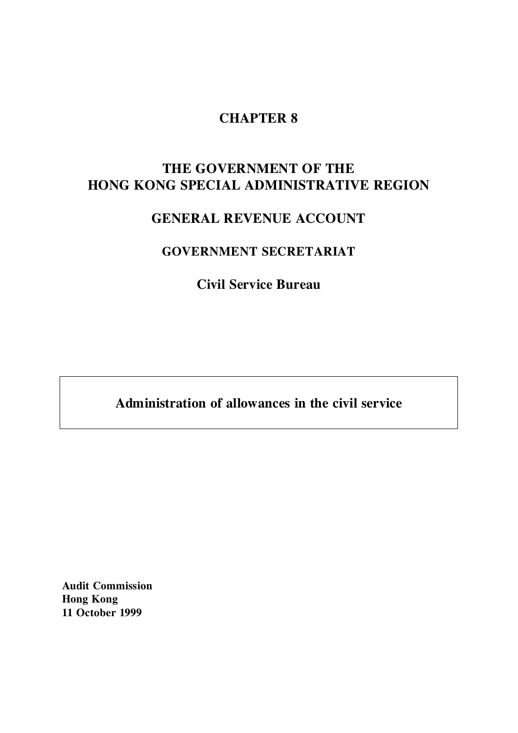# CHAPTER 8

## THE GOVERNMENT OF THE HONG KONG SPECIAL ADMINISTRATIVE REGION

## GENERAL REVENUE ACCOUNT

### GOVERNMENT SECRETARIAT

### Civil Service Bureau

**Administration of allowances in the civil service**

**Audit Commission**
**Hong Kong**
**11 October 1999**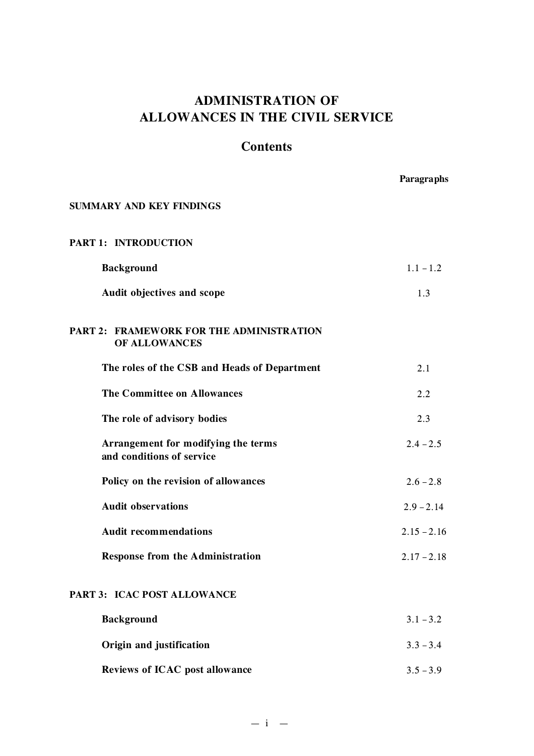# ADMINISTRATION OF ALLOWANCES IN THE CIVIL SERVICE

## Contents

| | Paragraphs |
|---|---|
| **SUMMARY AND KEY FINDINGS** | |
| **PART 1: INTRODUCTION** | |
| **Background** | 1.1 – 1.2 |
| **Audit objectives and scope** | 1.3 |
| **PART 2: FRAMEWORK FOR THE ADMINISTRATION OF ALLOWANCES** | |
| **The roles of the CSB and Heads of Department** | 2.1 |
| **The Committee on Allowances** | 2.2 |
| **The role of advisory bodies** | 2.3 |
| **Arrangement for modifying the terms and conditions of service** | 2.4 – 2.5 |
| **Policy on the revision of allowances** | 2.6 – 2.8 |
| **Audit observations** | 2.9 – 2.14 |
| **Audit recommendations** | 2.15 – 2.16 |
| **Response from the Administration** | 2.17 – 2.18 |
| **PART 3: ICAC POST ALLOWANCE** | |
| **Background** | 3.1 – 3.2 |
| **Origin and justification** | 3.3 – 3.4 |
| **Reviews of ICAC post allowance** | 3.5 – 3.9 |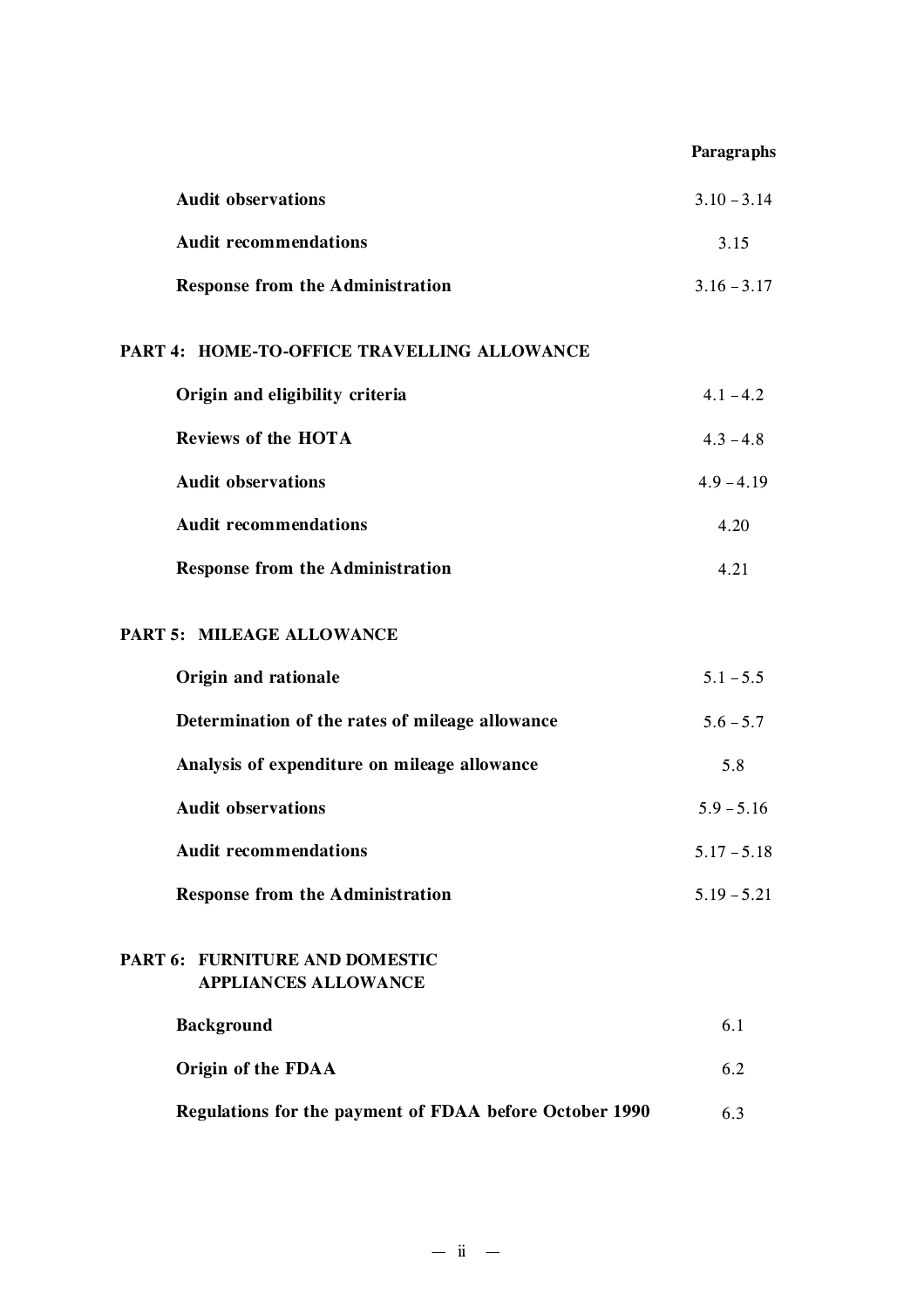| | Paragraphs |
|---|---|
| **Audit observations** | 3.10 – 3.14 |
| **Audit recommendations** | 3.15 |
| **Response from the Administration** | 3.16 – 3.17 |
| **PART 4: HOME-TO-OFFICE TRAVELLING ALLOWANCE** | |
| **Origin and eligibility criteria** | 4.1 – 4.2 |
| **Reviews of the HOTA** | 4.3 – 4.8 |
| **Audit observations** | 4.9 – 4.19 |
| **Audit recommendations** | 4.20 |
| **Response from the Administration** | 4.21 |
| **PART 5: MILEAGE ALLOWANCE** | |
| **Origin and rationale** | 5.1 – 5.5 |
| **Determination of the rates of mileage allowance** | 5.6 – 5.7 |
| **Analysis of expenditure on mileage allowance** | 5.8 |
| **Audit observations** | 5.9 – 5.16 |
| **Audit recommendations** | 5.17 – 5.18 |
| **Response from the Administration** | 5.19 – 5.21 |
| **PART 6: FURNITURE AND DOMESTIC APPLIANCES ALLOWANCE** | |
| **Background** | 6.1 |
| **Origin of the FDAA** | 6.2 |
| **Regulations for the payment of FDAA before October 1990** | 6.3 |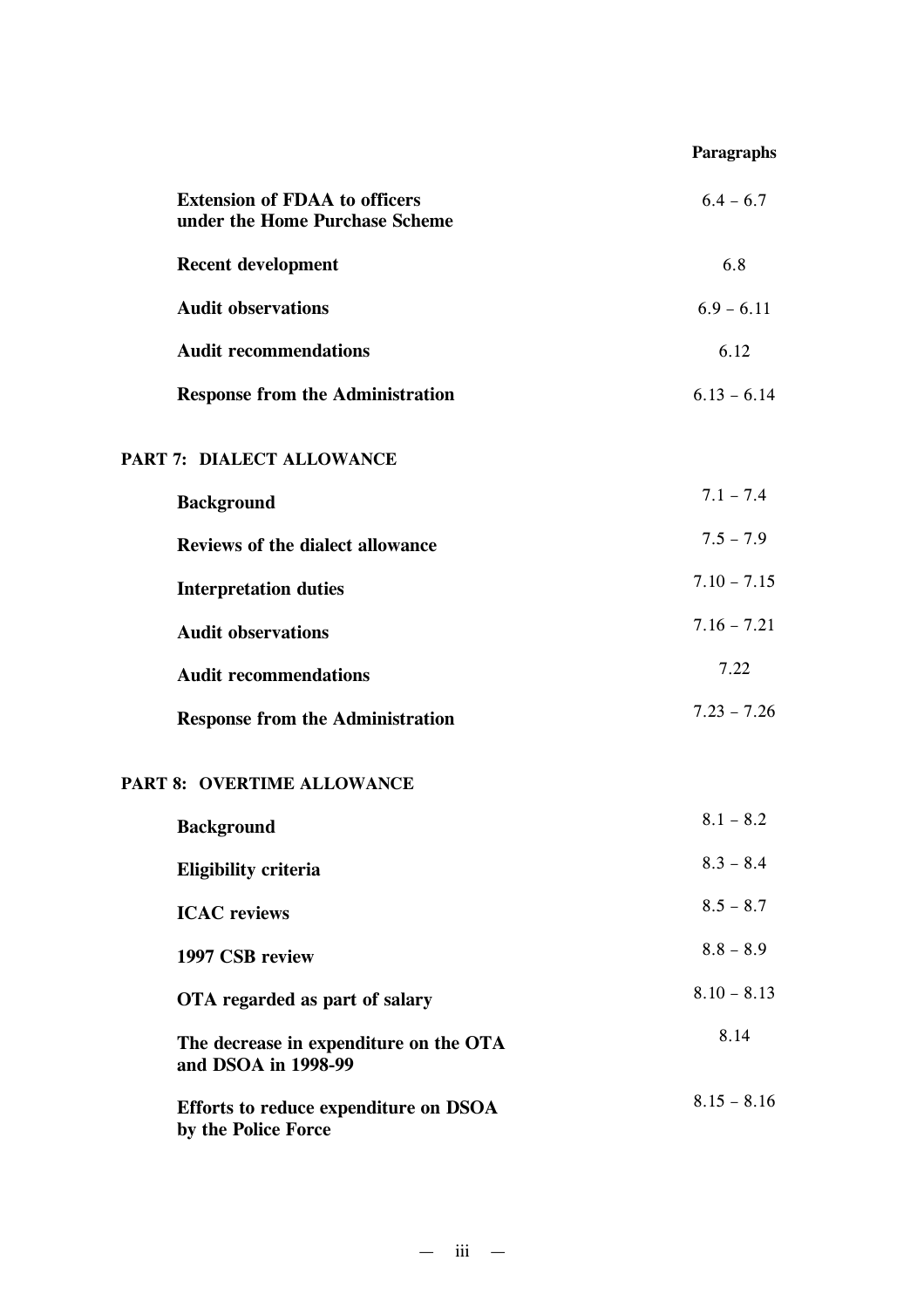| | Paragraphs |
|---|---|
| **Extension of FDAA to officers under the Home Purchase Scheme** | 6.4 – 6.7 |
| **Recent development** | 6.8 |
| **Audit observations** | 6.9 – 6.11 |
| **Audit recommendations** | 6.12 |
| **Response from the Administration** | 6.13 – 6.14 |
| **PART 7: DIALECT ALLOWANCE** | |
| **Background** | 7.1 – 7.4 |
| **Reviews of the dialect allowance** | 7.5 – 7.9 |
| **Interpretation duties** | 7.10 – 7.15 |
| **Audit observations** | 7.16 – 7.21 |
| **Audit recommendations** | 7.22 |
| **Response from the Administration** | 7.23 – 7.26 |
| **PART 8: OVERTIME ALLOWANCE** | |
| **Background** | 8.1 – 8.2 |
| **Eligibility criteria** | 8.3 – 8.4 |
| **ICAC reviews** | 8.5 – 8.7 |
| **1997 CSB review** | 8.8 – 8.9 |
| **OTA regarded as part of salary** | 8.10 – 8.13 |
| **The decrease in expenditure on the OTA and DSOA in 1998-99** | 8.14 |
| **Efforts to reduce expenditure on DSOA by the Police Force** | 8.15 – 8.16 |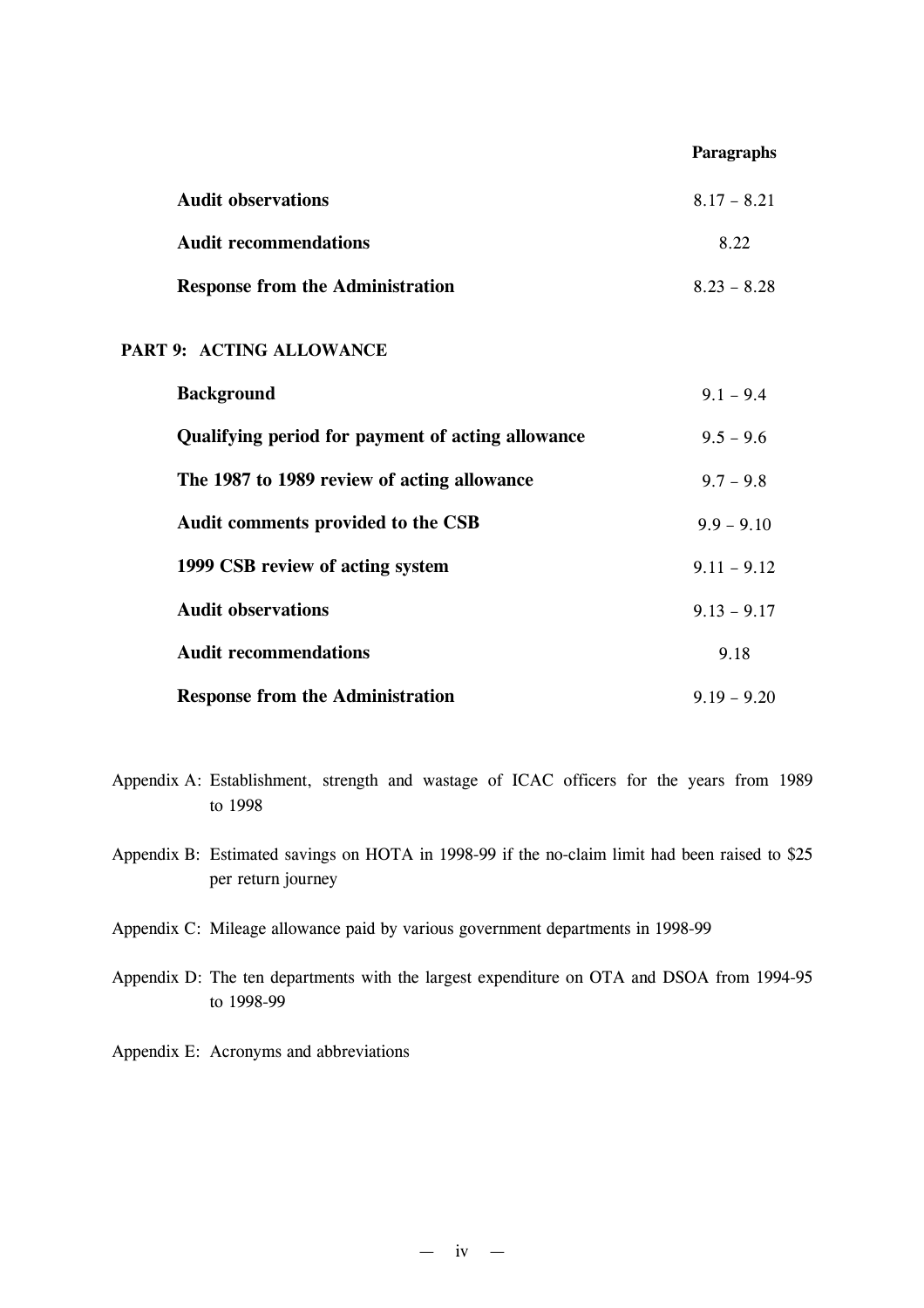| | Paragraphs |
|---|---|
| **Audit observations** | 8.17 – 8.21 |
| **Audit recommendations** | 8.22 |
| **Response from the Administration** | 8.23 – 8.28 |
| **PART 9: ACTING ALLOWANCE** | |
| **Background** | 9.1 – 9.4 |
| **Qualifying period for payment of acting allowance** | 9.5 – 9.6 |
| **The 1987 to 1989 review of acting allowance** | 9.7 – 9.8 |
| **Audit comments provided to the CSB** | 9.9 – 9.10 |
| **1999 CSB review of acting system** | 9.11 – 9.12 |
| **Audit observations** | 9.13 – 9.17 |
| **Audit recommendations** | 9.18 |
| **Response from the Administration** | 9.19 – 9.20 |

Appendix A: Establishment, strength and wastage of ICAC officers for the years from 1989 to 1998

Appendix B: Estimated savings on HOTA in 1998-99 if the no-claim limit had been raised to $25 per return journey

Appendix C: Mileage allowance paid by various government departments in 1998-99

Appendix D: The ten departments with the largest expenditure on OTA and DSOA from 1994-95 to 1998-99

Appendix E: Acronyms and abbreviations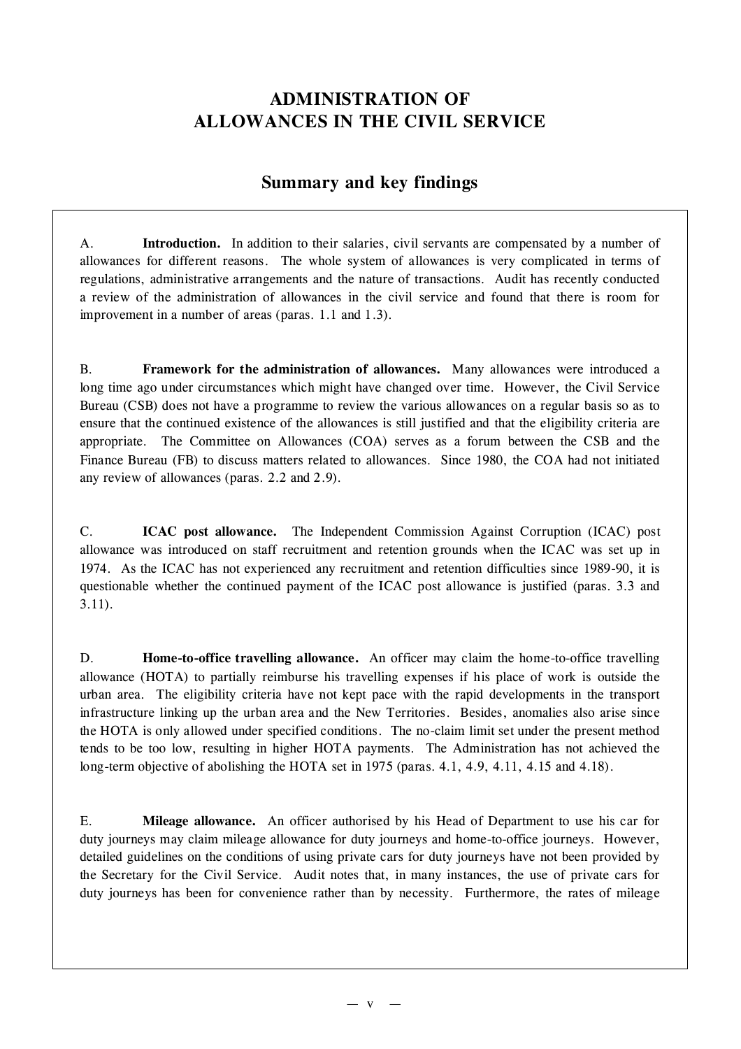# ADMINISTRATION OF ALLOWANCES IN THE CIVIL SERVICE

## Summary and key findings

A. **Introduction.** In addition to their salaries, civil servants are compensated by a number of allowances for different reasons. The whole system of allowances is very complicated in terms of regulations, administrative arrangements and the nature of transactions. Audit has recently conducted a review of the administration of allowances in the civil service and found that there is room for improvement in a number of areas (paras. 1.1 and 1.3).

B. **Framework for the administration of allowances.** Many allowances were introduced a long time ago under circumstances which might have changed over time. However, the Civil Service Bureau (CSB) does not have a programme to review the various allowances on a regular basis so as to ensure that the continued existence of the allowances is still justified and that the eligibility criteria are appropriate. The Committee on Allowances (COA) serves as a forum between the CSB and the Finance Bureau (FB) to discuss matters related to allowances. Since 1980, the COA had not initiated any review of allowances (paras. 2.2 and 2.9).

C. **ICAC post allowance.** The Independent Commission Against Corruption (ICAC) post allowance was introduced on staff recruitment and retention grounds when the ICAC was set up in 1974. As the ICAC has not experienced any recruitment and retention difficulties since 1989-90, it is questionable whether the continued payment of the ICAC post allowance is justified (paras. 3.3 and 3.11).

D. **Home-to-office travelling allowance.** An officer may claim the home-to-office travelling allowance (HOTA) to partially reimburse his travelling expenses if his place of work is outside the urban area. The eligibility criteria have not kept pace with the rapid developments in the transport infrastructure linking up the urban area and the New Territories. Besides, anomalies also arise since the HOTA is only allowed under specified conditions. The no-claim limit set under the present method tends to be too low, resulting in higher HOTA payments. The Administration has not achieved the long-term objective of abolishing the HOTA set in 1975 (paras. 4.1, 4.9, 4.11, 4.15 and 4.18).

E. **Mileage allowance.** An officer authorised by his Head of Department to use his car for duty journeys may claim mileage allowance for duty journeys and home-to-office journeys. However, detailed guidelines on the conditions of using private cars for duty journeys have not been provided by the Secretary for the Civil Service. Audit notes that, in many instances, the use of private cars for duty journeys has been for convenience rather than by necessity. Furthermore, the rates of mileage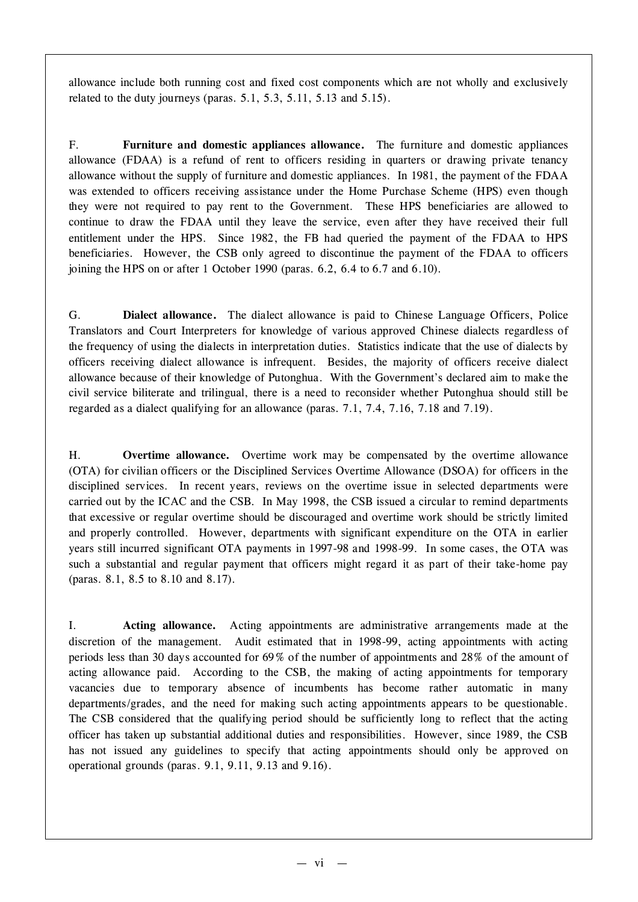allowance include both running cost and fixed cost components which are not wholly and exclusively related to the duty journeys (paras. 5.1, 5.3, 5.11, 5.13 and 5.15).

F. **Furniture and domestic appliances allowance.** The furniture and domestic appliances allowance (FDAA) is a refund of rent to officers residing in quarters or drawing private tenancy allowance without the supply of furniture and domestic appliances. In 1981, the payment of the FDAA was extended to officers receiving assistance under the Home Purchase Scheme (HPS) even though they were not required to pay rent to the Government. These HPS beneficiaries are allowed to continue to draw the FDAA until they leave the service, even after they have received their full entitlement under the HPS. Since 1982, the FB had queried the payment of the FDAA to HPS beneficiaries. However, the CSB only agreed to discontinue the payment of the FDAA to officers joining the HPS on or after 1 October 1990 (paras. 6.2, 6.4 to 6.7 and 6.10).

G. **Dialect allowance.** The dialect allowance is paid to Chinese Language Officers, Police Translators and Court Interpreters for knowledge of various approved Chinese dialects regardless of the frequency of using the dialects in interpretation duties. Statistics indicate that the use of dialects by officers receiving dialect allowance is infrequent. Besides, the majority of officers receive dialect allowance because of their knowledge of Putonghua. With the Government's declared aim to make the civil service biliterate and trilingual, there is a need to reconsider whether Putonghua should still be regarded as a dialect qualifying for an allowance (paras. 7.1, 7.4, 7.16, 7.18 and 7.19).

H. **Overtime allowance.** Overtime work may be compensated by the overtime allowance (OTA) for civilian officers or the Disciplined Services Overtime Allowance (DSOA) for officers in the disciplined services. In recent years, reviews on the overtime issue in selected departments were carried out by the ICAC and the CSB. In May 1998, the CSB issued a circular to remind departments that excessive or regular overtime should be discouraged and overtime work should be strictly limited and properly controlled. However, departments with significant expenditure on the OTA in earlier years still incurred significant OTA payments in 1997-98 and 1998-99. In some cases, the OTA was such a substantial and regular payment that officers might regard it as part of their take-home pay (paras. 8.1, 8.5 to 8.10 and 8.17).

I. **Acting allowance.** Acting appointments are administrative arrangements made at the discretion of the management. Audit estimated that in 1998-99, acting appointments with acting periods less than 30 days accounted for 69% of the number of appointments and 28% of the amount of acting allowance paid. According to the CSB, the making of acting appointments for temporary vacancies due to temporary absence of incumbents has become rather automatic in many departments/grades, and the need for making such acting appointments appears to be questionable. The CSB considered that the qualifying period should be sufficiently long to reflect that the acting officer has taken up substantial additional duties and responsibilities. However, since 1989, the CSB has not issued any guidelines to specify that acting appointments should only be approved on operational grounds (paras. 9.1, 9.11, 9.13 and 9.16).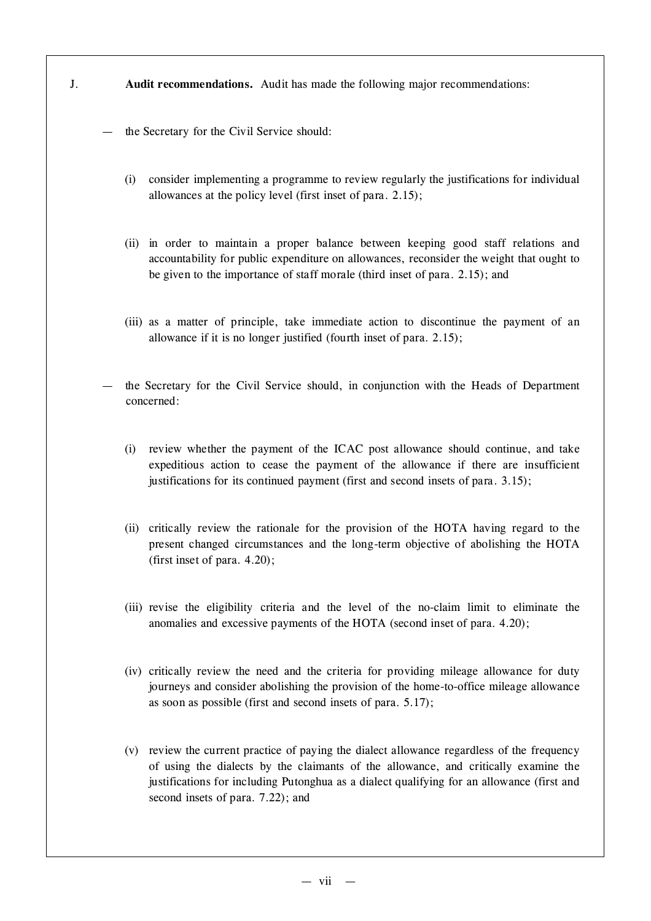J. **Audit recommendations.** Audit has made the following major recommendations:

— the Secretary for the Civil Service should:

(i) consider implementing a programme to review regularly the justifications for individual allowances at the policy level (first inset of para. 2.15);

(ii) in order to maintain a proper balance between keeping good staff relations and accountability for public expenditure on allowances, reconsider the weight that ought to be given to the importance of staff morale (third inset of para. 2.15); and

(iii) as a matter of principle, take immediate action to discontinue the payment of an allowance if it is no longer justified (fourth inset of para. 2.15);

— the Secretary for the Civil Service should, in conjunction with the Heads of Department concerned:

(i) review whether the payment of the ICAC post allowance should continue, and take expeditious action to cease the payment of the allowance if there are insufficient justifications for its continued payment (first and second insets of para. 3.15);

(ii) critically review the rationale for the provision of the HOTA having regard to the present changed circumstances and the long-term objective of abolishing the HOTA (first inset of para. 4.20);

(iii) revise the eligibility criteria and the level of the no-claim limit to eliminate the anomalies and excessive payments of the HOTA (second inset of para. 4.20);

(iv) critically review the need and the criteria for providing mileage allowance for duty journeys and consider abolishing the provision of the home-to-office mileage allowance as soon as possible (first and second insets of para. 5.17);

(v) review the current practice of paying the dialect allowance regardless of the frequency of using the dialects by the claimants of the allowance, and critically examine the justifications for including Putonghua as a dialect qualifying for an allowance (first and second insets of para. 7.22); and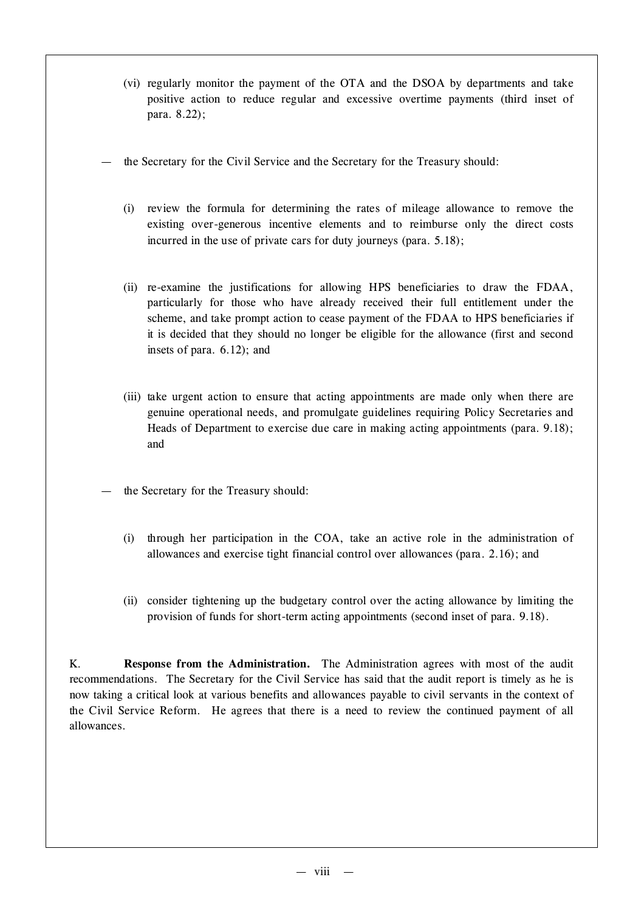(vi) regularly monitor the payment of the OTA and the DSOA by departments and take positive action to reduce regular and excessive overtime payments (third inset of para. 8.22);

— the Secretary for the Civil Service and the Secretary for the Treasury should:

(i) review the formula for determining the rates of mileage allowance to remove the existing over-generous incentive elements and to reimburse only the direct costs incurred in the use of private cars for duty journeys (para. 5.18);

(ii) re-examine the justifications for allowing HPS beneficiaries to draw the FDAA, particularly for those who have already received their full entitlement under the scheme, and take prompt action to cease payment of the FDAA to HPS beneficiaries if it is decided that they should no longer be eligible for the allowance (first and second insets of para. 6.12); and

(iii) take urgent action to ensure that acting appointments are made only when there are genuine operational needs, and promulgate guidelines requiring Policy Secretaries and Heads of Department to exercise due care in making acting appointments (para. 9.18); and

— the Secretary for the Treasury should:

(i) through her participation in the COA, take an active role in the administration of allowances and exercise tight financial control over allowances (para. 2.16); and

(ii) consider tightening up the budgetary control over the acting allowance by limiting the provision of funds for short-term acting appointments (second inset of para. 9.18).

K. **Response from the Administration.** The Administration agrees with most of the audit recommendations. The Secretary for the Civil Service has said that the audit report is timely as he is now taking a critical look at various benefits and allowances payable to civil servants in the context of the Civil Service Reform. He agrees that there is a need to review the continued payment of all allowances.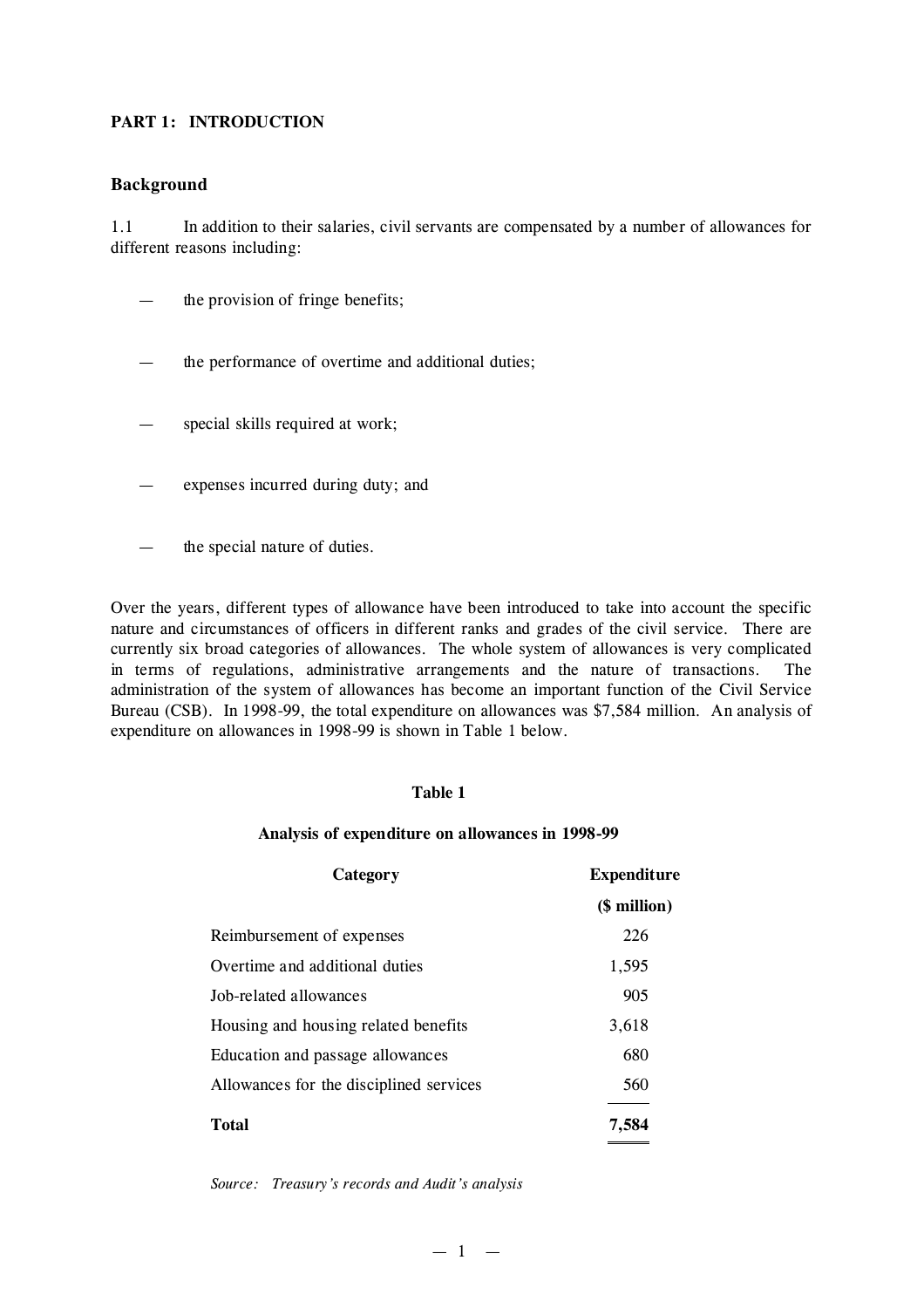## PART 1: INTRODUCTION

### Background

1.1 In addition to their salaries, civil servants are compensated by a number of allowances for different reasons including:

— the provision of fringe benefits;

— the performance of overtime and additional duties;

— special skills required at work;

— expenses incurred during duty; and

— the special nature of duties.

Over the years, different types of allowance have been introduced to take into account the specific nature and circumstances of officers in different ranks and grades of the civil service. There are currently six broad categories of allowances. The whole system of allowances is very complicated in terms of regulations, administrative arrangements and the nature of transactions. The administration of the system of allowances has become an important function of the Civil Service Bureau (CSB). In 1998-99, the total expenditure on allowances was $7,584 million. An analysis of expenditure on allowances in 1998-99 is shown in Table 1 below.

**Table 1**

**Analysis of expenditure on allowances in 1998-99**

| Category | Expenditure ($ million) |
|---|---|
| Reimbursement of expenses | 226 |
| Overtime and additional duties | 1,595 |
| Job-related allowances | 905 |
| Housing and housing related benefits | 3,618 |
| Education and passage allowances | 680 |
| Allowances for the disciplined services | 560 |
| **Total** | **7,584** |

*Source: Treasury's records and Audit's analysis*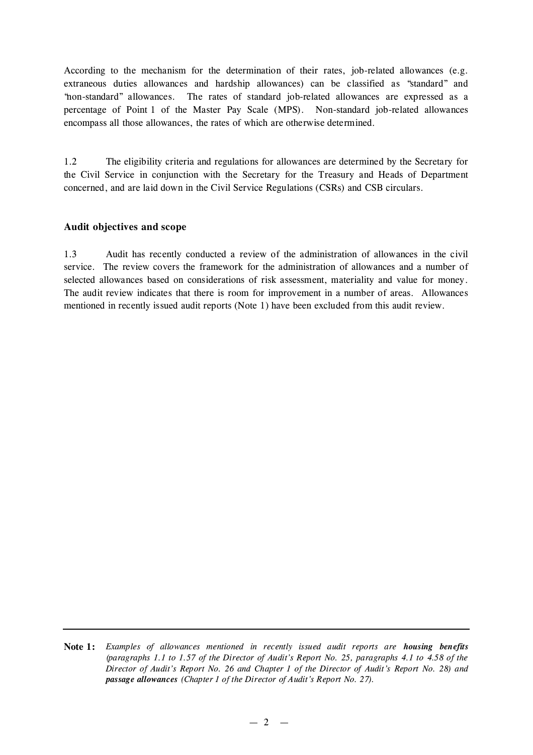According to the mechanism for the determination of their rates, job-related allowances (e.g. extraneous duties allowances and hardship allowances) can be classified as "standard" and "non-standard" allowances. The rates of standard job-related allowances are expressed as a percentage of Point 1 of the Master Pay Scale (MPS). Non-standard job-related allowances encompass all those allowances, the rates of which are otherwise determined.

1.2 The eligibility criteria and regulations for allowances are determined by the Secretary for the Civil Service in conjunction with the Secretary for the Treasury and Heads of Department concerned, and are laid down in the Civil Service Regulations (CSRs) and CSB circulars.

### Audit objectives and scope

1.3 Audit has recently conducted a review of the administration of allowances in the civil service. The review covers the framework for the administration of allowances and a number of selected allowances based on considerations of risk assessment, materiality and value for money. The audit review indicates that there is room for improvement in a number of areas. Allowances mentioned in recently issued audit reports (Note 1) have been excluded from this audit review.

---

**Note 1:** *Examples of allowances mentioned in recently issued audit reports are* ***housing benefits*** *(paragraphs 1.1 to 1.57 of the Director of Audit's Report No. 25, paragraphs 4.1 to 4.58 of the Director of Audit's Report No. 26 and Chapter 1 of the Director of Audit's Report No. 28) and* ***passage allowances*** *(Chapter 1 of the Director of Audit's Report No. 27).*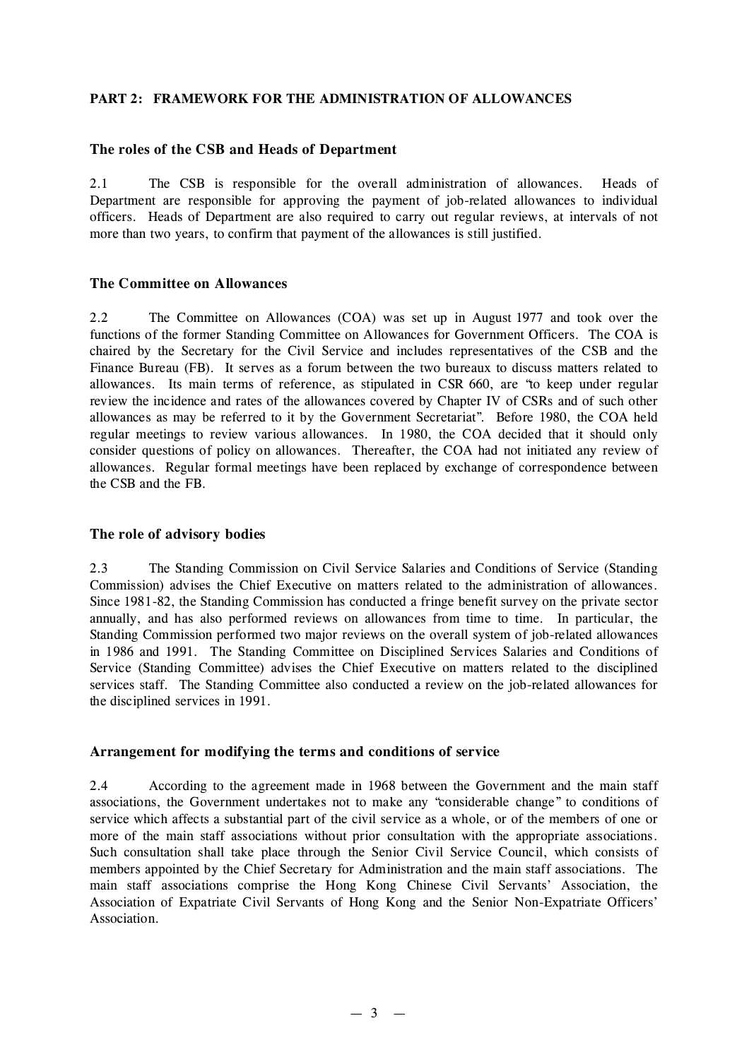## PART 2: FRAMEWORK FOR THE ADMINISTRATION OF ALLOWANCES

### The roles of the CSB and Heads of Department

2.1 The CSB is responsible for the overall administration of allowances. Heads of Department are responsible for approving the payment of job-related allowances to individual officers. Heads of Department are also required to carry out regular reviews, at intervals of not more than two years, to confirm that payment of the allowances is still justified.

### The Committee on Allowances

2.2 The Committee on Allowances (COA) was set up in August 1977 and took over the functions of the former Standing Committee on Allowances for Government Officers. The COA is chaired by the Secretary for the Civil Service and includes representatives of the CSB and the Finance Bureau (FB). It serves as a forum between the two bureaux to discuss matters related to allowances. Its main terms of reference, as stipulated in CSR 660, are "to keep under regular review the incidence and rates of the allowances covered by Chapter IV of CSRs and of such other allowances as may be referred to it by the Government Secretariat". Before 1980, the COA held regular meetings to review various allowances. In 1980, the COA decided that it should only consider questions of policy on allowances. Thereafter, the COA had not initiated any review of allowances. Regular formal meetings have been replaced by exchange of correspondence between the CSB and the FB.

### The role of advisory bodies

2.3 The Standing Commission on Civil Service Salaries and Conditions of Service (Standing Commission) advises the Chief Executive on matters related to the administration of allowances. Since 1981-82, the Standing Commission has conducted a fringe benefit survey on the private sector annually, and has also performed reviews on allowances from time to time. In particular, the Standing Commission performed two major reviews on the overall system of job-related allowances in 1986 and 1991. The Standing Committee on Disciplined Services Salaries and Conditions of Service (Standing Committee) advises the Chief Executive on matters related to the disciplined services staff. The Standing Committee also conducted a review on the job-related allowances for the disciplined services in 1991.

### Arrangement for modifying the terms and conditions of service

2.4 According to the agreement made in 1968 between the Government and the main staff associations, the Government undertakes not to make any "considerable change" to conditions of service which affects a substantial part of the civil service as a whole, or of the members of one or more of the main staff associations without prior consultation with the appropriate associations. Such consultation shall take place through the Senior Civil Service Council, which consists of members appointed by the Chief Secretary for Administration and the main staff associations. The main staff associations comprise the Hong Kong Chinese Civil Servants' Association, the Association of Expatriate Civil Servants of Hong Kong and the Senior Non-Expatriate Officers' Association.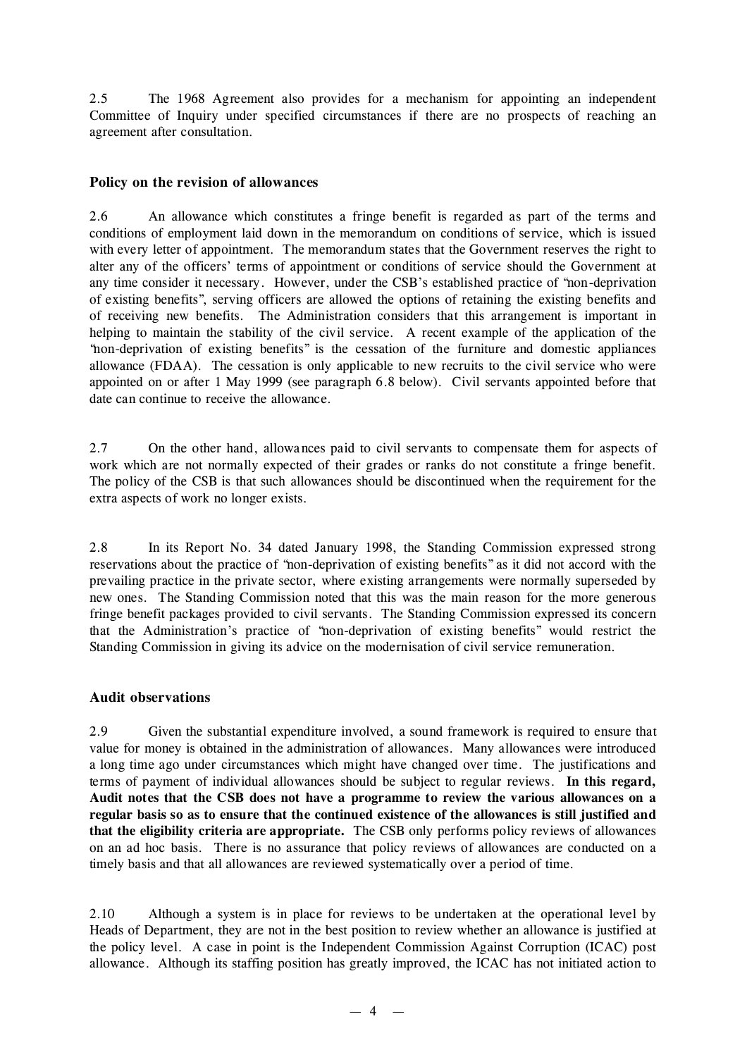2.5 The 1968 Agreement also provides for a mechanism for appointing an independent Committee of Inquiry under specified circumstances if there are no prospects of reaching an agreement after consultation.

### Policy on the revision of allowances

2.6 An allowance which constitutes a fringe benefit is regarded as part of the terms and conditions of employment laid down in the memorandum on conditions of service, which is issued with every letter of appointment. The memorandum states that the Government reserves the right to alter any of the officers' terms of appointment or conditions of service should the Government at any time consider it necessary. However, under the CSB's established practice of "non-deprivation of existing benefits", serving officers are allowed the options of retaining the existing benefits and of receiving new benefits. The Administration considers that this arrangement is important in helping to maintain the stability of the civil service. A recent example of the application of the "non-deprivation of existing benefits" is the cessation of the furniture and domestic appliances allowance (FDAA). The cessation is only applicable to new recruits to the civil service who were appointed on or after 1 May 1999 (see paragraph 6.8 below). Civil servants appointed before that date can continue to receive the allowance.

2.7 On the other hand, allowances paid to civil servants to compensate them for aspects of work which are not normally expected of their grades or ranks do not constitute a fringe benefit. The policy of the CSB is that such allowances should be discontinued when the requirement for the extra aspects of work no longer exists.

2.8 In its Report No. 34 dated January 1998, the Standing Commission expressed strong reservations about the practice of "non-deprivation of existing benefits" as it did not accord with the prevailing practice in the private sector, where existing arrangements were normally superseded by new ones. The Standing Commission noted that this was the main reason for the more generous fringe benefit packages provided to civil servants. The Standing Commission expressed its concern that the Administration's practice of "non-deprivation of existing benefits" would restrict the Standing Commission in giving its advice on the modernisation of civil service remuneration.

### Audit observations

2.9 Given the substantial expenditure involved, a sound framework is required to ensure that value for money is obtained in the administration of allowances. Many allowances were introduced a long time ago under circumstances which might have changed over time. The justifications and terms of payment of individual allowances should be subject to regular reviews. **In this regard, Audit notes that the CSB does not have a programme to review the various allowances on a regular basis so as to ensure that the continued existence of the allowances is still justified and that the eligibility criteria are appropriate.** The CSB only performs policy reviews of allowances on an ad hoc basis. There is no assurance that policy reviews of allowances are conducted on a timely basis and that all allowances are reviewed systematically over a period of time.

2.10 Although a system is in place for reviews to be undertaken at the operational level by Heads of Department, they are not in the best position to review whether an allowance is justified at the policy level. A case in point is the Independent Commission Against Corruption (ICAC) post allowance. Although its staffing position has greatly improved, the ICAC has not initiated action to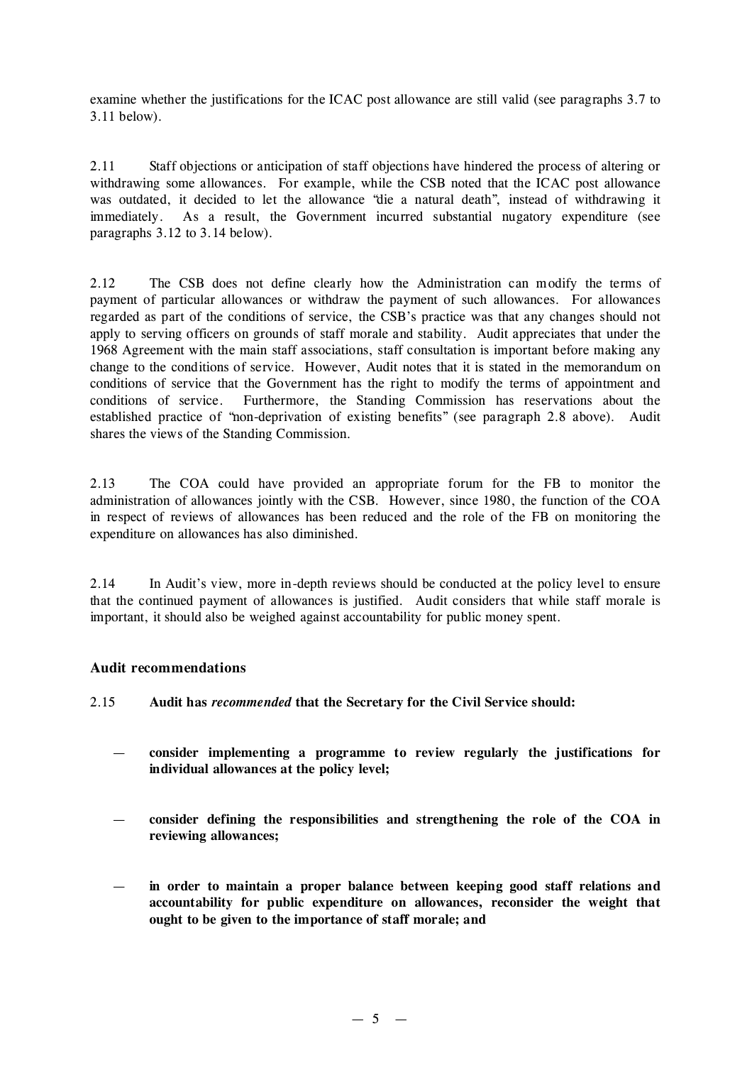examine whether the justifications for the ICAC post allowance are still valid (see paragraphs 3.7 to 3.11 below).

2.11 Staff objections or anticipation of staff objections have hindered the process of altering or withdrawing some allowances. For example, while the CSB noted that the ICAC post allowance was outdated, it decided to let the allowance "die a natural death", instead of withdrawing it immediately. As a result, the Government incurred substantial nugatory expenditure (see paragraphs 3.12 to 3.14 below).

2.12 The CSB does not define clearly how the Administration can modify the terms of payment of particular allowances or withdraw the payment of such allowances. For allowances regarded as part of the conditions of service, the CSB's practice was that any changes should not apply to serving officers on grounds of staff morale and stability. Audit appreciates that under the 1968 Agreement with the main staff associations, staff consultation is important before making any change to the conditions of service. However, Audit notes that it is stated in the memorandum on conditions of service that the Government has the right to modify the terms of appointment and conditions of service. Furthermore, the Standing Commission has reservations about the established practice of "non-deprivation of existing benefits" (see paragraph 2.8 above). Audit shares the views of the Standing Commission.

2.13 The COA could have provided an appropriate forum for the FB to monitor the administration of allowances jointly with the CSB. However, since 1980, the function of the COA in respect of reviews of allowances has been reduced and the role of the FB on monitoring the expenditure on allowances has also diminished.

2.14 In Audit's view, more in-depth reviews should be conducted at the policy level to ensure that the continued payment of allowances is justified. Audit considers that while staff morale is important, it should also be weighed against accountability for public money spent.

### Audit recommendations

2.15 **Audit has *recommended* that the Secretary for the Civil Service should:**

- **consider implementing a programme to review regularly the justifications for individual allowances at the policy level;**

- **consider defining the responsibilities and strengthening the role of the COA in reviewing allowances;**

- **in order to maintain a proper balance between keeping good staff relations and accountability for public expenditure on allowances, reconsider the weight that ought to be given to the importance of staff morale; and**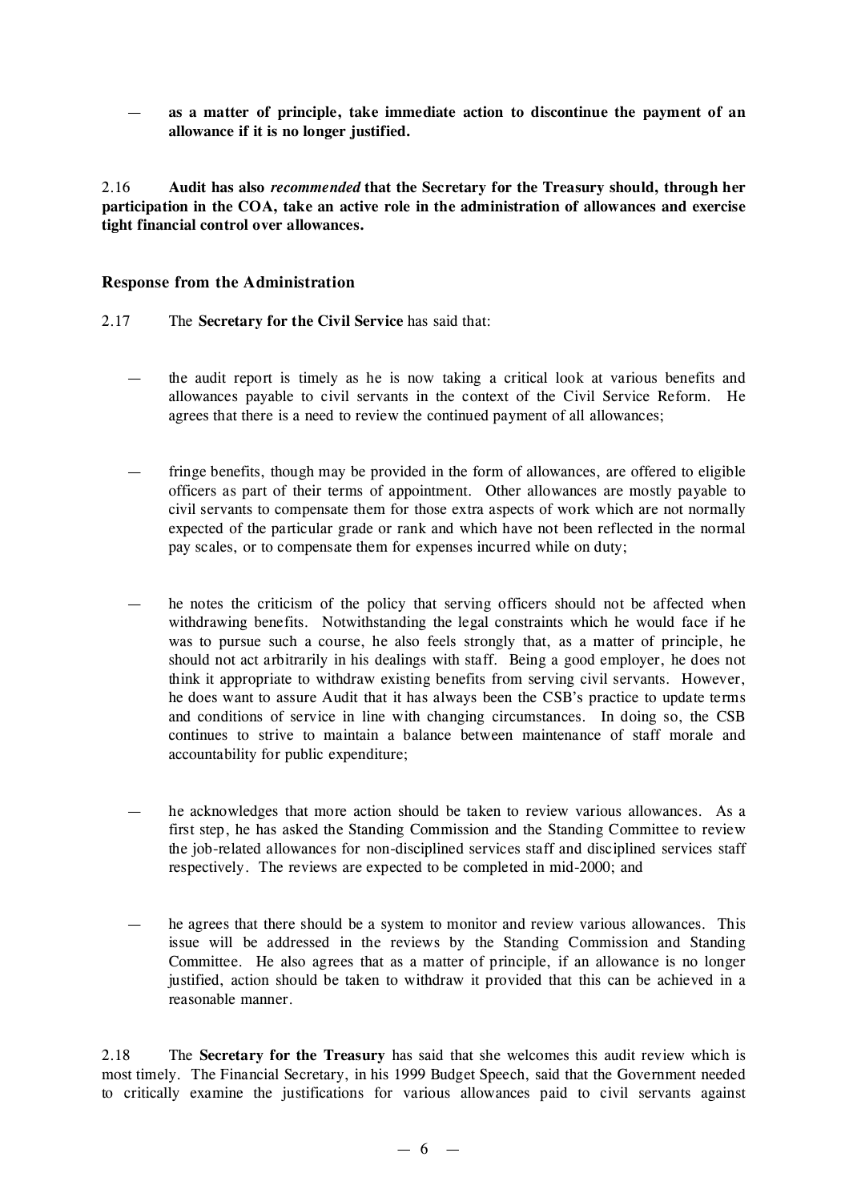— **as a matter of principle, take immediate action to discontinue the payment of an allowance if it is no longer justified.**

2.16 **Audit has also *recommended* that the Secretary for the Treasury should, through her participation in the COA, take an active role in the administration of allowances and exercise tight financial control over allowances.**

### Response from the Administration

2.17 The **Secretary for the Civil Service** has said that:

— the audit report is timely as he is now taking a critical look at various benefits and allowances payable to civil servants in the context of the Civil Service Reform. He agrees that there is a need to review the continued payment of all allowances;

— fringe benefits, though may be provided in the form of allowances, are offered to eligible officers as part of their terms of appointment. Other allowances are mostly payable to civil servants to compensate them for those extra aspects of work which are not normally expected of the particular grade or rank and which have not been reflected in the normal pay scales, or to compensate them for expenses incurred while on duty;

— he notes the criticism of the policy that serving officers should not be affected when withdrawing benefits. Notwithstanding the legal constraints which he would face if he was to pursue such a course, he also feels strongly that, as a matter of principle, he should not act arbitrarily in his dealings with staff. Being a good employer, he does not think it appropriate to withdraw existing benefits from serving civil servants. However, he does want to assure Audit that it has always been the CSB's practice to update terms and conditions of service in line with changing circumstances. In doing so, the CSB continues to strive to maintain a balance between maintenance of staff morale and accountability for public expenditure;

— he acknowledges that more action should be taken to review various allowances. As a first step, he has asked the Standing Commission and the Standing Committee to review the job-related allowances for non-disciplined services staff and disciplined services staff respectively. The reviews are expected to be completed in mid-2000; and

— he agrees that there should be a system to monitor and review various allowances. This issue will be addressed in the reviews by the Standing Commission and Standing Committee. He also agrees that as a matter of principle, if an allowance is no longer justified, action should be taken to withdraw it provided that this can be achieved in a reasonable manner.

2.18 The **Secretary for the Treasury** has said that she welcomes this audit review which is most timely. The Financial Secretary, in his 1999 Budget Speech, said that the Government needed to critically examine the justifications for various allowances paid to civil servants against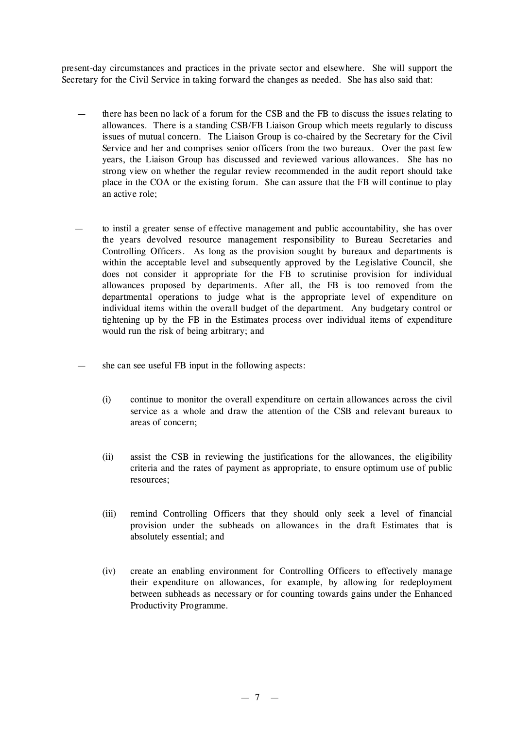present-day circumstances and practices in the private sector and elsewhere. She will support the Secretary for the Civil Service in taking forward the changes as needed. She has also said that:

— there has been no lack of a forum for the CSB and the FB to discuss the issues relating to allowances. There is a standing CSB/FB Liaison Group which meets regularly to discuss issues of mutual concern. The Liaison Group is co-chaired by the Secretary for the Civil Service and her and comprises senior officers from the two bureaux. Over the past few years, the Liaison Group has discussed and reviewed various allowances. She has no strong view on whether the regular review recommended in the audit report should take place in the COA or the existing forum. She can assure that the FB will continue to play an active role;

— to instil a greater sense of effective management and public accountability, she has over the years devolved resource management responsibility to Bureau Secretaries and Controlling Officers. As long as the provision sought by bureaux and departments is within the acceptable level and subsequently approved by the Legislative Council, she does not consider it appropriate for the FB to scrutinise provision for individual allowances proposed by departments. After all, the FB is too removed from the departmental operations to judge what is the appropriate level of expenditure on individual items within the overall budget of the department. Any budgetary control or tightening up by the FB in the Estimates process over individual items of expenditure would run the risk of being arbitrary; and

— she can see useful FB input in the following aspects:

  (i) continue to monitor the overall expenditure on certain allowances across the civil service as a whole and draw the attention of the CSB and relevant bureaux to areas of concern;

  (ii) assist the CSB in reviewing the justifications for the allowances, the eligibility criteria and the rates of payment as appropriate, to ensure optimum use of public resources;

  (iii) remind Controlling Officers that they should only seek a level of financial provision under the subheads on allowances in the draft Estimates that is absolutely essential; and

  (iv) create an enabling environment for Controlling Officers to effectively manage their expenditure on allowances, for example, by allowing for redeployment between subheads as necessary or for counting towards gains under the Enhanced Productivity Programme.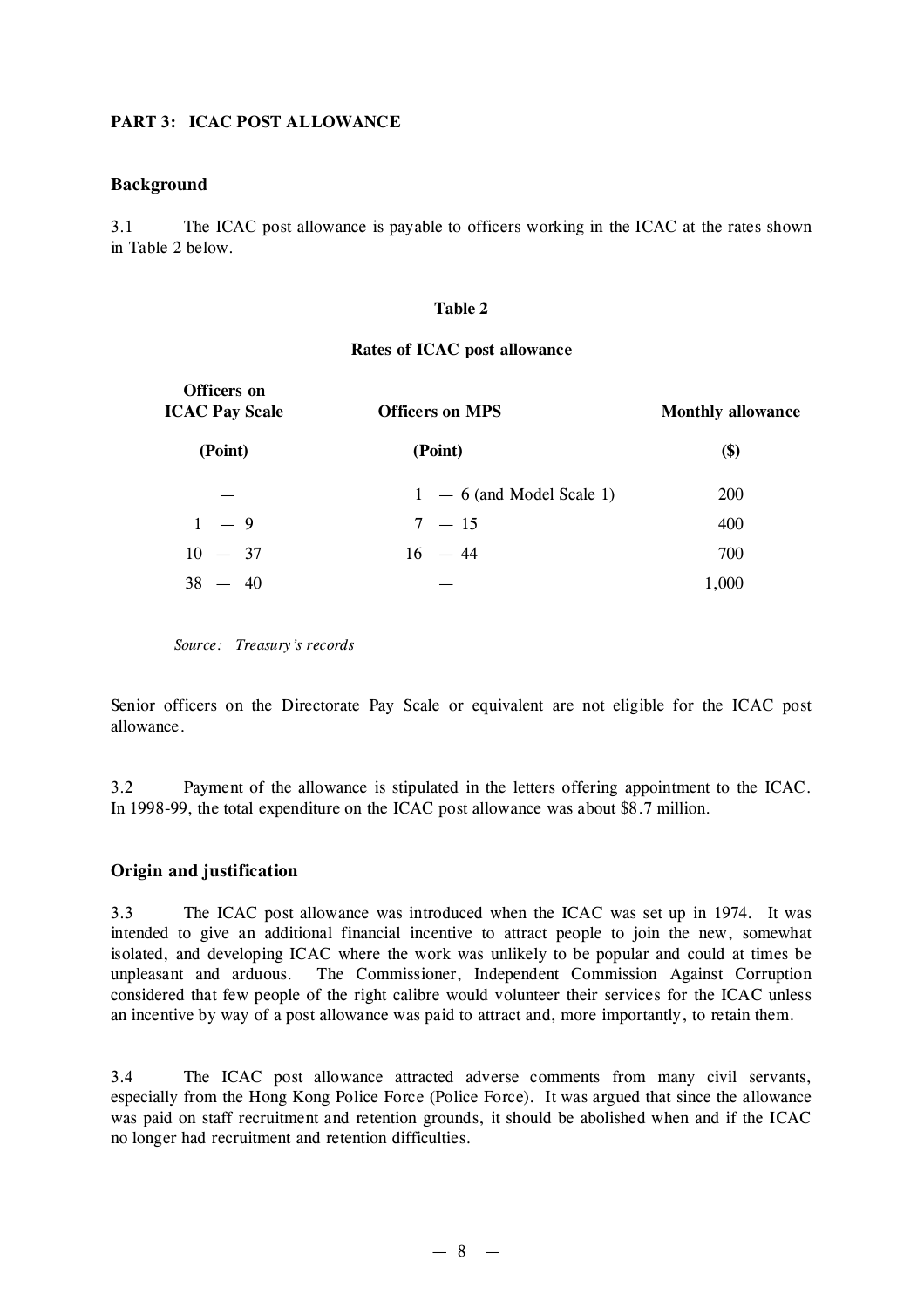## PART 3: ICAC POST ALLOWANCE

### Background

3.1 The ICAC post allowance is payable to officers working in the ICAC at the rates shown in Table 2 below.

**Table 2**

**Rates of ICAC post allowance**

| Officers on ICAC Pay Scale (Point) | Officers on MPS (Point) | Monthly allowance ($) |
|---|---|---|
| — | 1 — 6 (and Model Scale 1) | 200 |
| 1 — 9 | 7 — 15 | 400 |
| 10 — 37 | 16 — 44 | 700 |
| 38 — 40 | — | 1,000 |

*Source: Treasury's records*

Senior officers on the Directorate Pay Scale or equivalent are not eligible for the ICAC post allowance.

3.2 Payment of the allowance is stipulated in the letters offering appointment to the ICAC. In 1998-99, the total expenditure on the ICAC post allowance was about $8.7 million.

### Origin and justification

3.3 The ICAC post allowance was introduced when the ICAC was set up in 1974. It was intended to give an additional financial incentive to attract people to join the new, somewhat isolated, and developing ICAC where the work was unlikely to be popular and could at times be unpleasant and arduous. The Commissioner, Independent Commission Against Corruption considered that few people of the right calibre would volunteer their services for the ICAC unless an incentive by way of a post allowance was paid to attract and, more importantly, to retain them.

3.4 The ICAC post allowance attracted adverse comments from many civil servants, especially from the Hong Kong Police Force (Police Force). It was argued that since the allowance was paid on staff recruitment and retention grounds, it should be abolished when and if the ICAC no longer had recruitment and retention difficulties.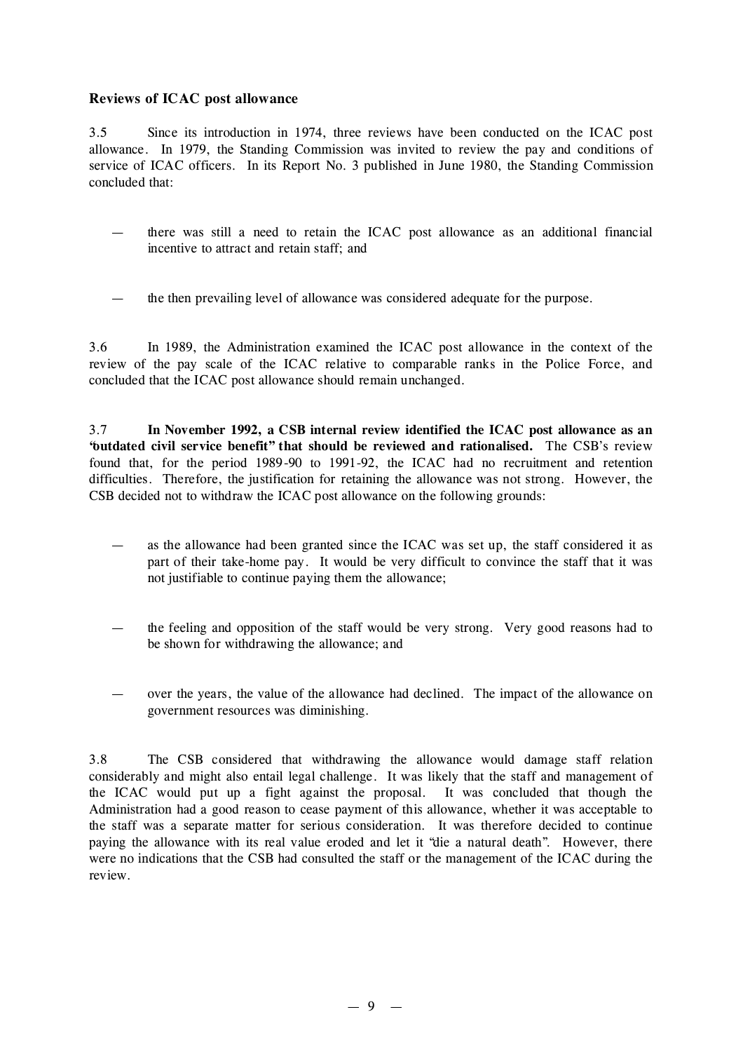### Reviews of ICAC post allowance

3.5 Since its introduction in 1974, three reviews have been conducted on the ICAC post allowance. In 1979, the Standing Commission was invited to review the pay and conditions of service of ICAC officers. In its Report No. 3 published in June 1980, the Standing Commission concluded that:

— there was still a need to retain the ICAC post allowance as an additional financial incentive to attract and retain staff; and

— the then prevailing level of allowance was considered adequate for the purpose.

3.6 In 1989, the Administration examined the ICAC post allowance in the context of the review of the pay scale of the ICAC relative to comparable ranks in the Police Force, and concluded that the ICAC post allowance should remain unchanged.

3.7 **In November 1992, a CSB internal review identified the ICAC post allowance as an "outdated civil service benefit" that should be reviewed and rationalised.** The CSB's review found that, for the period 1989-90 to 1991-92, the ICAC had no recruitment and retention difficulties. Therefore, the justification for retaining the allowance was not strong. However, the CSB decided not to withdraw the ICAC post allowance on the following grounds:

— as the allowance had been granted since the ICAC was set up, the staff considered it as part of their take-home pay. It would be very difficult to convince the staff that it was not justifiable to continue paying them the allowance;

— the feeling and opposition of the staff would be very strong. Very good reasons had to be shown for withdrawing the allowance; and

— over the years, the value of the allowance had declined. The impact of the allowance on government resources was diminishing.

3.8 The CSB considered that withdrawing the allowance would damage staff relation considerably and might also entail legal challenge. It was likely that the staff and management of the ICAC would put up a fight against the proposal. It was concluded that though the Administration had a good reason to cease payment of this allowance, whether it was acceptable to the staff was a separate matter for serious consideration. It was therefore decided to continue paying the allowance with its real value eroded and let it "die a natural death". However, there were no indications that the CSB had consulted the staff or the management of the ICAC during the review.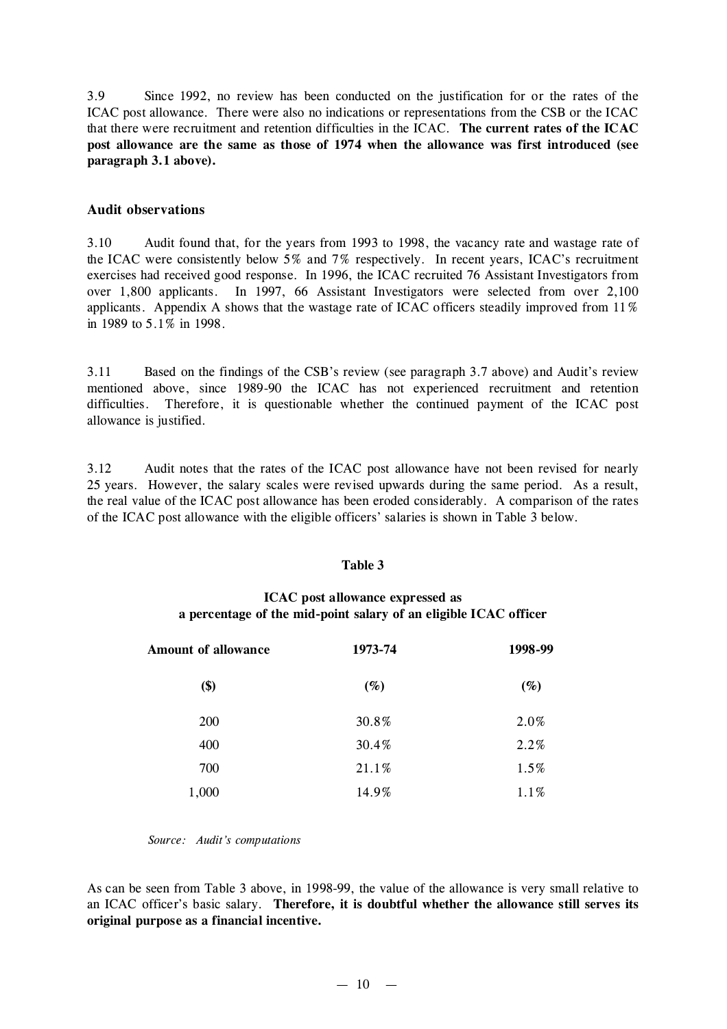3.9 Since 1992, no review has been conducted on the justification for or the rates of the ICAC post allowance. There were also no indications or representations from the CSB or the ICAC that there were recruitment and retention difficulties in the ICAC. **The current rates of the ICAC post allowance are the same as those of 1974 when the allowance was first introduced (see paragraph 3.1 above).**

### Audit observations

3.10 Audit found that, for the years from 1993 to 1998, the vacancy rate and wastage rate of the ICAC were consistently below 5% and 7% respectively. In recent years, ICAC's recruitment exercises had received good response. In 1996, the ICAC recruited 76 Assistant Investigators from over 1,800 applicants. In 1997, 66 Assistant Investigators were selected from over 2,100 applicants. Appendix A shows that the wastage rate of ICAC officers steadily improved from 11% in 1989 to 5.1% in 1998.

3.11 Based on the findings of the CSB's review (see paragraph 3.7 above) and Audit's review mentioned above, since 1989-90 the ICAC has not experienced recruitment and retention difficulties. Therefore, it is questionable whether the continued payment of the ICAC post allowance is justified.

3.12 Audit notes that the rates of the ICAC post allowance have not been revised for nearly 25 years. However, the salary scales were revised upwards during the same period. As a result, the real value of the ICAC post allowance has been eroded considerably. A comparison of the rates of the ICAC post allowance with the eligible officers' salaries is shown in Table 3 below.

**Table 3**

**ICAC post allowance expressed as a percentage of the mid-point salary of an eligible ICAC officer**

| Amount of allowance | 1973-74 | 1998-99 |
|---|---|---|
| ($) | (%) | (%) |
| 200 | 30.8% | 2.0% |
| 400 | 30.4% | 2.2% |
| 700 | 21.1% | 1.5% |
| 1,000 | 14.9% | 1.1% |

*Source: Audit's computations*

As can be seen from Table 3 above, in 1998-99, the value of the allowance is very small relative to an ICAC officer's basic salary. **Therefore, it is doubtful whether the allowance still serves its original purpose as a financial incentive.**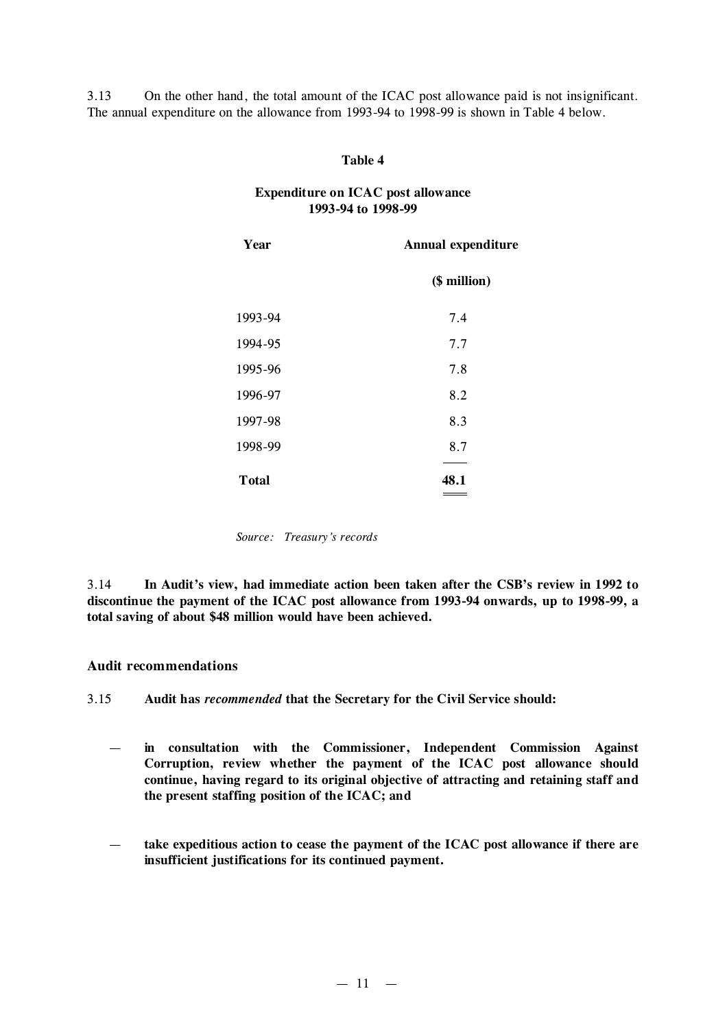3.13 On the other hand, the total amount of the ICAC post allowance paid is not insignificant. The annual expenditure on the allowance from 1993-94 to 1998-99 is shown in Table 4 below.

**Table 4**

**Expenditure on ICAC post allowance
1993-94 to 1998-99**

| Year | Annual expenditure |
|---|---|
| | ($ million) |
| 1993-94 | 7.4 |
| 1994-95 | 7.7 |
| 1995-96 | 7.8 |
| 1996-97 | 8.2 |
| 1997-98 | 8.3 |
| 1998-99 | 8.7 |
| **Total** | **48.1** |

*Source: Treasury's records*

3.14 **In Audit's view, had immediate action been taken after the CSB's review in 1992 to discontinue the payment of the ICAC post allowance from 1993-94 onwards, up to 1998-99, a total saving of about $48 million would have been achieved.**

### Audit recommendations

3.15 **Audit has *recommended* that the Secretary for the Civil Service should:**

- **in consultation with the Commissioner, Independent Commission Against Corruption, review whether the payment of the ICAC post allowance should continue, having regard to its original objective of attracting and retaining staff and the present staffing position of the ICAC; and**

- **take expeditious action to cease the payment of the ICAC post allowance if there are insufficient justifications for its continued payment.**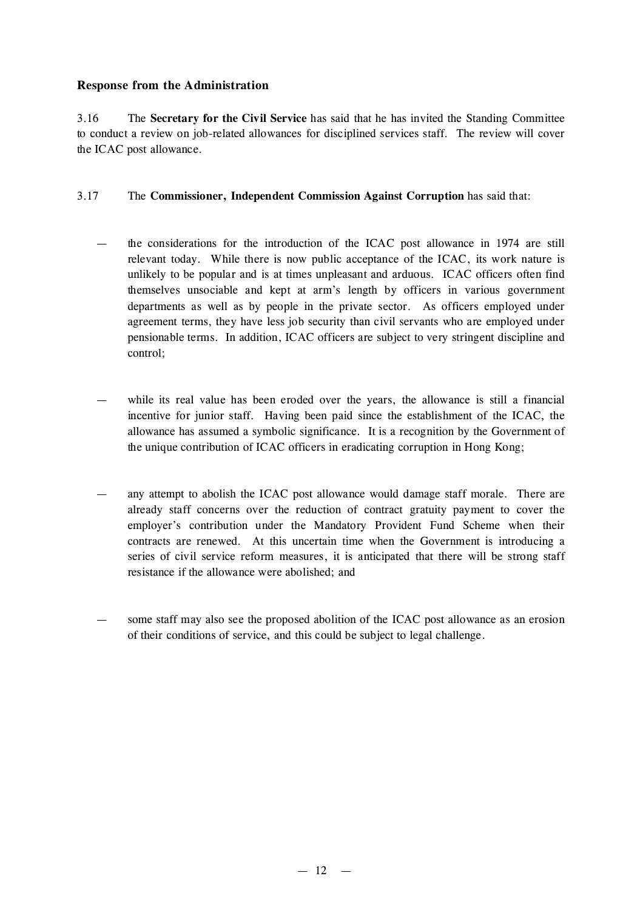**Response from the Administration**

3.16 The **Secretary for the Civil Service** has said that he has invited the Standing Committee to conduct a review on job-related allowances for disciplined services staff. The review will cover the ICAC post allowance.

3.17 The **Commissioner, Independent Commission Against Corruption** has said that:

— the considerations for the introduction of the ICAC post allowance in 1974 are still relevant today. While there is now public acceptance of the ICAC, its work nature is unlikely to be popular and is at times unpleasant and arduous. ICAC officers often find themselves unsociable and kept at arm's length by officers in various government departments as well as by people in the private sector. As officers employed under agreement terms, they have less job security than civil servants who are employed under pensionable terms. In addition, ICAC officers are subject to very stringent discipline and control;

— while its real value has been eroded over the years, the allowance is still a financial incentive for junior staff. Having been paid since the establishment of the ICAC, the allowance has assumed a symbolic significance. It is a recognition by the Government of the unique contribution of ICAC officers in eradicating corruption in Hong Kong;

— any attempt to abolish the ICAC post allowance would damage staff morale. There are already staff concerns over the reduction of contract gratuity payment to cover the employer's contribution under the Mandatory Provident Fund Scheme when their contracts are renewed. At this uncertain time when the Government is introducing a series of civil service reform measures, it is anticipated that there will be strong staff resistance if the allowance were abolished; and

— some staff may also see the proposed abolition of the ICAC post allowance as an erosion of their conditions of service, and this could be subject to legal challenge.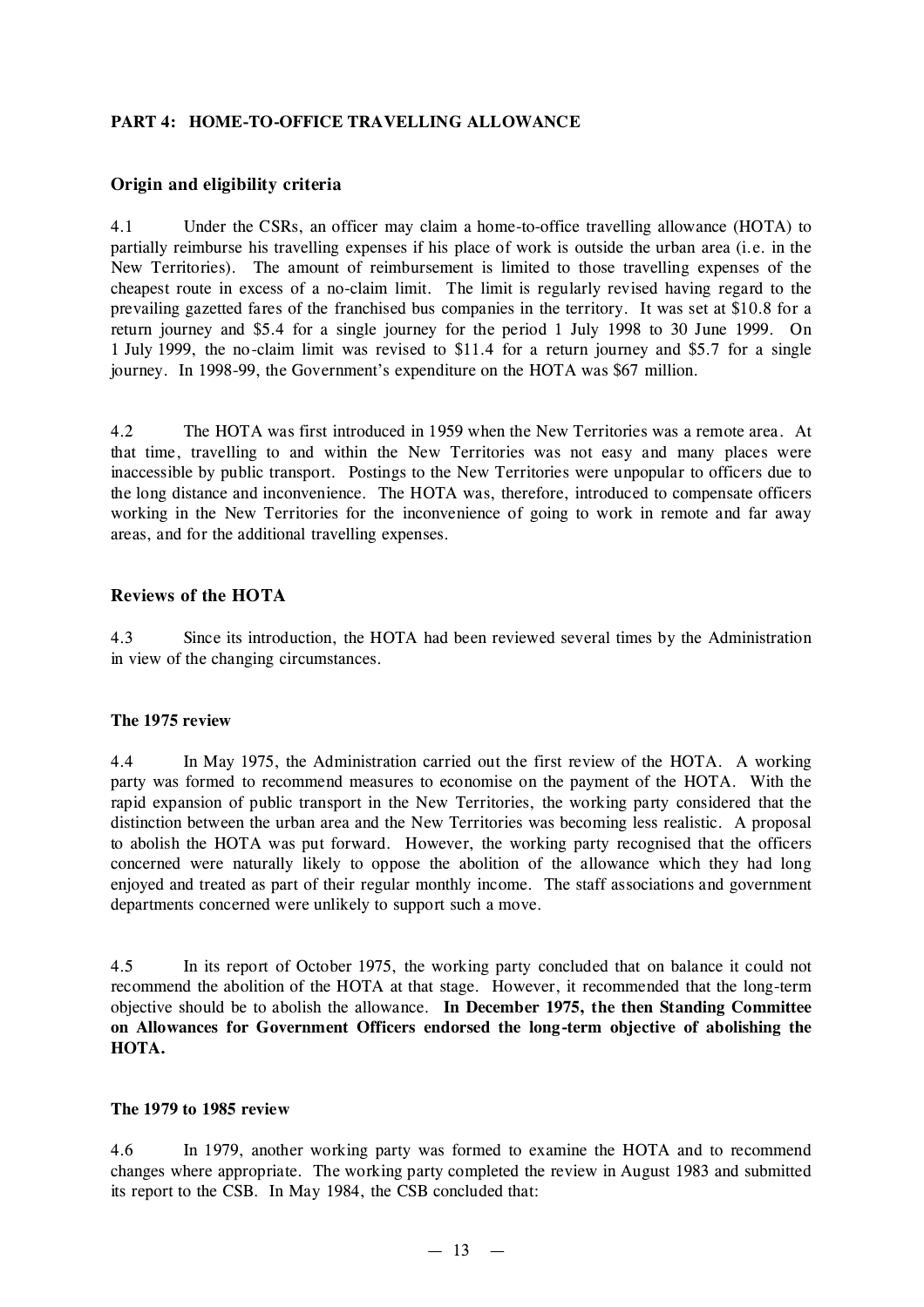## PART 4: HOME-TO-OFFICE TRAVELLING ALLOWANCE

### Origin and eligibility criteria

4.1 Under the CSRs, an officer may claim a home-to-office travelling allowance (HOTA) to partially reimburse his travelling expenses if his place of work is outside the urban area (i.e. in the New Territories). The amount of reimbursement is limited to those travelling expenses of the cheapest route in excess of a no-claim limit. The limit is regularly revised having regard to the prevailing gazetted fares of the franchised bus companies in the territory. It was set at $10.8 for a return journey and $5.4 for a single journey for the period 1 July 1998 to 30 June 1999. On 1 July 1999, the no-claim limit was revised to $11.4 for a return journey and $5.7 for a single journey. In 1998-99, the Government's expenditure on the HOTA was $67 million.

4.2 The HOTA was first introduced in 1959 when the New Territories was a remote area. At that time, travelling to and within the New Territories was not easy and many places were inaccessible by public transport. Postings to the New Territories were unpopular to officers due to the long distance and inconvenience. The HOTA was, therefore, introduced to compensate officers working in the New Territories for the inconvenience of going to work in remote and far away areas, and for the additional travelling expenses.

### Reviews of the HOTA

4.3 Since its introduction, the HOTA had been reviewed several times by the Administration in view of the changing circumstances.

#### The 1975 review

4.4 In May 1975, the Administration carried out the first review of the HOTA. A working party was formed to recommend measures to economise on the payment of the HOTA. With the rapid expansion of public transport in the New Territories, the working party considered that the distinction between the urban area and the New Territories was becoming less realistic. A proposal to abolish the HOTA was put forward. However, the working party recognised that the officers concerned were naturally likely to oppose the abolition of the allowance which they had long enjoyed and treated as part of their regular monthly income. The staff associations and government departments concerned were unlikely to support such a move.

4.5 In its report of October 1975, the working party concluded that on balance it could not recommend the abolition of the HOTA at that stage. However, it recommended that the long-term objective should be to abolish the allowance. **In December 1975, the then Standing Committee on Allowances for Government Officers endorsed the long-term objective of abolishing the HOTA.**

#### The 1979 to 1985 review

4.6 In 1979, another working party was formed to examine the HOTA and to recommend changes where appropriate. The working party completed the review in August 1983 and submitted its report to the CSB. In May 1984, the CSB concluded that: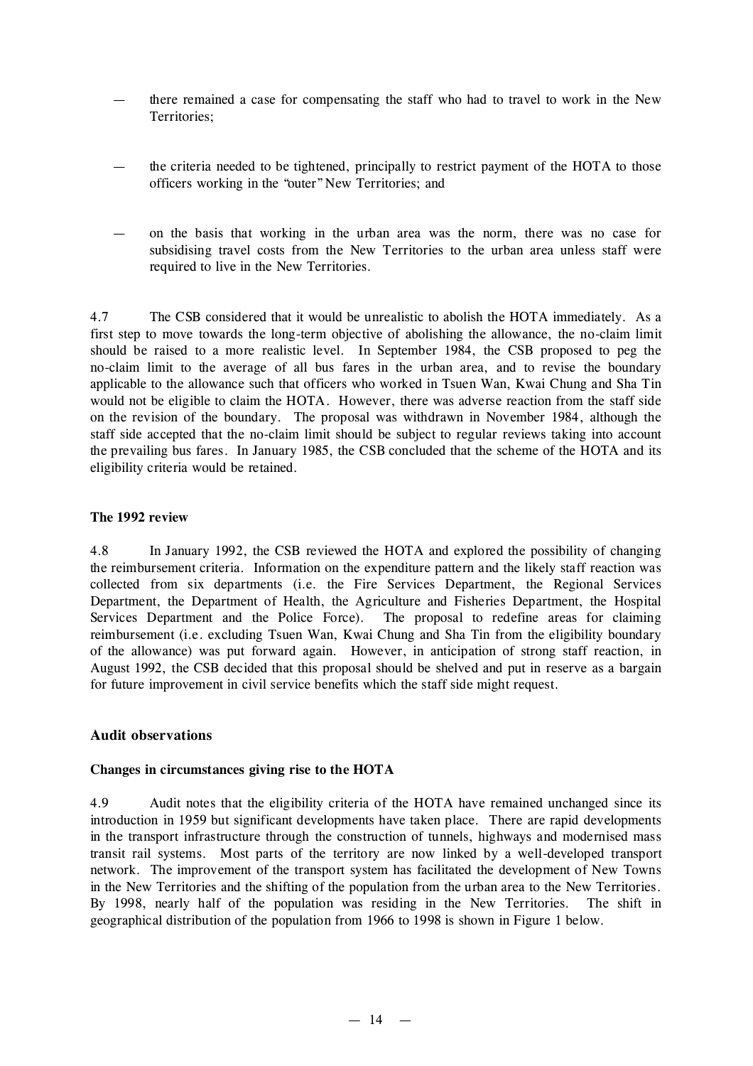- there remained a case for compensating the staff who had to travel to work in the New Territories;

- the criteria needed to be tightened, principally to restrict payment of the HOTA to those officers working in the "outer" New Territories; and

- on the basis that working in the urban area was the norm, there was no case for subsidising travel costs from the New Territories to the urban area unless staff were required to live in the New Territories.

4.7 The CSB considered that it would be unrealistic to abolish the HOTA immediately. As a first step to move towards the long-term objective of abolishing the allowance, the no-claim limit should be raised to a more realistic level. In September 1984, the CSB proposed to peg the no-claim limit to the average of all bus fares in the urban area, and to revise the boundary applicable to the allowance such that officers who worked in Tsuen Wan, Kwai Chung and Sha Tin would not be eligible to claim the HOTA. However, there was adverse reaction from the staff side on the revision of the boundary. The proposal was withdrawn in November 1984, although the staff side accepted that the no-claim limit should be subject to regular reviews taking into account the prevailing bus fares. In January 1985, the CSB concluded that the scheme of the HOTA and its eligibility criteria would be retained.

**The 1992 review**

4.8 In January 1992, the CSB reviewed the HOTA and explored the possibility of changing the reimbursement criteria. Information on the expenditure pattern and the likely staff reaction was collected from six departments (i.e. the Fire Services Department, the Regional Services Department, the Department of Health, the Agriculture and Fisheries Department, the Hospital Services Department and the Police Force). The proposal to redefine areas for claiming reimbursement (i.e. excluding Tsuen Wan, Kwai Chung and Sha Tin from the eligibility boundary of the allowance) was put forward again. However, in anticipation of strong staff reaction, in August 1992, the CSB decided that this proposal should be shelved and put in reserve as a bargain for future improvement in civil service benefits which the staff side might request.

## Audit observations

**Changes in circumstances giving rise to the HOTA**

4.9 Audit notes that the eligibility criteria of the HOTA have remained unchanged since its introduction in 1959 but significant developments have taken place. There are rapid developments in the transport infrastructure through the construction of tunnels, highways and modernised mass transit rail systems. Most parts of the territory are now linked by a well-developed transport network. The improvement of the transport system has facilitated the development of New Towns in the New Territories and the shifting of the population from the urban area to the New Territories. By 1998, nearly half of the population was residing in the New Territories. The shift in geographical distribution of the population from 1966 to 1998 is shown in Figure 1 below.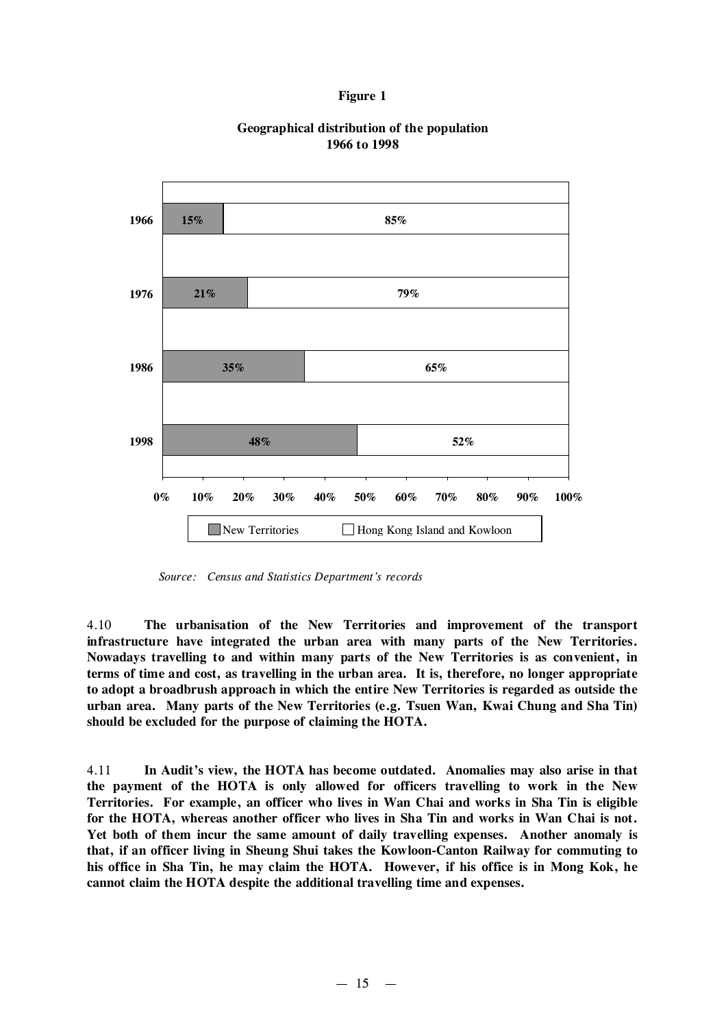**Figure 1**

**Geographical distribution of the population
1966 to 1998**

| Year | New Territories | Hong Kong Island and Kowloon |
|---|---|---|
| 1966 | 15% | 85% |
| 1976 | 21% | 79% |
| 1986 | 35% | 65% |
| 1998 | 48% | 52% |

*Source: Census and Statistics Department's records*

4.10 **The urbanisation of the New Territories and improvement of the transport infrastructure have integrated the urban area with many parts of the New Territories. Nowadays travelling to and within many parts of the New Territories is as convenient, in terms of time and cost, as travelling in the urban area. It is, therefore, no longer appropriate to adopt a broadbrush approach in which the entire New Territories is regarded as outside the urban area. Many parts of the New Territories (e.g. Tsuen Wan, Kwai Chung and Sha Tin) should be excluded for the purpose of claiming the HOTA.**

4.11 **In Audit's view, the HOTA has become outdated. Anomalies may also arise in that the payment of the HOTA is only allowed for officers travelling to work in the New Territories. For example, an officer who lives in Wan Chai and works in Sha Tin is eligible for the HOTA, whereas another officer who lives in Sha Tin and works in Wan Chai is not. Yet both of them incur the same amount of daily travelling expenses. Another anomaly is that, if an officer living in Sheung Shui takes the Kowloon-Canton Railway for commuting to his office in Sha Tin, he may claim the HOTA. However, if his office is in Mong Kok, he cannot claim the HOTA despite the additional travelling time and expenses.**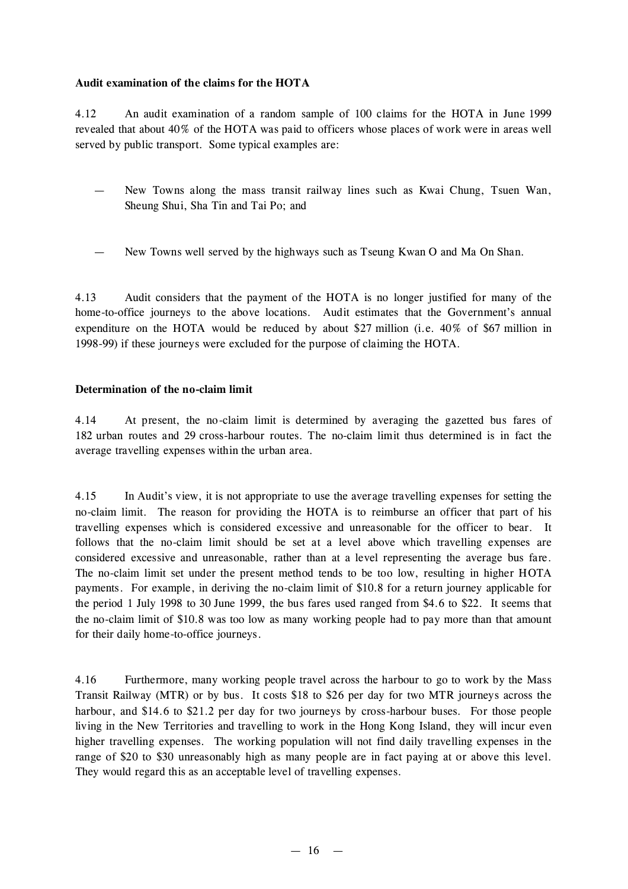**Audit examination of the claims for the HOTA**

4.12 An audit examination of a random sample of 100 claims for the HOTA in June 1999 revealed that about 40% of the HOTA was paid to officers whose places of work were in areas well served by public transport. Some typical examples are:

— New Towns along the mass transit railway lines such as Kwai Chung, Tsuen Wan, Sheung Shui, Sha Tin and Tai Po; and

— New Towns well served by the highways such as Tseung Kwan O and Ma On Shan.

4.13 Audit considers that the payment of the HOTA is no longer justified for many of the home-to-office journeys to the above locations. Audit estimates that the Government's annual expenditure on the HOTA would be reduced by about $27 million (i.e. 40% of $67 million in 1998-99) if these journeys were excluded for the purpose of claiming the HOTA.

**Determination of the no-claim limit**

4.14 At present, the no-claim limit is determined by averaging the gazetted bus fares of 182 urban routes and 29 cross-harbour routes. The no-claim limit thus determined is in fact the average travelling expenses within the urban area.

4.15 In Audit's view, it is not appropriate to use the average travelling expenses for setting the no-claim limit. The reason for providing the HOTA is to reimburse an officer that part of his travelling expenses which is considered excessive and unreasonable for the officer to bear. It follows that the no-claim limit should be set at a level above which travelling expenses are considered excessive and unreasonable, rather than at a level representing the average bus fare. The no-claim limit set under the present method tends to be too low, resulting in higher HOTA payments. For example, in deriving the no-claim limit of $10.8 for a return journey applicable for the period 1 July 1998 to 30 June 1999, the bus fares used ranged from $4.6 to $22. It seems that the no-claim limit of $10.8 was too low as many working people had to pay more than that amount for their daily home-to-office journeys.

4.16 Furthermore, many working people travel across the harbour to go to work by the Mass Transit Railway (MTR) or by bus. It costs $18 to $26 per day for two MTR journeys across the harbour, and $14.6 to $21.2 per day for two journeys by cross-harbour buses. For those people living in the New Territories and travelling to work in the Hong Kong Island, they will incur even higher travelling expenses. The working population will not find daily travelling expenses in the range of $20 to $30 unreasonably high as many people are in fact paying at or above this level. They would regard this as an acceptable level of travelling expenses.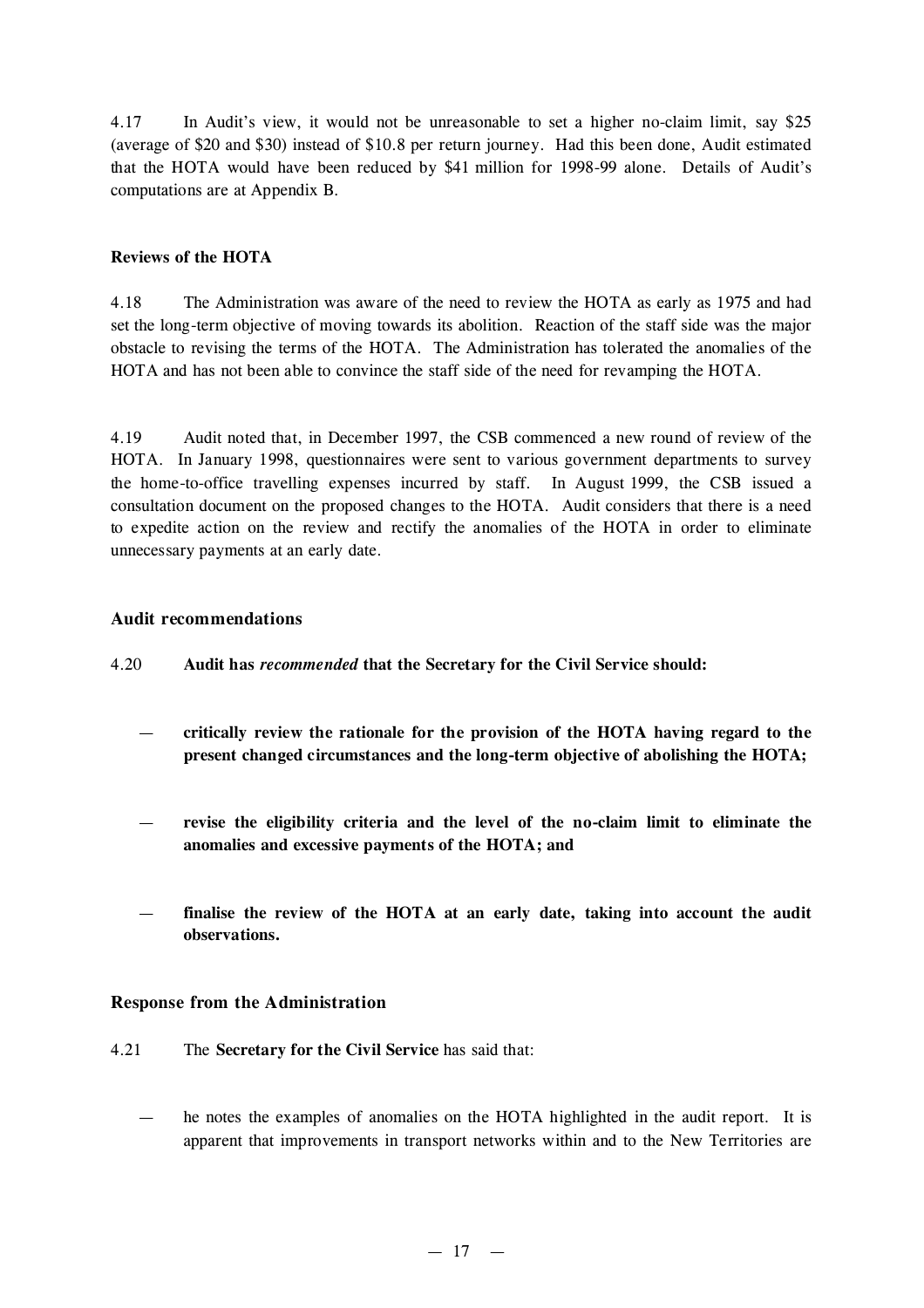4.17 In Audit's view, it would not be unreasonable to set a higher no-claim limit, say $25 (average of $20 and $30) instead of $10.8 per return journey. Had this been done, Audit estimated that the HOTA would have been reduced by $41 million for 1998-99 alone. Details of Audit's computations are at Appendix B.

### Reviews of the HOTA

4.18 The Administration was aware of the need to review the HOTA as early as 1975 and had set the long-term objective of moving towards its abolition. Reaction of the staff side was the major obstacle to revising the terms of the HOTA. The Administration has tolerated the anomalies of the HOTA and has not been able to convince the staff side of the need for revamping the HOTA.

4.19 Audit noted that, in December 1997, the CSB commenced a new round of review of the HOTA. In January 1998, questionnaires were sent to various government departments to survey the home-to-office travelling expenses incurred by staff. In August 1999, the CSB issued a consultation document on the proposed changes to the HOTA. Audit considers that there is a need to expedite action on the review and rectify the anomalies of the HOTA in order to eliminate unnecessary payments at an early date.

### Audit recommendations

4.20 **Audit has *recommended* that the Secretary for the Civil Service should:**

- **critically review the rationale for the provision of the HOTA having regard to the present changed circumstances and the long-term objective of abolishing the HOTA;**

- **revise the eligibility criteria and the level of the no-claim limit to eliminate the anomalies and excessive payments of the HOTA; and**

- **finalise the review of the HOTA at an early date, taking into account the audit observations.**

### Response from the Administration

4.21 The **Secretary for the Civil Service** has said that:

- he notes the examples of anomalies on the HOTA highlighted in the audit report. It is apparent that improvements in transport networks within and to the New Territories are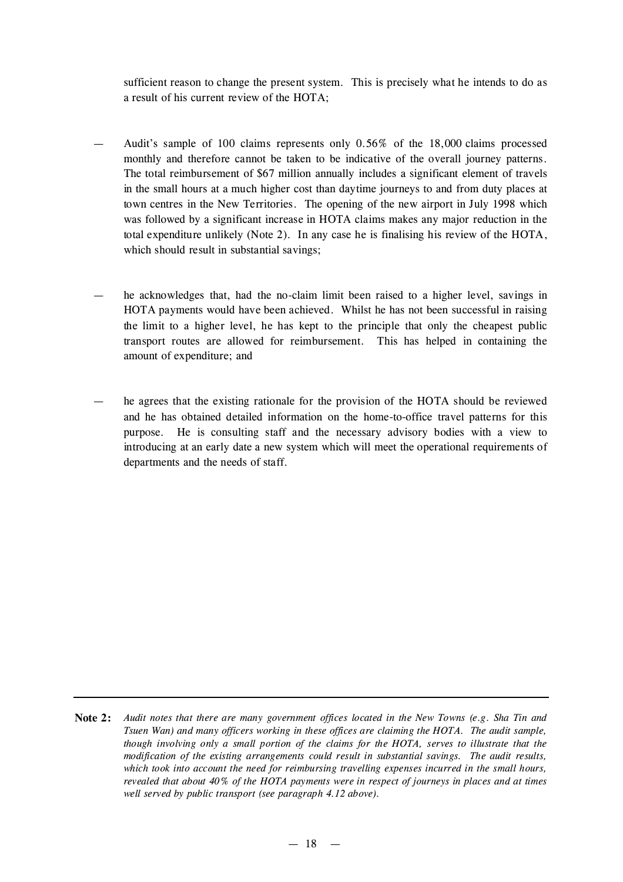sufficient reason to change the present system. This is precisely what he intends to do as a result of his current review of the HOTA;

— Audit's sample of 100 claims represents only 0.56% of the 18,000 claims processed monthly and therefore cannot be taken to be indicative of the overall journey patterns. The total reimbursement of $67 million annually includes a significant element of travels in the small hours at a much higher cost than daytime journeys to and from duty places at town centres in the New Territories. The opening of the new airport in July 1998 which was followed by a significant increase in HOTA claims makes any major reduction in the total expenditure unlikely (Note 2). In any case he is finalising his review of the HOTA, which should result in substantial savings;

— he acknowledges that, had the no-claim limit been raised to a higher level, savings in HOTA payments would have been achieved. Whilst he has not been successful in raising the limit to a higher level, he has kept to the principle that only the cheapest public transport routes are allowed for reimbursement. This has helped in containing the amount of expenditure; and

— he agrees that the existing rationale for the provision of the HOTA should be reviewed and he has obtained detailed information on the home-to-office travel patterns for this purpose. He is consulting staff and the necessary advisory bodies with a view to introducing at an early date a new system which will meet the operational requirements of departments and the needs of staff.

---

**Note 2:** *Audit notes that there are many government offices located in the New Towns (e.g. Sha Tin and Tsuen Wan) and many officers working in these offices are claiming the HOTA. The audit sample, though involving only a small portion of the claims for the HOTA, serves to illustrate that the modification of the existing arrangements could result in substantial savings. The audit results, which took into account the need for reimbursing travelling expenses incurred in the small hours, revealed that about 40% of the HOTA payments were in respect of journeys in places and at times well served by public transport (see paragraph 4.12 above).*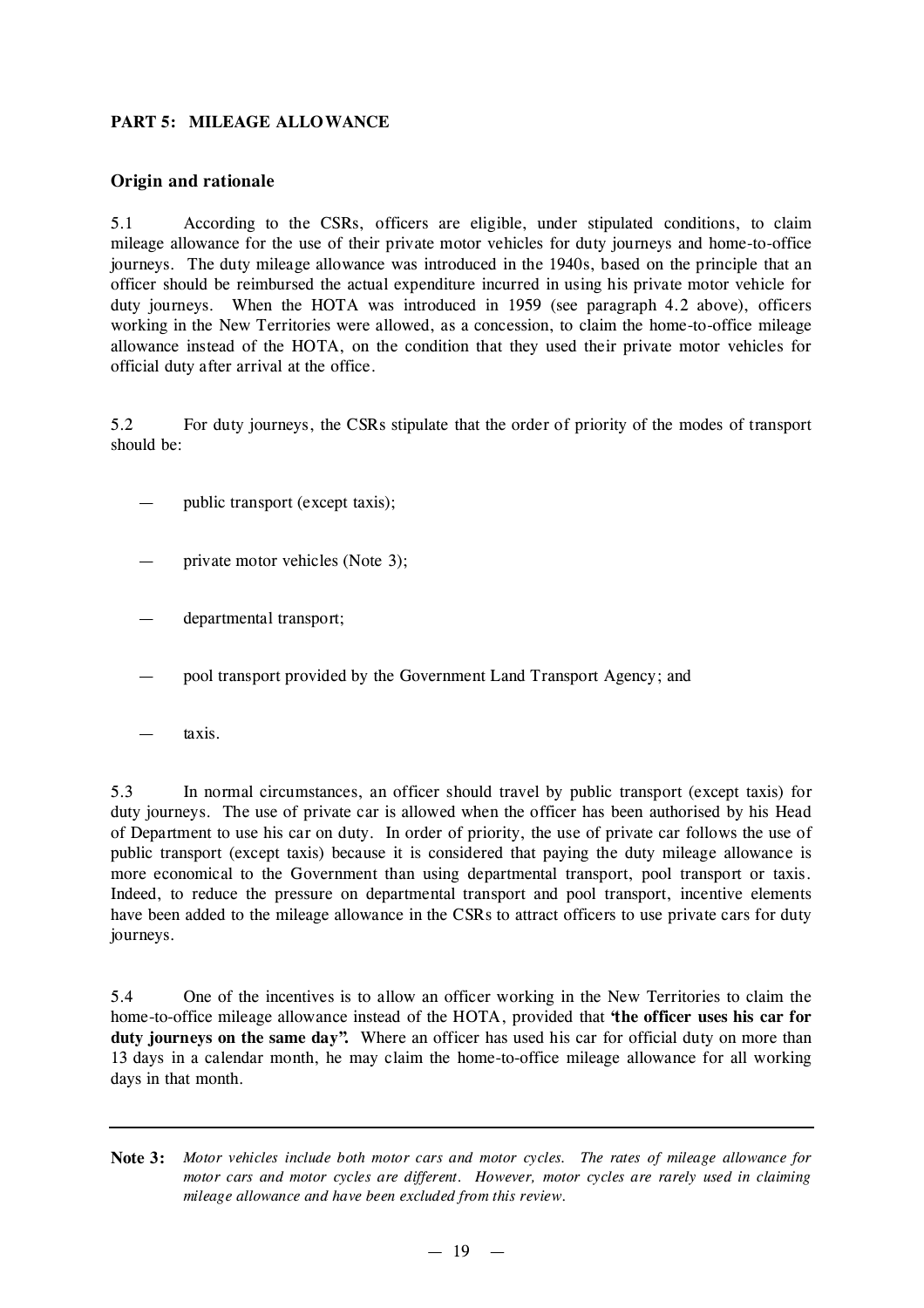## PART 5: MILEAGE ALLOWANCE

### Origin and rationale

5.1 According to the CSRs, officers are eligible, under stipulated conditions, to claim mileage allowance for the use of their private motor vehicles for duty journeys and home-to-office journeys. The duty mileage allowance was introduced in the 1940s, based on the principle that an officer should be reimbursed the actual expenditure incurred in using his private motor vehicle for duty journeys. When the HOTA was introduced in 1959 (see paragraph 4.2 above), officers working in the New Territories were allowed, as a concession, to claim the home-to-office mileage allowance instead of the HOTA, on the condition that they used their private motor vehicles for official duty after arrival at the office.

5.2 For duty journeys, the CSRs stipulate that the order of priority of the modes of transport should be:

- public transport (except taxis);
- private motor vehicles (Note 3);
- departmental transport;
- pool transport provided by the Government Land Transport Agency; and
- taxis.

5.3 In normal circumstances, an officer should travel by public transport (except taxis) for duty journeys. The use of private car is allowed when the officer has been authorised by his Head of Department to use his car on duty. In order of priority, the use of private car follows the use of public transport (except taxis) because it is considered that paying the duty mileage allowance is more economical to the Government than using departmental transport, pool transport or taxis. Indeed, to reduce the pressure on departmental transport and pool transport, incentive elements have been added to the mileage allowance in the CSRs to attract officers to use private cars for duty journeys.

5.4 One of the incentives is to allow an officer working in the New Territories to claim the home-to-office mileage allowance instead of the HOTA, provided that **"the officer uses his car for duty journeys on the same day".** Where an officer has used his car for official duty on more than 13 days in a calendar month, he may claim the home-to-office mileage allowance for all working days in that month.

---

**Note 3:** *Motor vehicles include both motor cars and motor cycles. The rates of mileage allowance for motor cars and motor cycles are different. However, motor cycles are rarely used in claiming mileage allowance and have been excluded from this review.*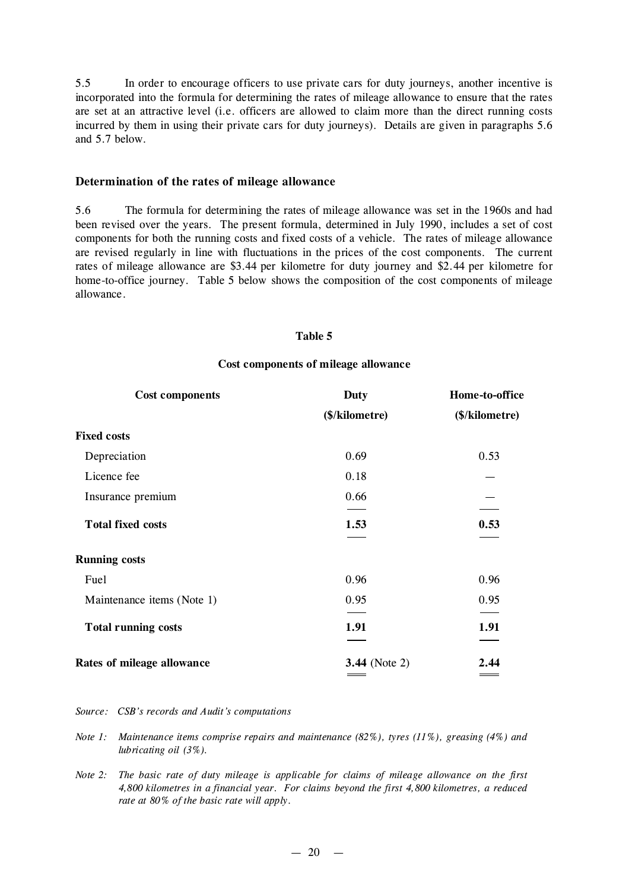5.5 In order to encourage officers to use private cars for duty journeys, another incentive is incorporated into the formula for determining the rates of mileage allowance to ensure that the rates are set at an attractive level (i.e. officers are allowed to claim more than the direct running costs incurred by them in using their private cars for duty journeys). Details are given in paragraphs 5.6 and 5.7 below.

### Determination of the rates of mileage allowance

5.6 The formula for determining the rates of mileage allowance was set in the 1960s and had been revised over the years. The present formula, determined in July 1990, includes a set of cost components for both the running costs and fixed costs of a vehicle. The rates of mileage allowance are revised regularly in line with fluctuations in the prices of the cost components. The current rates of mileage allowance are $3.44 per kilometre for duty journey and $2.44 per kilometre for home-to-office journey. Table 5 below shows the composition of the cost components of mileage allowance.

**Table 5**

**Cost components of mileage allowance**

| Cost components | Duty ($/kilometre) | Home-to-office ($/kilometre) |
|---|---|---|
| **Fixed costs** | | |
| Depreciation | 0.69 | 0.53 |
| Licence fee | 0.18 | — |
| Insurance premium | 0.66 | — |
| **Total fixed costs** | **1.53** | **0.53** |
| **Running costs** | | |
| Fuel | 0.96 | 0.96 |
| Maintenance items (Note 1) | 0.95 | 0.95 |
| **Total running costs** | **1.91** | **1.91** |
| **Rates of mileage allowance** | **3.44** (Note 2) | **2.44** |

*Source: CSB's records and Audit's computations*

*Note 1: Maintenance items comprise repairs and maintenance (82%), tyres (11%), greasing (4%) and lubricating oil (3%).*

*Note 2: The basic rate of duty mileage is applicable for claims of mileage allowance on the first 4,800 kilometres in a financial year. For claims beyond the first 4,800 kilometres, a reduced rate at 80% of the basic rate will apply.*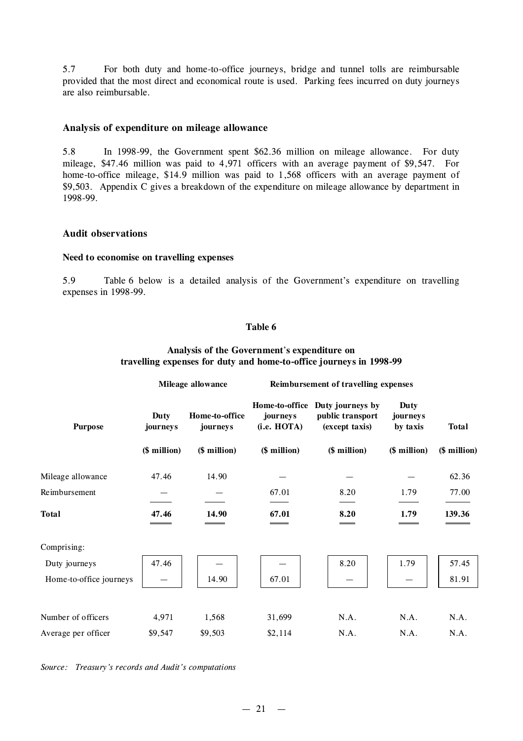5.7 For both duty and home-to-office journeys, bridge and tunnel tolls are reimbursable provided that the most direct and economical route is used. Parking fees incurred on duty journeys are also reimbursable.

### Analysis of expenditure on mileage allowance

5.8 In 1998-99, the Government spent $62.36 million on mileage allowance. For duty mileage, $47.46 million was paid to 4,971 officers with an average payment of $9,547. For home-to-office mileage, $14.9 million was paid to 1,568 officers with an average payment of $9,503. Appendix C gives a breakdown of the expenditure on mileage allowance by department in 1998-99.

## Audit observations

### Need to economise on travelling expenses

5.9 Table 6 below is a detailed analysis of the Government's expenditure on travelling expenses in 1998-99.

**Table 6**

**Analysis of the Government's expenditure on travelling expenses for duty and home-to-office journeys in 1998-99**

| | Mileage allowance | | Reimbursement of travelling expenses | | | |
|---|---|---|---|---|---|---|
| **Purpose** | **Duty journeys** | **Home-to-office journeys** | **Home-to-office journeys (i.e. HOTA)** | **Duty journeys by public transport (except taxis)** | **Duty journeys by taxis** | **Total** |
| | **($ million)** | **($ million)** | **($ million)** | **($ million)** | **($ million)** | **($ million)** |
| Mileage allowance | 47.46 | 14.90 | — | — | — | 62.36 |
| Reimbursement | — | — | 67.01 | 8.20 | 1.79 | 77.00 |
| **Total** | **47.46** | **14.90** | **67.01** | **8.20** | **1.79** | **139.36** |
| Comprising: | | | | | | |
| Duty journeys | 47.46 | — | — | 8.20 | 1.79 | 57.45 |
| Home-to-office journeys | — | 14.90 | 67.01 | — | — | 81.91 |
| Number of officers | 4,971 | 1,568 | 31,699 | N.A. | N.A. | N.A. |
| Average per officer | $9,547 | $9,503 | $2,114 | N.A. | N.A. | N.A. |

*Source: Treasury's records and Audit's computations*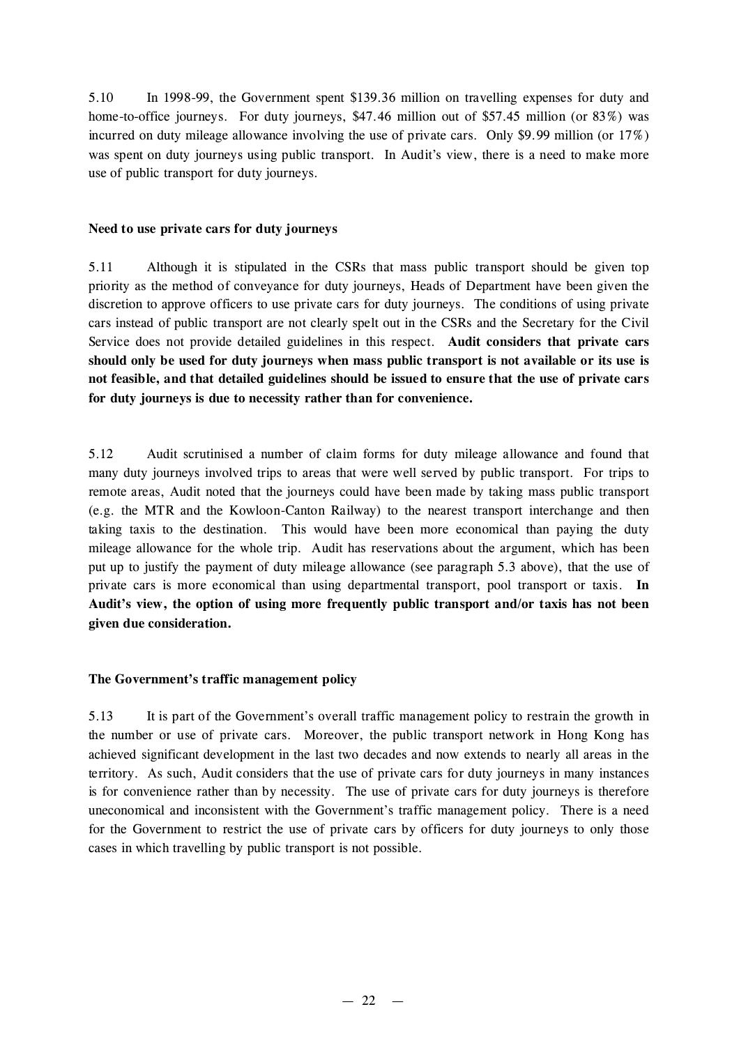5.10 In 1998-99, the Government spent $139.36 million on travelling expenses for duty and home-to-office journeys. For duty journeys, $47.46 million out of $57.45 million (or 83%) was incurred on duty mileage allowance involving the use of private cars. Only $9.99 million (or 17%) was spent on duty journeys using public transport. In Audit's view, there is a need to make more use of public transport for duty journeys.

**Need to use private cars for duty journeys**

5.11 Although it is stipulated in the CSRs that mass public transport should be given top priority as the method of conveyance for duty journeys, Heads of Department have been given the discretion to approve officers to use private cars for duty journeys. The conditions of using private cars instead of public transport are not clearly spelt out in the CSRs and the Secretary for the Civil Service does not provide detailed guidelines in this respect. **Audit considers that private cars should only be used for duty journeys when mass public transport is not available or its use is not feasible, and that detailed guidelines should be issued to ensure that the use of private cars for duty journeys is due to necessity rather than for convenience.**

5.12 Audit scrutinised a number of claim forms for duty mileage allowance and found that many duty journeys involved trips to areas that were well served by public transport. For trips to remote areas, Audit noted that the journeys could have been made by taking mass public transport (e.g. the MTR and the Kowloon-Canton Railway) to the nearest transport interchange and then taking taxis to the destination. This would have been more economical than paying the duty mileage allowance for the whole trip. Audit has reservations about the argument, which has been put up to justify the payment of duty mileage allowance (see paragraph 5.3 above), that the use of private cars is more economical than using departmental transport, pool transport or taxis. **In Audit's view, the option of using more frequently public transport and/or taxis has not been given due consideration.**

**The Government's traffic management policy**

5.13 It is part of the Government's overall traffic management policy to restrain the growth in the number or use of private cars. Moreover, the public transport network in Hong Kong has achieved significant development in the last two decades and now extends to nearly all areas in the territory. As such, Audit considers that the use of private cars for duty journeys in many instances is for convenience rather than by necessity. The use of private cars for duty journeys is therefore uneconomical and inconsistent with the Government's traffic management policy. There is a need for the Government to restrict the use of private cars by officers for duty journeys to only those cases in which travelling by public transport is not possible.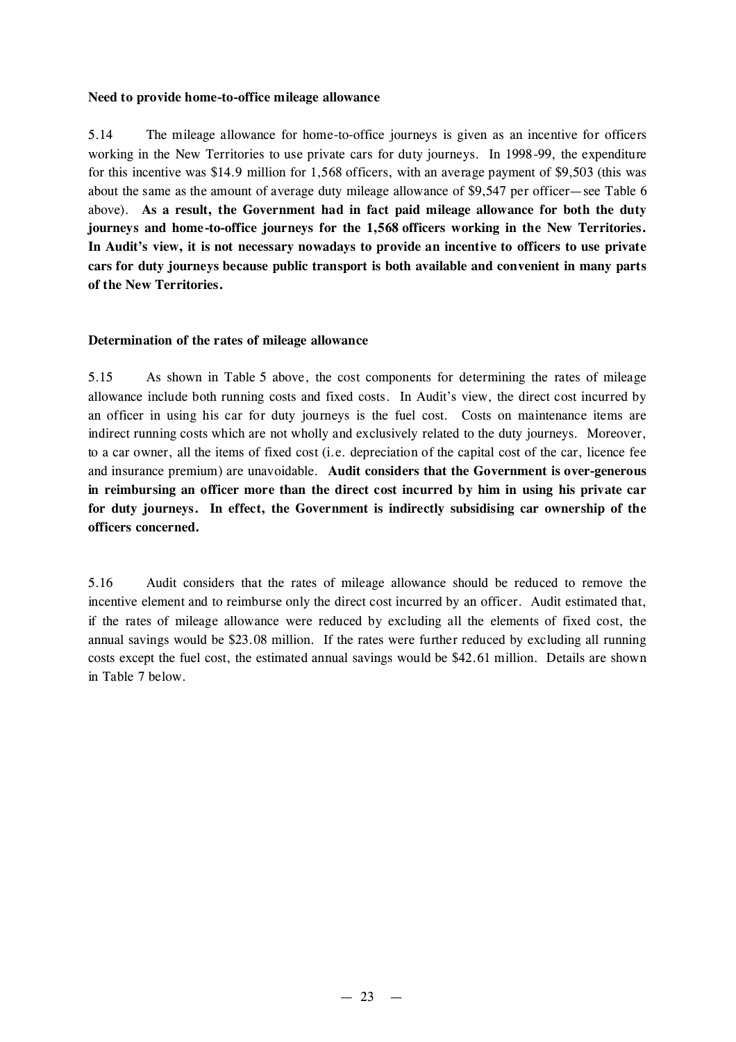**Need to provide home-to-office mileage allowance**

5.14 The mileage allowance for home-to-office journeys is given as an incentive for officers working in the New Territories to use private cars for duty journeys. In 1998-99, the expenditure for this incentive was $14.9 million for 1,568 officers, with an average payment of $9,503 (this was about the same as the amount of average duty mileage allowance of $9,547 per officer—see Table 6 above). **As a result, the Government had in fact paid mileage allowance for both the duty journeys and home-to-office journeys for the 1,568 officers working in the New Territories. In Audit's view, it is not necessary nowadays to provide an incentive to officers to use private cars for duty journeys because public transport is both available and convenient in many parts of the New Territories.**

**Determination of the rates of mileage allowance**

5.15 As shown in Table 5 above, the cost components for determining the rates of mileage allowance include both running costs and fixed costs. In Audit's view, the direct cost incurred by an officer in using his car for duty journeys is the fuel cost. Costs on maintenance items are indirect running costs which are not wholly and exclusively related to the duty journeys. Moreover, to a car owner, all the items of fixed cost (i.e. depreciation of the capital cost of the car, licence fee and insurance premium) are unavoidable. **Audit considers that the Government is over-generous in reimbursing an officer more than the direct cost incurred by him in using his private car for duty journeys. In effect, the Government is indirectly subsidising car ownership of the officers concerned.**

5.16 Audit considers that the rates of mileage allowance should be reduced to remove the incentive element and to reimburse only the direct cost incurred by an officer. Audit estimated that, if the rates of mileage allowance were reduced by excluding all the elements of fixed cost, the annual savings would be $23.08 million. If the rates were further reduced by excluding all running costs except the fuel cost, the estimated annual savings would be $42.61 million. Details are shown in Table 7 below.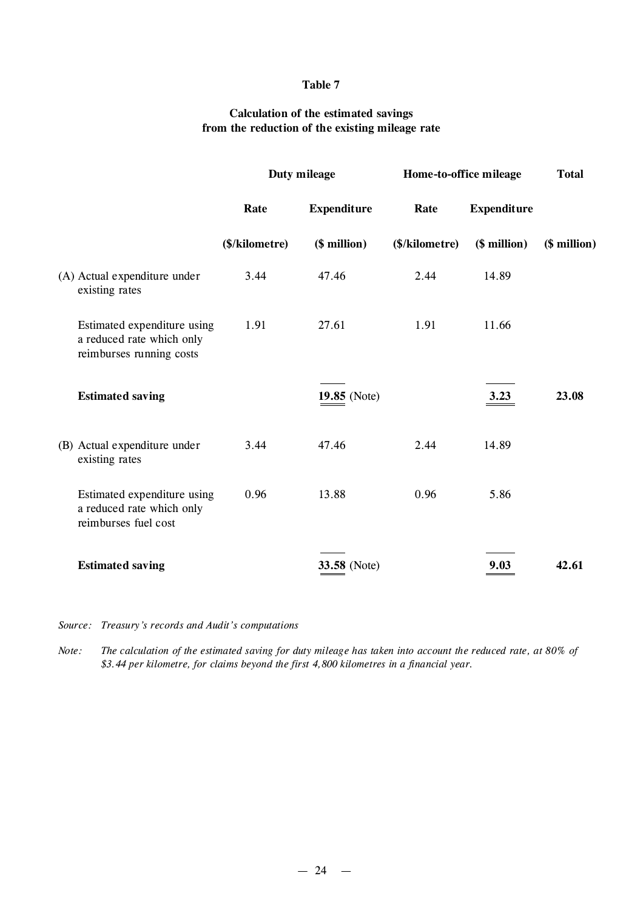**Table 7**

**Calculation of the estimated savings from the reduction of the existing mileage rate**

| | **Duty mileage** | | **Home-to-office mileage** | | **Total** |
|---|---|---|---|---|---|
| | **Rate** | **Expenditure** | **Rate** | **Expenditure** | |
| | **($/kilometre)** | **($ million)** | **($/kilometre)** | **($ million)** | **($ million)** |
| (A) Actual expenditure under existing rates | 3.44 | 47.46 | 2.44 | 14.89 | |
| Estimated expenditure using a reduced rate which only reimburses running costs | 1.91 | 27.61 | 1.91 | 11.66 | |
| **Estimated saving** | | **19.85** (Note) | | **3.23** | **23.08** |
| (B) Actual expenditure under existing rates | 3.44 | 47.46 | 2.44 | 14.89 | |
| Estimated expenditure using a reduced rate which only reimburses fuel cost | 0.96 | 13.88 | 0.96 | 5.86 | |
| **Estimated saving** | | **33.58** (Note) | | **9.03** | **42.61** |

*Source: Treasury's records and Audit's computations*

*Note: The calculation of the estimated saving for duty mileage has taken into account the reduced rate, at 80% of $3.44 per kilometre, for claims beyond the first 4,800 kilometres in a financial year.*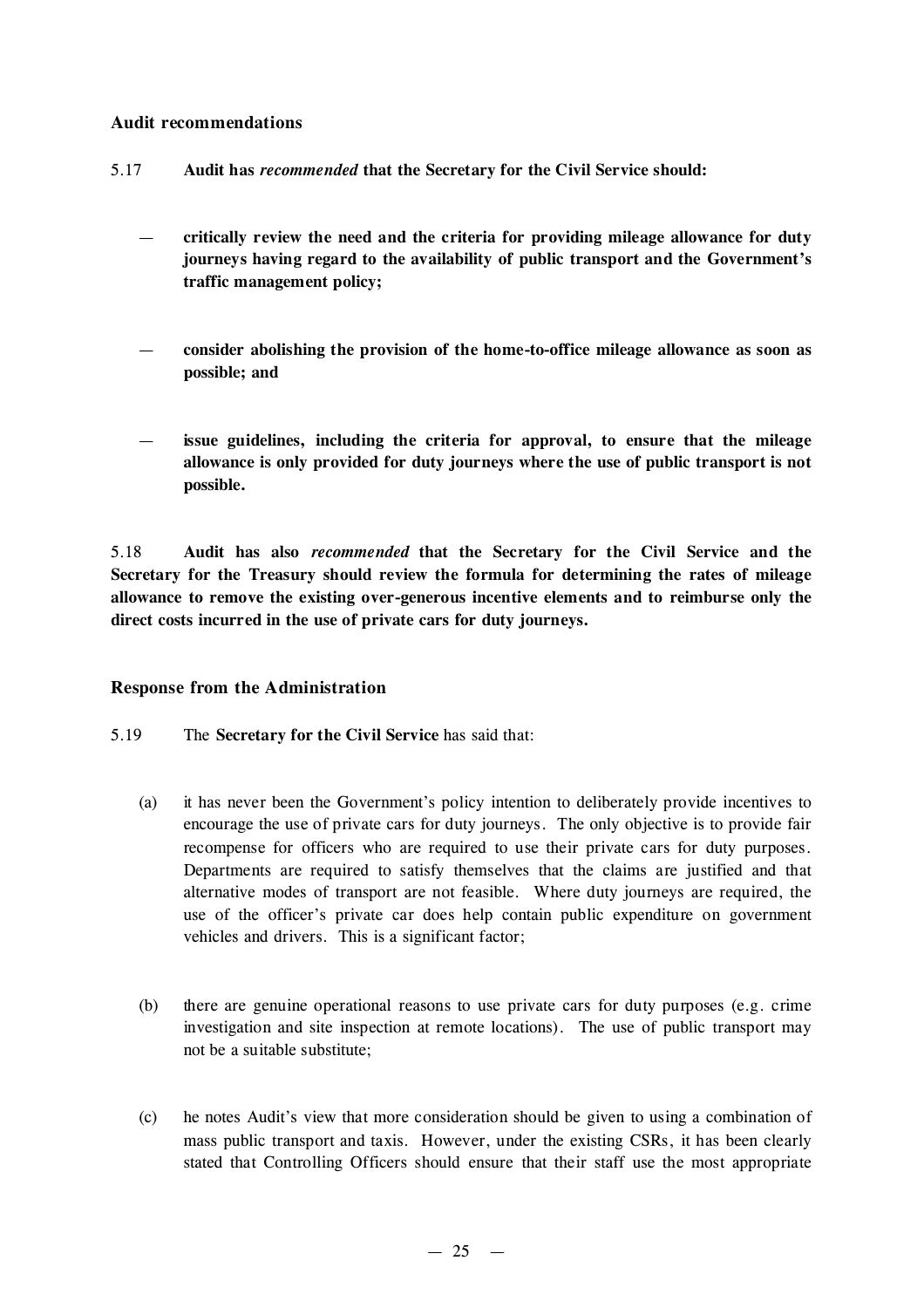### Audit recommendations

5.17 **Audit has *recommended* that the Secretary for the Civil Service should:**

- **critically review the need and the criteria for providing mileage allowance for duty journeys having regard to the availability of public transport and the Government's traffic management policy;**

- **consider abolishing the provision of the home-to-office mileage allowance as soon as possible; and**

- **issue guidelines, including the criteria for approval, to ensure that the mileage allowance is only provided for duty journeys where the use of public transport is not possible.**

5.18 **Audit has also *recommended* that the Secretary for the Civil Service and the Secretary for the Treasury should review the formula for determining the rates of mileage allowance to remove the existing over-generous incentive elements and to reimburse only the direct costs incurred in the use of private cars for duty journeys.**

### Response from the Administration

5.19 The **Secretary for the Civil Service** has said that:

(a) it has never been the Government's policy intention to deliberately provide incentives to encourage the use of private cars for duty journeys. The only objective is to provide fair recompense for officers who are required to use their private cars for duty purposes. Departments are required to satisfy themselves that the claims are justified and that alternative modes of transport are not feasible. Where duty journeys are required, the use of the officer's private car does help contain public expenditure on government vehicles and drivers. This is a significant factor;

(b) there are genuine operational reasons to use private cars for duty purposes (e.g. crime investigation and site inspection at remote locations). The use of public transport may not be a suitable substitute;

(c) he notes Audit's view that more consideration should be given to using a combination of mass public transport and taxis. However, under the existing CSRs, it has been clearly stated that Controlling Officers should ensure that their staff use the most appropriate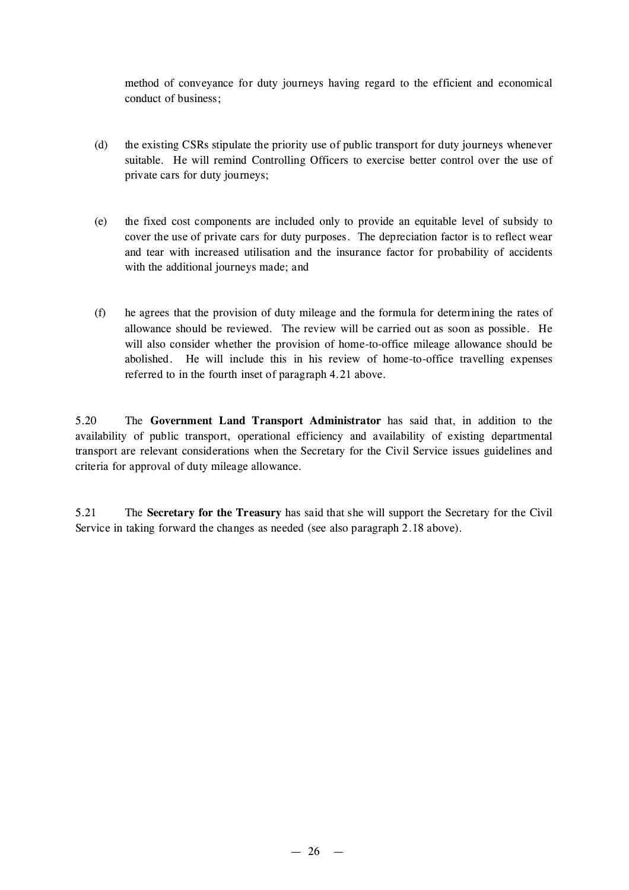method of conveyance for duty journeys having regard to the efficient and economical conduct of business;

(d) the existing CSRs stipulate the priority use of public transport for duty journeys whenever suitable. He will remind Controlling Officers to exercise better control over the use of private cars for duty journeys;

(e) the fixed cost components are included only to provide an equitable level of subsidy to cover the use of private cars for duty purposes. The depreciation factor is to reflect wear and tear with increased utilisation and the insurance factor for probability of accidents with the additional journeys made; and

(f) he agrees that the provision of duty mileage and the formula for determining the rates of allowance should be reviewed. The review will be carried out as soon as possible. He will also consider whether the provision of home-to-office mileage allowance should be abolished. He will include this in his review of home-to-office travelling expenses referred to in the fourth inset of paragraph 4.21 above.

5.20 The **Government Land Transport Administrator** has said that, in addition to the availability of public transport, operational efficiency and availability of existing departmental transport are relevant considerations when the Secretary for the Civil Service issues guidelines and criteria for approval of duty mileage allowance.

5.21 The **Secretary for the Treasury** has said that she will support the Secretary for the Civil Service in taking forward the changes as needed (see also paragraph 2.18 above).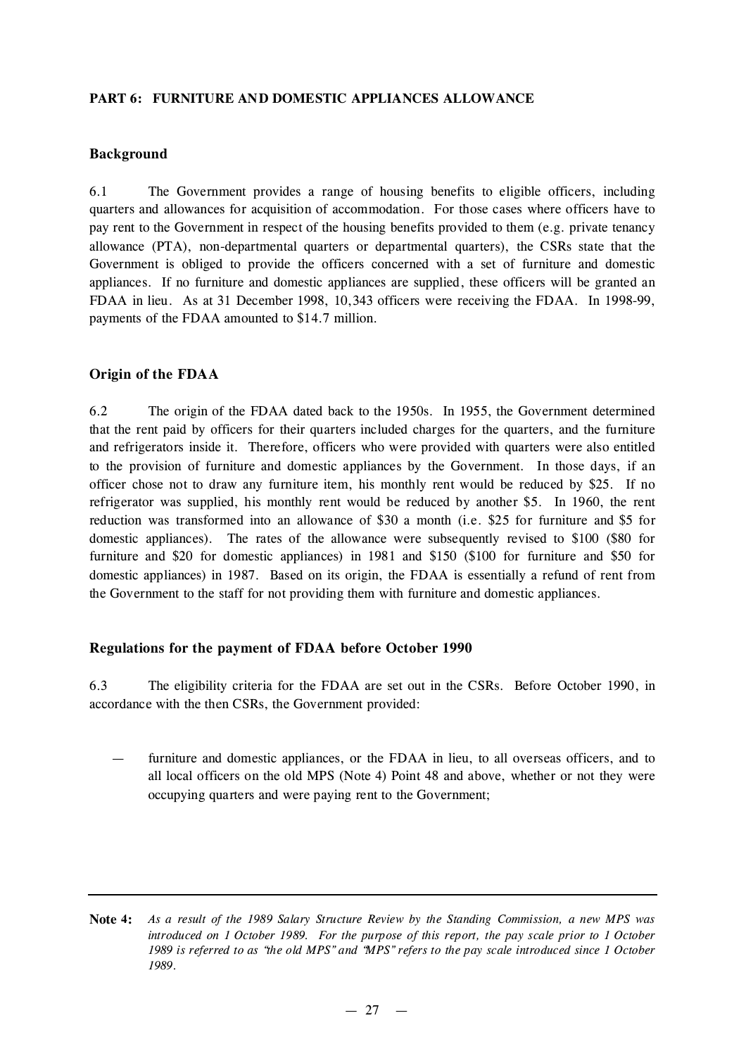**PART 6: FURNITURE AND DOMESTIC APPLIANCES ALLOWANCE**

**Background**

6.1 The Government provides a range of housing benefits to eligible officers, including quarters and allowances for acquisition of accommodation. For those cases where officers have to pay rent to the Government in respect of the housing benefits provided to them (e.g. private tenancy allowance (PTA), non-departmental quarters or departmental quarters), the CSRs state that the Government is obliged to provide the officers concerned with a set of furniture and domestic appliances. If no furniture and domestic appliances are supplied, these officers will be granted an FDAA in lieu. As at 31 December 1998, 10,343 officers were receiving the FDAA. In 1998-99, payments of the FDAA amounted to $14.7 million.

**Origin of the FDAA**

6.2 The origin of the FDAA dated back to the 1950s. In 1955, the Government determined that the rent paid by officers for their quarters included charges for the quarters, and the furniture and refrigerators inside it. Therefore, officers who were provided with quarters were also entitled to the provision of furniture and domestic appliances by the Government. In those days, if an officer chose not to draw any furniture item, his monthly rent would be reduced by $25. If no refrigerator was supplied, his monthly rent would be reduced by another $5. In 1960, the rent reduction was transformed into an allowance of $30 a month (i.e. $25 for furniture and $5 for domestic appliances). The rates of the allowance were subsequently revised to $100 ($80 for furniture and $20 for domestic appliances) in 1981 and $150 ($100 for furniture and $50 for domestic appliances) in 1987. Based on its origin, the FDAA is essentially a refund of rent from the Government to the staff for not providing them with furniture and domestic appliances.

**Regulations for the payment of FDAA before October 1990**

6.3 The eligibility criteria for the FDAA are set out in the CSRs. Before October 1990, in accordance with the then CSRs, the Government provided:

— furniture and domestic appliances, or the FDAA in lieu, to all overseas officers, and to all local officers on the old MPS (Note 4) Point 48 and above, whether or not they were occupying quarters and were paying rent to the Government;

---

**Note 4:** *As a result of the 1989 Salary Structure Review by the Standing Commission, a new MPS was introduced on 1 October 1989. For the purpose of this report, the pay scale prior to 1 October 1989 is referred to as "the old MPS" and "MPS" refers to the pay scale introduced since 1 October 1989.*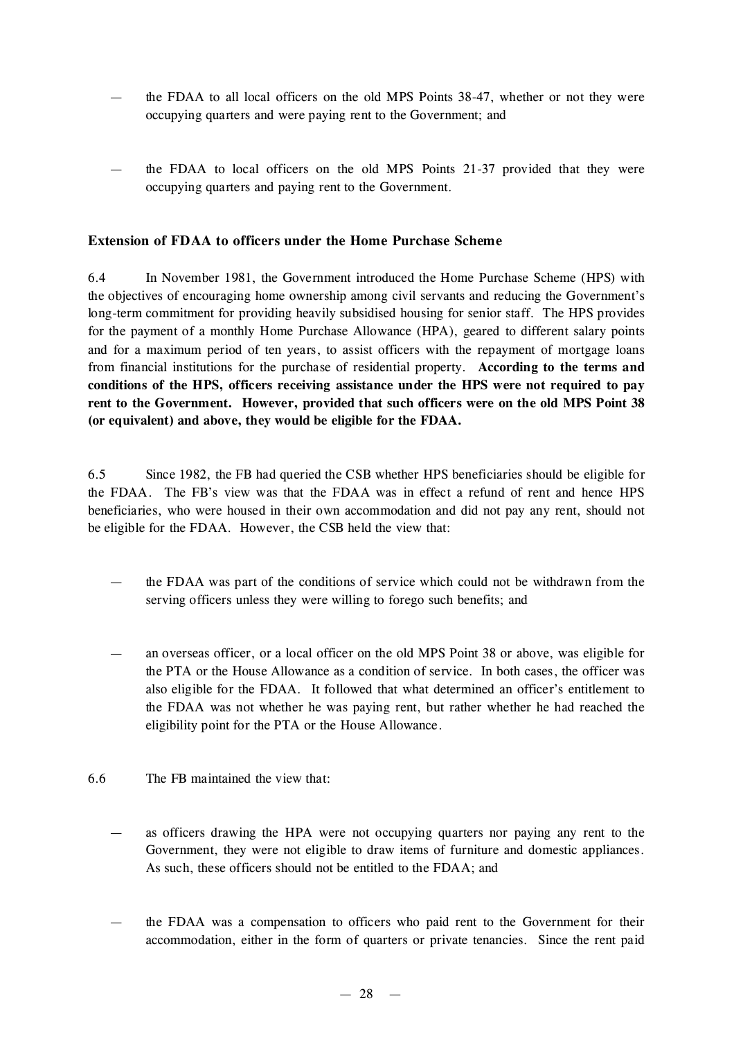- the FDAA to all local officers on the old MPS Points 38-47, whether or not they were occupying quarters and were paying rent to the Government; and

- the FDAA to local officers on the old MPS Points 21-37 provided that they were occupying quarters and paying rent to the Government.

### Extension of FDAA to officers under the Home Purchase Scheme

6.4 In November 1981, the Government introduced the Home Purchase Scheme (HPS) with the objectives of encouraging home ownership among civil servants and reducing the Government's long-term commitment for providing heavily subsidised housing for senior staff. The HPS provides for the payment of a monthly Home Purchase Allowance (HPA), geared to different salary points and for a maximum period of ten years, to assist officers with the repayment of mortgage loans from financial institutions for the purchase of residential property. **According to the terms and conditions of the HPS, officers receiving assistance under the HPS were not required to pay rent to the Government. However, provided that such officers were on the old MPS Point 38 (or equivalent) and above, they would be eligible for the FDAA.**

6.5 Since 1982, the FB had queried the CSB whether HPS beneficiaries should be eligible for the FDAA. The FB's view was that the FDAA was in effect a refund of rent and hence HPS beneficiaries, who were housed in their own accommodation and did not pay any rent, should not be eligible for the FDAA. However, the CSB held the view that:

- the FDAA was part of the conditions of service which could not be withdrawn from the serving officers unless they were willing to forego such benefits; and

- an overseas officer, or a local officer on the old MPS Point 38 or above, was eligible for the PTA or the House Allowance as a condition of service. In both cases, the officer was also eligible for the FDAA. It followed that what determined an officer's entitlement to the FDAA was not whether he was paying rent, but rather whether he had reached the eligibility point for the PTA or the House Allowance.

6.6 The FB maintained the view that:

- as officers drawing the HPA were not occupying quarters nor paying any rent to the Government, they were not eligible to draw items of furniture and domestic appliances. As such, these officers should not be entitled to the FDAA; and

- the FDAA was a compensation to officers who paid rent to the Government for their accommodation, either in the form of quarters or private tenancies. Since the rent paid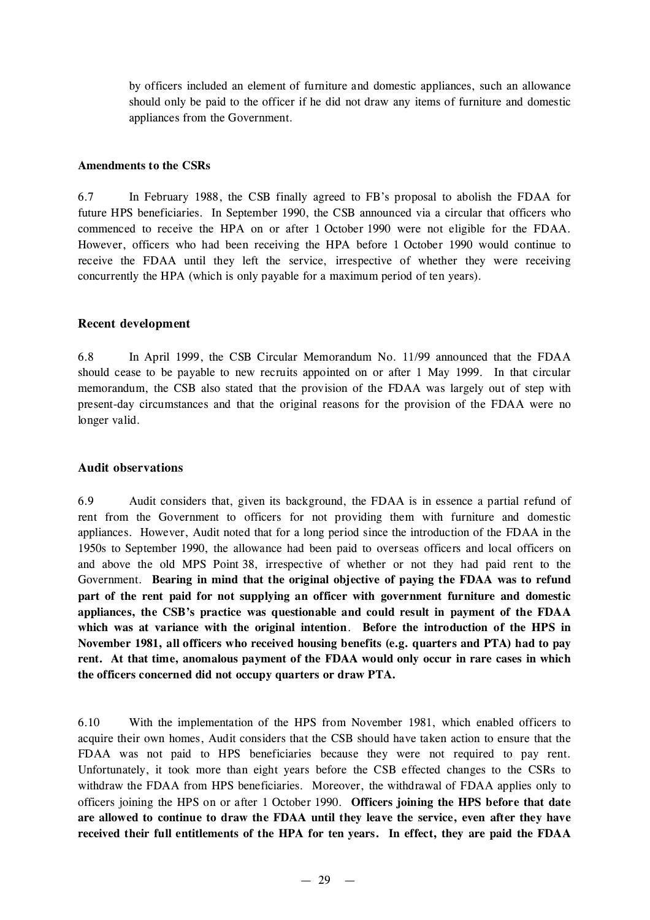by officers included an element of furniture and domestic appliances, such an allowance should only be paid to the officer if he did not draw any items of furniture and domestic appliances from the Government.

**Amendments to the CSRs**

6.7 In February 1988, the CSB finally agreed to FB's proposal to abolish the FDAA for future HPS beneficiaries. In September 1990, the CSB announced via a circular that officers who commenced to receive the HPA on or after 1 October 1990 were not eligible for the FDAA. However, officers who had been receiving the HPA before 1 October 1990 would continue to receive the FDAA until they left the service, irrespective of whether they were receiving concurrently the HPA (which is only payable for a maximum period of ten years).

**Recent development**

6.8 In April 1999, the CSB Circular Memorandum No. 11/99 announced that the FDAA should cease to be payable to new recruits appointed on or after 1 May 1999. In that circular memorandum, the CSB also stated that the provision of the FDAA was largely out of step with present-day circumstances and that the original reasons for the provision of the FDAA were no longer valid.

**Audit observations**

6.9 Audit considers that, given its background, the FDAA is in essence a partial refund of rent from the Government to officers for not providing them with furniture and domestic appliances. However, Audit noted that for a long period since the introduction of the FDAA in the 1950s to September 1990, the allowance had been paid to overseas officers and local officers on and above the old MPS Point 38, irrespective of whether or not they had paid rent to the Government. **Bearing in mind that the original objective of paying the FDAA was to refund part of the rent paid for not supplying an officer with government furniture and domestic appliances, the CSB's practice was questionable and could result in payment of the FDAA which was at variance with the original intention. Before the introduction of the HPS in November 1981, all officers who received housing benefits (e.g. quarters and PTA) had to pay rent. At that time, anomalous payment of the FDAA would only occur in rare cases in which the officers concerned did not occupy quarters or draw PTA.**

6.10 With the implementation of the HPS from November 1981, which enabled officers to acquire their own homes, Audit considers that the CSB should have taken action to ensure that the FDAA was not paid to HPS beneficiaries because they were not required to pay rent. Unfortunately, it took more than eight years before the CSB effected changes to the CSRs to withdraw the FDAA from HPS beneficiaries. Moreover, the withdrawal of FDAA applies only to officers joining the HPS on or after 1 October 1990. **Officers joining the HPS before that date are allowed to continue to draw the FDAA until they leave the service, even after they have received their full entitlements of the HPA for ten years. In effect, they are paid the FDAA**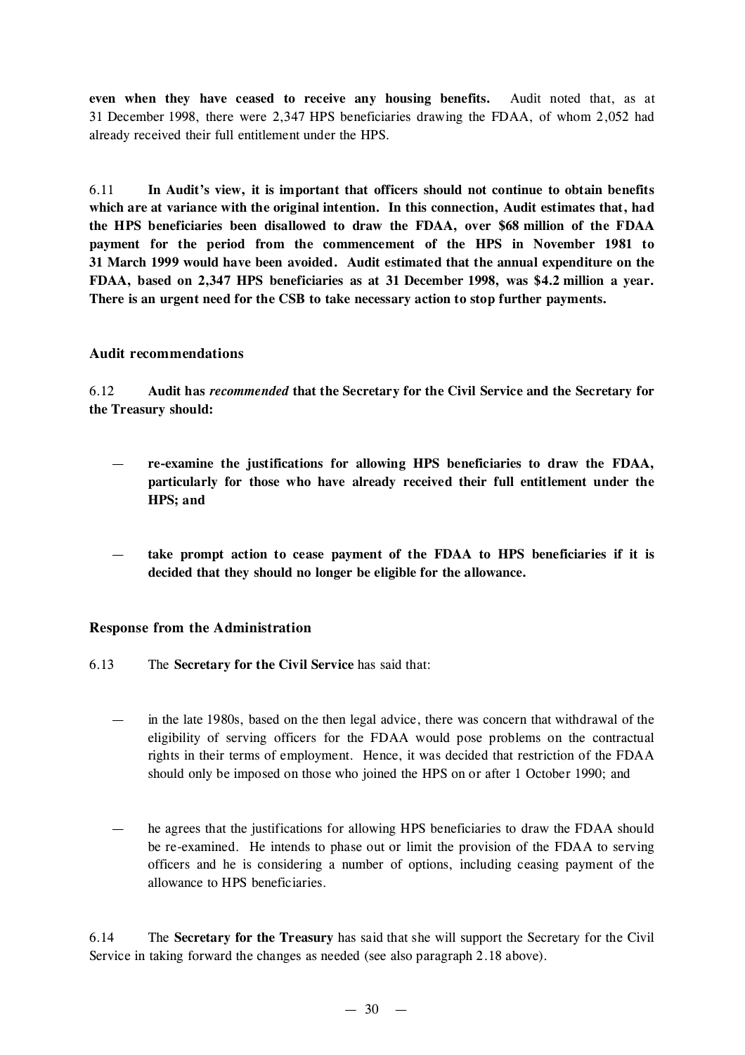**even when they have ceased to receive any housing benefits.** Audit noted that, as at 31 December 1998, there were 2,347 HPS beneficiaries drawing the FDAA, of whom 2,052 had already received their full entitlement under the HPS.

6.11 **In Audit's view, it is important that officers should not continue to obtain benefits which are at variance with the original intention. In this connection, Audit estimates that, had the HPS beneficiaries been disallowed to draw the FDAA, over $68 million of the FDAA payment for the period from the commencement of the HPS in November 1981 to 31 March 1999 would have been avoided. Audit estimated that the annual expenditure on the FDAA, based on 2,347 HPS beneficiaries as at 31 December 1998, was $4.2 million a year. There is an urgent need for the CSB to take necessary action to stop further payments.**

### Audit recommendations

6.12 **Audit has *recommended* that the Secretary for the Civil Service and the Secretary for the Treasury should:**

— **re-examine the justifications for allowing HPS beneficiaries to draw the FDAA, particularly for those who have already received their full entitlement under the HPS; and**

— **take prompt action to cease payment of the FDAA to HPS beneficiaries if it is decided that they should no longer be eligible for the allowance.**

### Response from the Administration

6.13 The **Secretary for the Civil Service** has said that:

— in the late 1980s, based on the then legal advice, there was concern that withdrawal of the eligibility of serving officers for the FDAA would pose problems on the contractual rights in their terms of employment. Hence, it was decided that restriction of the FDAA should only be imposed on those who joined the HPS on or after 1 October 1990; and

— he agrees that the justifications for allowing HPS beneficiaries to draw the FDAA should be re-examined. He intends to phase out or limit the provision of the FDAA to serving officers and he is considering a number of options, including ceasing payment of the allowance to HPS beneficiaries.

6.14 The **Secretary for the Treasury** has said that she will support the Secretary for the Civil Service in taking forward the changes as needed (see also paragraph 2.18 above).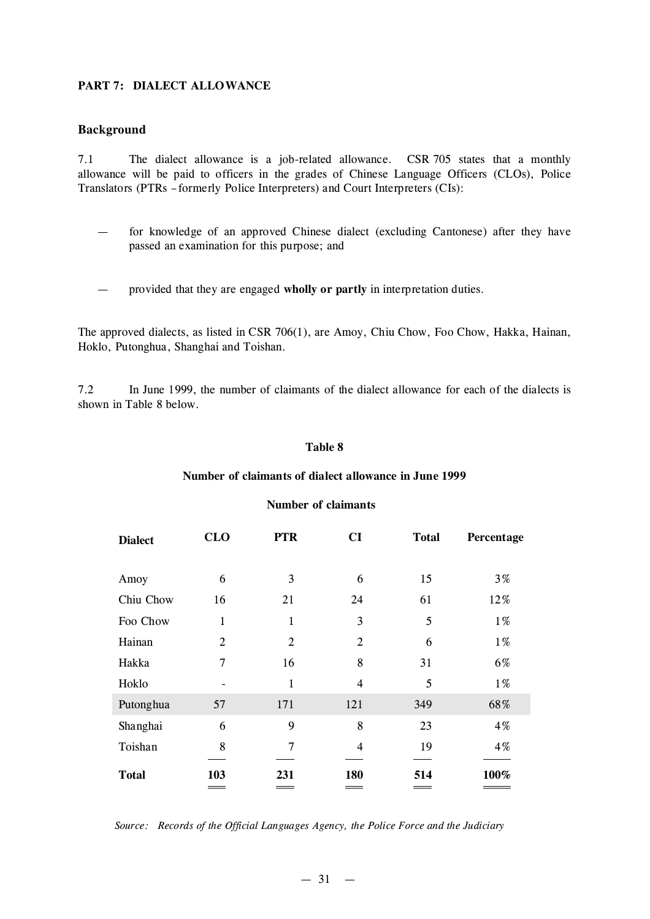## PART 7: DIALECT ALLOWANCE

### Background

7.1 The dialect allowance is a job-related allowance. CSR 705 states that a monthly allowance will be paid to officers in the grades of Chinese Language Officers (CLOs), Police Translators (PTRs – formerly Police Interpreters) and Court Interpreters (CIs):

— for knowledge of an approved Chinese dialect (excluding Cantonese) after they have passed an examination for this purpose; and

— provided that they are engaged **wholly or partly** in interpretation duties.

The approved dialects, as listed in CSR 706(1), are Amoy, Chiu Chow, Foo Chow, Hakka, Hainan, Hoklo, Putonghua, Shanghai and Toishan.

7.2 In June 1999, the number of claimants of the dialect allowance for each of the dialects is shown in Table 8 below.

**Table 8**

**Number of claimants of dialect allowance in June 1999**

| | Number of claimants | | | | |
|---|---|---|---|---|---|
| **Dialect** | **CLO** | **PTR** | **CI** | **Total** | **Percentage** |
| Amoy | 6 | 3 | 6 | 15 | 3% |
| Chiu Chow | 16 | 21 | 24 | 61 | 12% |
| Foo Chow | 1 | 1 | 3 | 5 | 1% |
| Hainan | 2 | 2 | 2 | 6 | 1% |
| Hakka | 7 | 16 | 8 | 31 | 6% |
| Hoklo | - | 1 | 4 | 5 | 1% |
| Putonghua | 57 | 171 | 121 | 349 | 68% |
| Shanghai | 6 | 9 | 8 | 23 | 4% |
| Toishan | 8 | 7 | 4 | 19 | 4% |
| **Total** | **103** | **231** | **180** | **514** | **100%** |

*Source: Records of the Official Languages Agency, the Police Force and the Judiciary*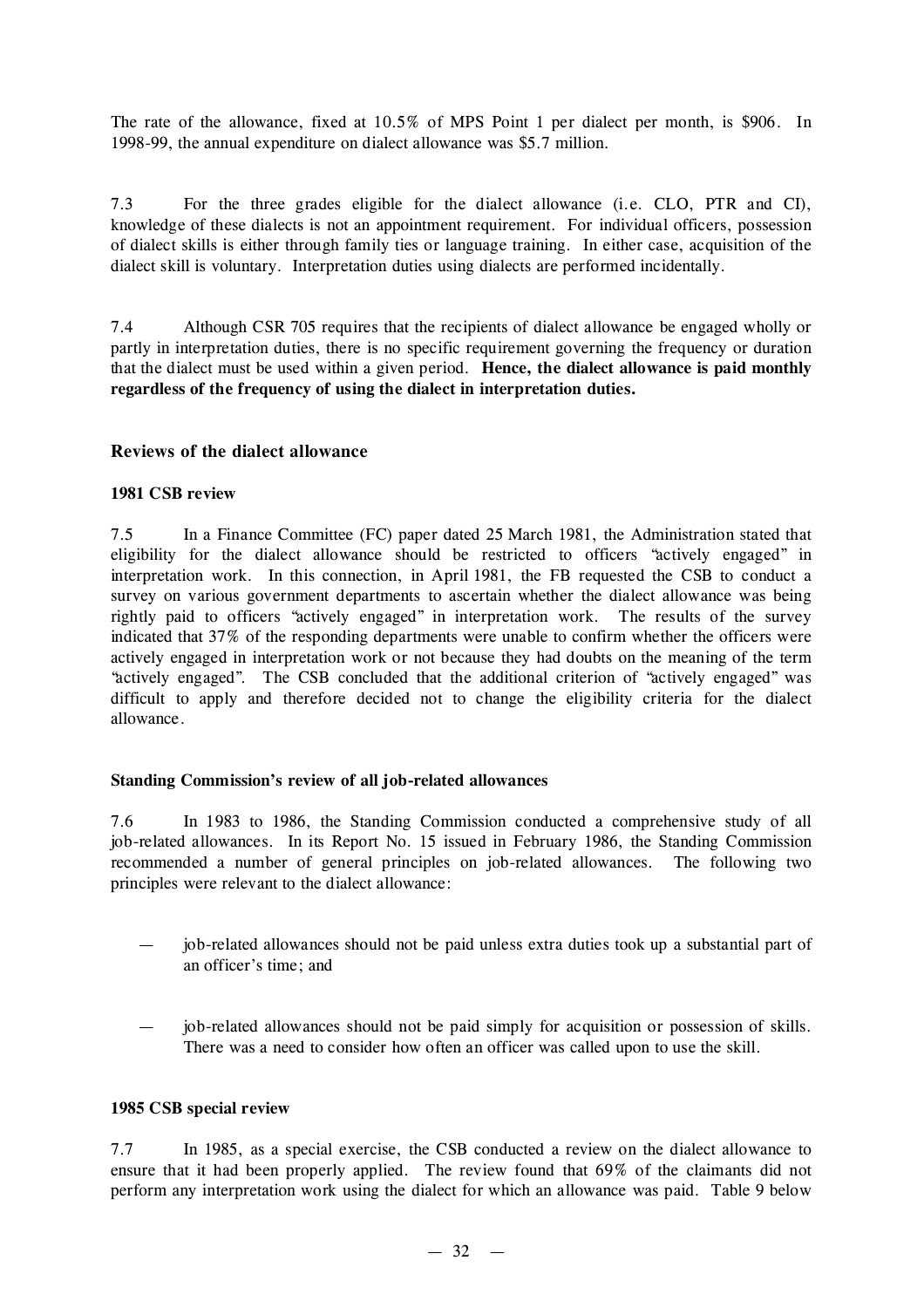The rate of the allowance, fixed at 10.5% of MPS Point 1 per dialect per month, is $906. In 1998-99, the annual expenditure on dialect allowance was $5.7 million.

7.3 For the three grades eligible for the dialect allowance (i.e. CLO, PTR and CI), knowledge of these dialects is not an appointment requirement. For individual officers, possession of dialect skills is either through family ties or language training. In either case, acquisition of the dialect skill is voluntary. Interpretation duties using dialects are performed incidentally.

7.4 Although CSR 705 requires that the recipients of dialect allowance be engaged wholly or partly in interpretation duties, there is no specific requirement governing the frequency or duration that the dialect must be used within a given period. **Hence, the dialect allowance is paid monthly regardless of the frequency of using the dialect in interpretation duties.**

### Reviews of the dialect allowance

#### 1981 CSB review

7.5 In a Finance Committee (FC) paper dated 25 March 1981, the Administration stated that eligibility for the dialect allowance should be restricted to officers "actively engaged" in interpretation work. In this connection, in April 1981, the FB requested the CSB to conduct a survey on various government departments to ascertain whether the dialect allowance was being rightly paid to officers "actively engaged" in interpretation work. The results of the survey indicated that 37% of the responding departments were unable to confirm whether the officers were actively engaged in interpretation work or not because they had doubts on the meaning of the term "actively engaged". The CSB concluded that the additional criterion of "actively engaged" was difficult to apply and therefore decided not to change the eligibility criteria for the dialect allowance.

#### Standing Commission's review of all job-related allowances

7.6 In 1983 to 1986, the Standing Commission conducted a comprehensive study of all job-related allowances. In its Report No. 15 issued in February 1986, the Standing Commission recommended a number of general principles on job-related allowances. The following two principles were relevant to the dialect allowance:

— job-related allowances should not be paid unless extra duties took up a substantial part of an officer's time; and

— job-related allowances should not be paid simply for acquisition or possession of skills. There was a need to consider how often an officer was called upon to use the skill.

#### 1985 CSB special review

7.7 In 1985, as a special exercise, the CSB conducted a review on the dialect allowance to ensure that it had been properly applied. The review found that 69% of the claimants did not perform any interpretation work using the dialect for which an allowance was paid. Table 9 below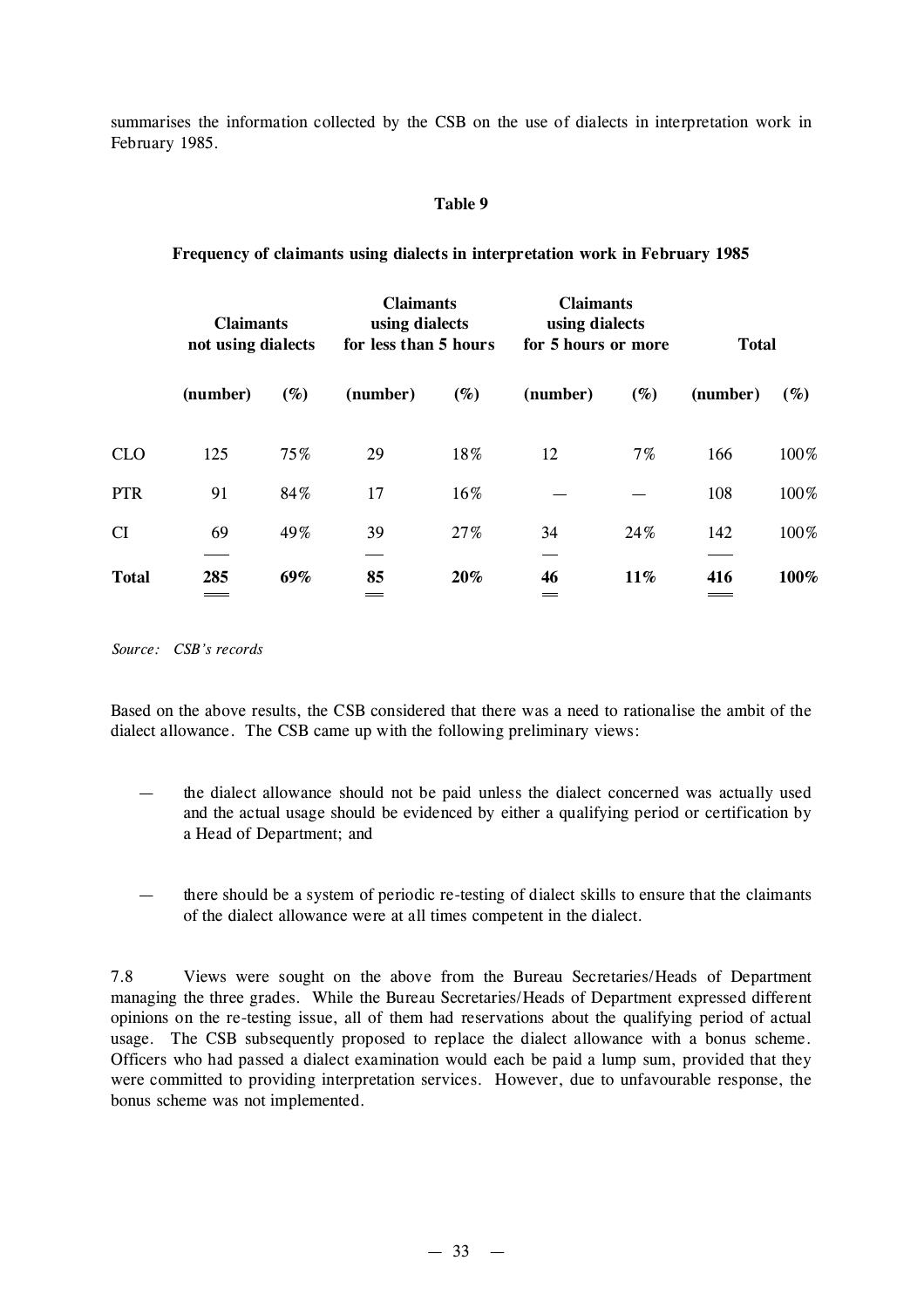summarises the information collected by the CSB on the use of dialects in interpretation work in February 1985.

**Table 9**

**Frequency of claimants using dialects in interpretation work in February 1985**

| | Claimants not using dialects | | Claimants using dialects for less than 5 hours | | Claimants using dialects for 5 hours or more | | Total | |
|---|---|---|---|---|---|---|---|---|
| | (number) | (%) | (number) | (%) | (number) | (%) | (number) | (%) |
| CLO | 125 | 75% | 29 | 18% | 12 | 7% | 166 | 100% |
| PTR | 91 | 84% | 17 | 16% | — | — | 108 | 100% |
| CI | 69 | 49% | 39 | 27% | 34 | 24% | 142 | 100% |
| **Total** | **285** | **69%** | **85** | **20%** | **46** | **11%** | **416** | **100%** |

*Source: CSB's records*

Based on the above results, the CSB considered that there was a need to rationalise the ambit of the dialect allowance. The CSB came up with the following preliminary views:

— the dialect allowance should not be paid unless the dialect concerned was actually used and the actual usage should be evidenced by either a qualifying period or certification by a Head of Department; and

— there should be a system of periodic re-testing of dialect skills to ensure that the claimants of the dialect allowance were at all times competent in the dialect.

7.8 Views were sought on the above from the Bureau Secretaries/Heads of Department managing the three grades. While the Bureau Secretaries/Heads of Department expressed different opinions on the re-testing issue, all of them had reservations about the qualifying period of actual usage. The CSB subsequently proposed to replace the dialect allowance with a bonus scheme. Officers who had passed a dialect examination would each be paid a lump sum, provided that they were committed to providing interpretation services. However, due to unfavourable response, the bonus scheme was not implemented.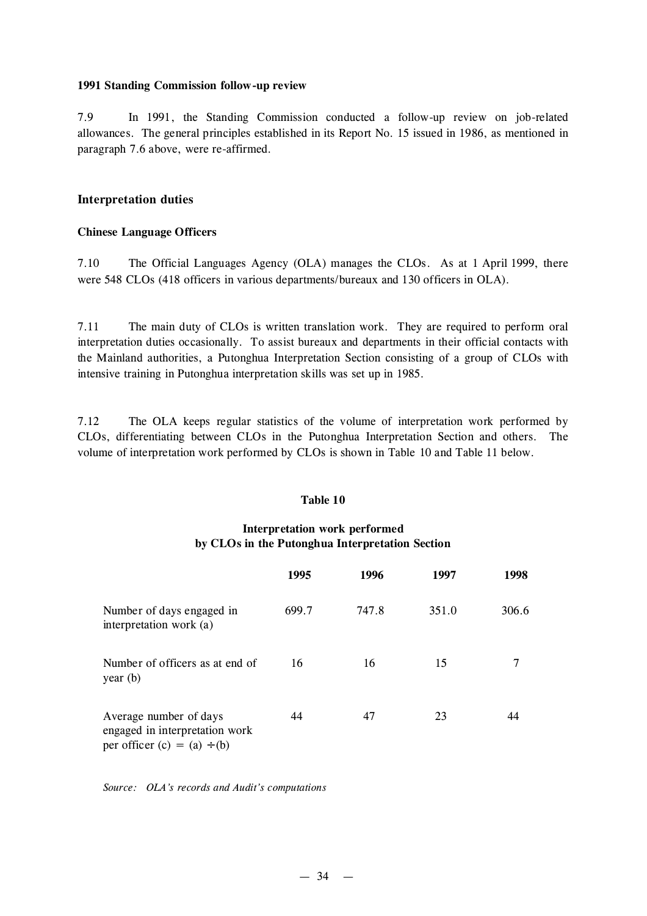**1991 Standing Commission follow-up review**

7.9 In 1991, the Standing Commission conducted a follow-up review on job-related allowances. The general principles established in its Report No. 15 issued in 1986, as mentioned in paragraph 7.6 above, were re-affirmed.

## Interpretation duties

**Chinese Language Officers**

7.10 The Official Languages Agency (OLA) manages the CLOs. As at 1 April 1999, there were 548 CLOs (418 officers in various departments/bureaux and 130 officers in OLA).

7.11 The main duty of CLOs is written translation work. They are required to perform oral interpretation duties occasionally. To assist bureaux and departments in their official contacts with the Mainland authorities, a Putonghua Interpretation Section consisting of a group of CLOs with intensive training in Putonghua interpretation skills was set up in 1985.

7.12 The OLA keeps regular statistics of the volume of interpretation work performed by CLOs, differentiating between CLOs in the Putonghua Interpretation Section and others. The volume of interpretation work performed by CLOs is shown in Table 10 and Table 11 below.

**Table 10**

**Interpretation work performed by CLOs in the Putonghua Interpretation Section**

| | 1995 | 1996 | 1997 | 1998 |
|---|---|---|---|---|
| Number of days engaged in interpretation work (a) | 699.7 | 747.8 | 351.0 | 306.6 |
| Number of officers as at end of year (b) | 16 | 16 | 15 | 7 |
| Average number of days engaged in interpretation work per officer (c) = (a) ÷ (b) | 44 | 47 | 23 | 44 |

*Source: OLA's records and Audit's computations*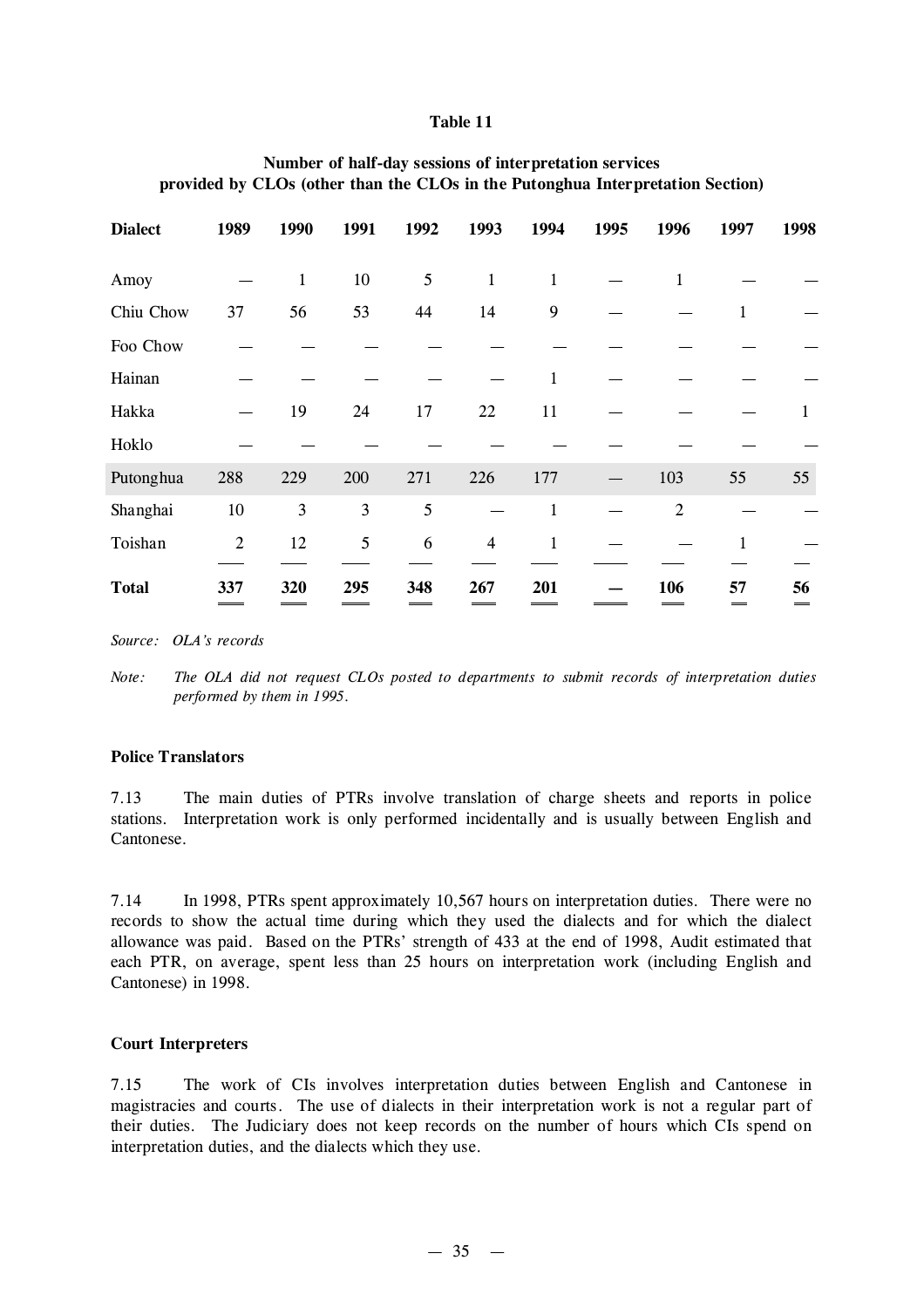**Table 11**

**Number of half-day sessions of interpretation services provided by CLOs (other than the CLOs in the Putonghua Interpretation Section)**

| Dialect | 1989 | 1990 | 1991 | 1992 | 1993 | 1994 | 1995 | 1996 | 1997 | 1998 |
|---|---|---|---|---|---|---|---|---|---|---|
| Amoy | — | 1 | 10 | 5 | 1 | 1 | — | 1 | — | — |
| Chiu Chow | 37 | 56 | 53 | 44 | 14 | 9 | — | — | 1 | — |
| Foo Chow | — | — | — | — | — | — | — | — | — | — |
| Hainan | — | — | — | — | — | 1 | — | — | — | — |
| Hakka | — | 19 | 24 | 17 | 22 | 11 | — | — | — | 1 |
| Hoklo | — | — | — | — | — | — | — | — | — | — |
| Putonghua | 288 | 229 | 200 | 271 | 226 | 177 | — | 103 | 55 | 55 |
| Shanghai | 10 | 3 | 3 | 5 | — | 1 | — | 2 | — | — |
| Toishan | 2 | 12 | 5 | 6 | 4 | 1 | — | — | 1 | — |
| **Total** | **337** | **320** | **295** | **348** | **267** | **201** | **—** | **106** | **57** | **56** |

*Source: OLA's records*

*Note: The OLA did not request CLOs posted to departments to submit records of interpretation duties performed by them in 1995.*

**Police Translators**

7.13 The main duties of PTRs involve translation of charge sheets and reports in police stations. Interpretation work is only performed incidentally and is usually between English and Cantonese.

7.14 In 1998, PTRs spent approximately 10,567 hours on interpretation duties. There were no records to show the actual time during which they used the dialects and for which the dialect allowance was paid. Based on the PTRs' strength of 433 at the end of 1998, Audit estimated that each PTR, on average, spent less than 25 hours on interpretation work (including English and Cantonese) in 1998.

**Court Interpreters**

7.15 The work of CIs involves interpretation duties between English and Cantonese in magistracies and courts. The use of dialects in their interpretation work is not a regular part of their duties. The Judiciary does not keep records on the number of hours which CIs spend on interpretation duties, and the dialects which they use.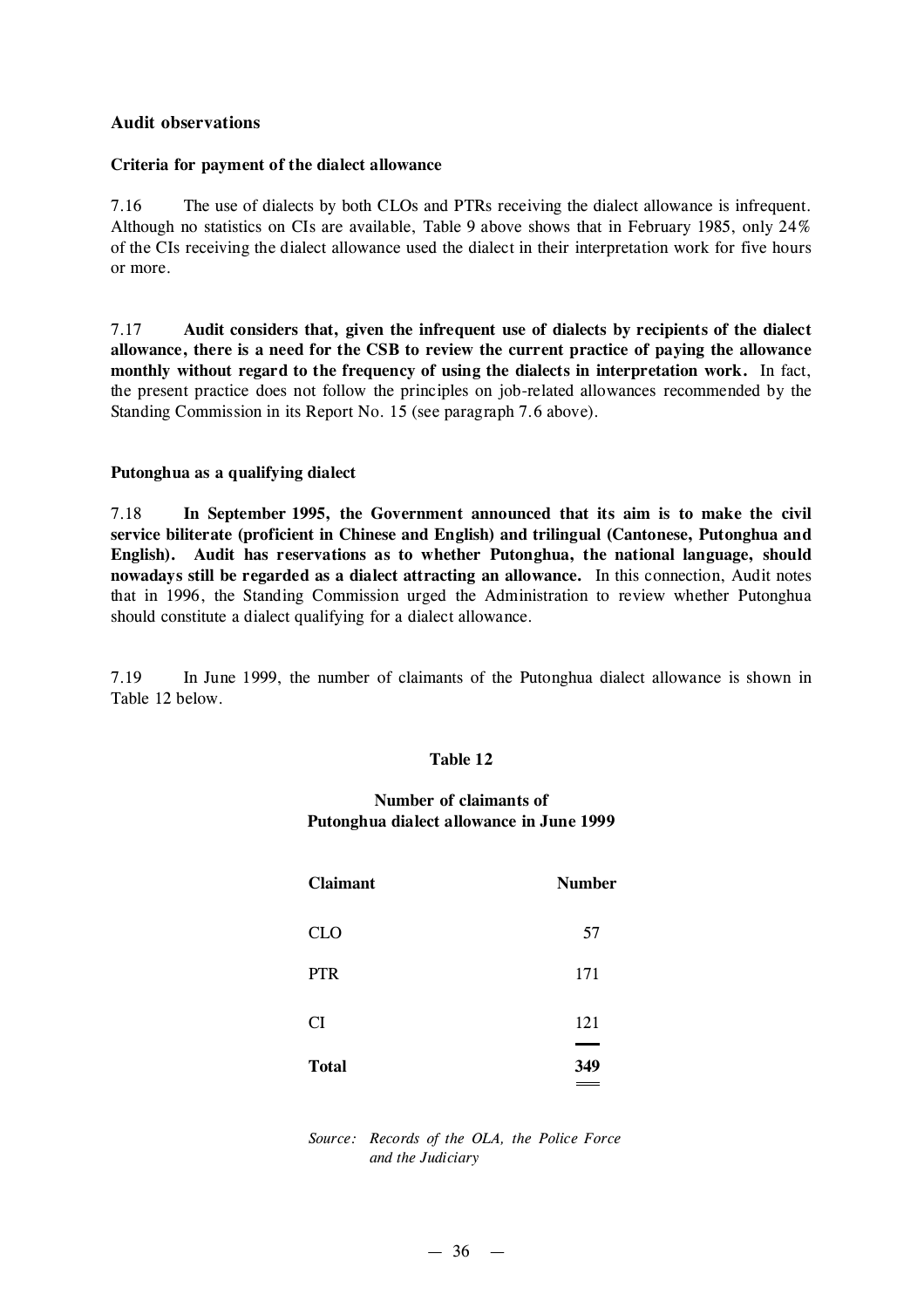## Audit observations

### Criteria for payment of the dialect allowance

7.16 The use of dialects by both CLOs and PTRs receiving the dialect allowance is infrequent. Although no statistics on CIs are available, Table 9 above shows that in February 1985, only 24% of the CIs receiving the dialect allowance used the dialect in their interpretation work for five hours or more.

7.17 **Audit considers that, given the infrequent use of dialects by recipients of the dialect allowance, there is a need for the CSB to review the current practice of paying the allowance monthly without regard to the frequency of using the dialects in interpretation work.** In fact, the present practice does not follow the principles on job-related allowances recommended by the Standing Commission in its Report No. 15 (see paragraph 7.6 above).

### Putonghua as a qualifying dialect

7.18 **In September 1995, the Government announced that its aim is to make the civil service biliterate (proficient in Chinese and English) and trilingual (Cantonese, Putonghua and English). Audit has reservations as to whether Putonghua, the national language, should nowadays still be regarded as a dialect attracting an allowance.** In this connection, Audit notes that in 1996, the Standing Commission urged the Administration to review whether Putonghua should constitute a dialect qualifying for a dialect allowance.

7.19 In June 1999, the number of claimants of the Putonghua dialect allowance is shown in Table 12 below.

**Table 12**

**Number of claimants of Putonghua dialect allowance in June 1999**

| Claimant | Number |
|---|---|
| CLO | 57 |
| PTR | 171 |
| CI | 121 |
| **Total** | **349** |

*Source: Records of the OLA, the Police Force and the Judiciary*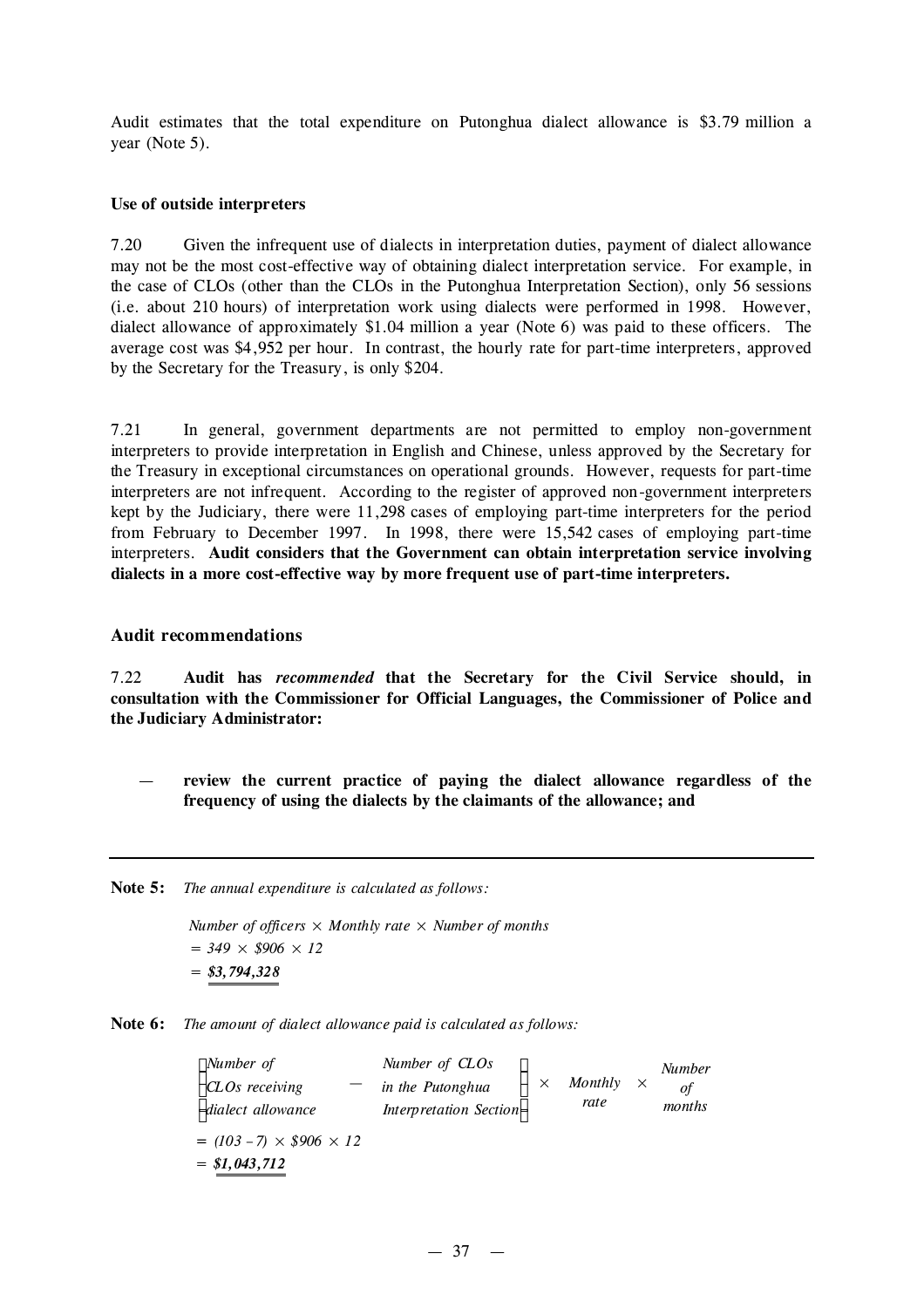Audit estimates that the total expenditure on Putonghua dialect allowance is \$3.79 million a year (Note 5).

### Use of outside interpreters

7.20 Given the infrequent use of dialects in interpretation duties, payment of dialect allowance may not be the most cost-effective way of obtaining dialect interpretation service. For example, in the case of CLOs (other than the CLOs in the Putonghua Interpretation Section), only 56 sessions (i.e. about 210 hours) of interpretation work using dialects were performed in 1998. However, dialect allowance of approximately \$1.04 million a year (Note 6) was paid to these officers. The average cost was \$4,952 per hour. In contrast, the hourly rate for part-time interpreters, approved by the Secretary for the Treasury, is only \$204.

7.21 In general, government departments are not permitted to employ non-government interpreters to provide interpretation in English and Chinese, unless approved by the Secretary for the Treasury in exceptional circumstances on operational grounds. However, requests for part-time interpreters are not infrequent. According to the register of approved non-government interpreters kept by the Judiciary, there were 11,298 cases of employing part-time interpreters for the period from February to December 1997. In 1998, there were 15,542 cases of employing part-time interpreters. **Audit considers that the Government can obtain interpretation service involving dialects in a more cost-effective way by more frequent use of part-time interpreters.**

### Audit recommendations

7.22 **Audit has *recommended* that the Secretary for the Civil Service should, in consultation with the Commissioner for Official Languages, the Commissioner of Police and the Judiciary Administrator:**

— **review the current practice of paying the dialect allowance regardless of the frequency of using the dialects by the claimants of the allowance; and**

---

**Note 5:** *The annual expenditure is calculated as follows:*

*Number of officers × Monthly rate × Number of months*
*= 349 × \$906 × 12*
*= <u>**\$3,794,328**</u>*

**Note 6:** *The amount of dialect allowance paid is calculated as follows:*

$$\left(\begin{array}{l}\textit{Number of}\\ \textit{CLOs receiving}\\ \textit{dialect allowance}\end{array} - \begin{array}{l}\textit{Number of CLOs}\\ \textit{in the Putonghua}\\ \textit{Interpretation Section}\end{array}\right) \times \begin{array}{c}\textit{Monthly}\\ \textit{rate}\end{array} \times \begin{array}{c}\textit{Number}\\ \textit{of}\\ \textit{months}\end{array}$$

*= (103 − 7) × \$906 × 12*
*= <u>**\$1,043,712**</u>*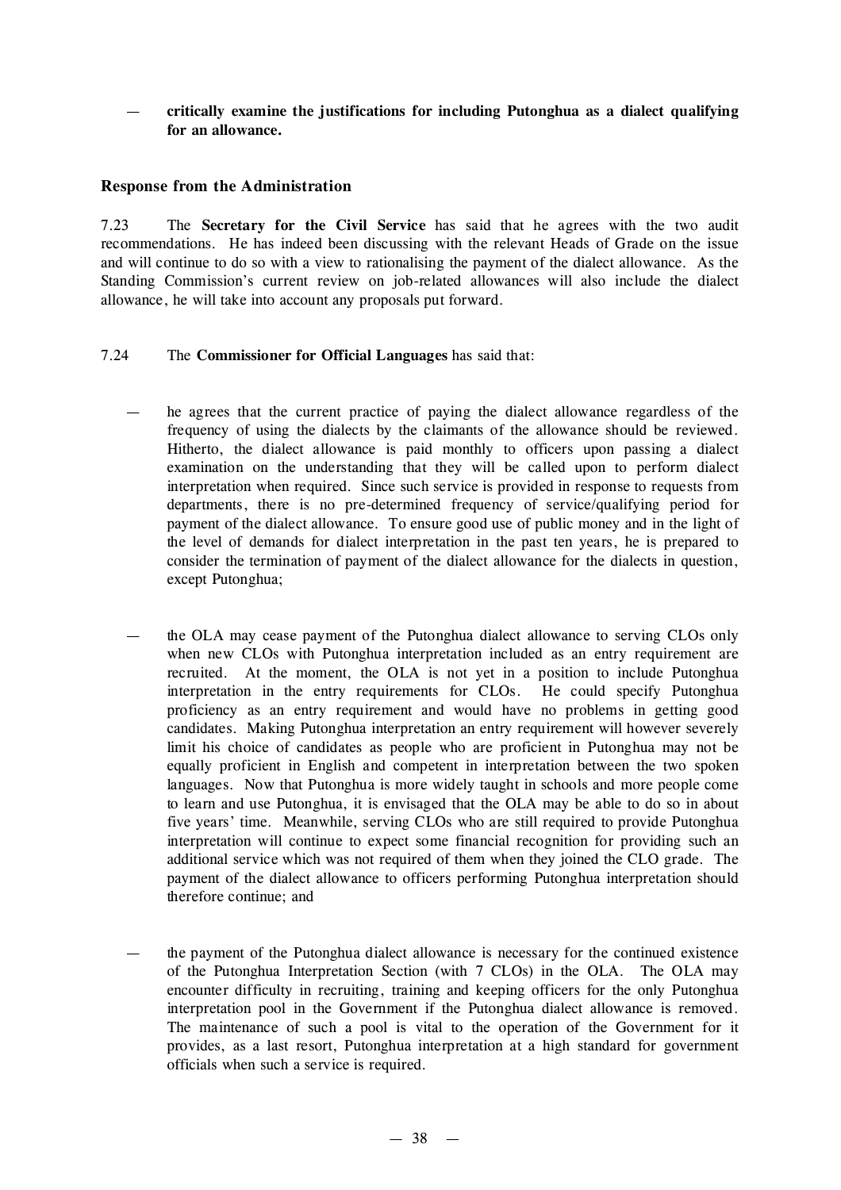- **critically examine the justifications for including Putonghua as a dialect qualifying for an allowance.**

### Response from the Administration

7.23 The **Secretary for the Civil Service** has said that he agrees with the two audit recommendations. He has indeed been discussing with the relevant Heads of Grade on the issue and will continue to do so with a view to rationalising the payment of the dialect allowance. As the Standing Commission's current review on job-related allowances will also include the dialect allowance, he will take into account any proposals put forward.

7.24 The **Commissioner for Official Languages** has said that:

- he agrees that the current practice of paying the dialect allowance regardless of the frequency of using the dialects by the claimants of the allowance should be reviewed. Hitherto, the dialect allowance is paid monthly to officers upon passing a dialect examination on the understanding that they will be called upon to perform dialect interpretation when required. Since such service is provided in response to requests from departments, there is no pre-determined frequency of service/qualifying period for payment of the dialect allowance. To ensure good use of public money and in the light of the level of demands for dialect interpretation in the past ten years, he is prepared to consider the termination of payment of the dialect allowance for the dialects in question, except Putonghua;

- the OLA may cease payment of the Putonghua dialect allowance to serving CLOs only when new CLOs with Putonghua interpretation included as an entry requirement are recruited. At the moment, the OLA is not yet in a position to include Putonghua interpretation in the entry requirements for CLOs. He could specify Putonghua proficiency as an entry requirement and would have no problems in getting good candidates. Making Putonghua interpretation an entry requirement will however severely limit his choice of candidates as people who are proficient in Putonghua may not be equally proficient in English and competent in interpretation between the two spoken languages. Now that Putonghua is more widely taught in schools and more people come to learn and use Putonghua, it is envisaged that the OLA may be able to do so in about five years' time. Meanwhile, serving CLOs who are still required to provide Putonghua interpretation will continue to expect some financial recognition for providing such an additional service which was not required of them when they joined the CLO grade. The payment of the dialect allowance to officers performing Putonghua interpretation should therefore continue; and

- the payment of the Putonghua dialect allowance is necessary for the continued existence of the Putonghua Interpretation Section (with 7 CLOs) in the OLA. The OLA may encounter difficulty in recruiting, training and keeping officers for the only Putonghua interpretation pool in the Government if the Putonghua dialect allowance is removed. The maintenance of such a pool is vital to the operation of the Government for it provides, as a last resort, Putonghua interpretation at a high standard for government officials when such a service is required.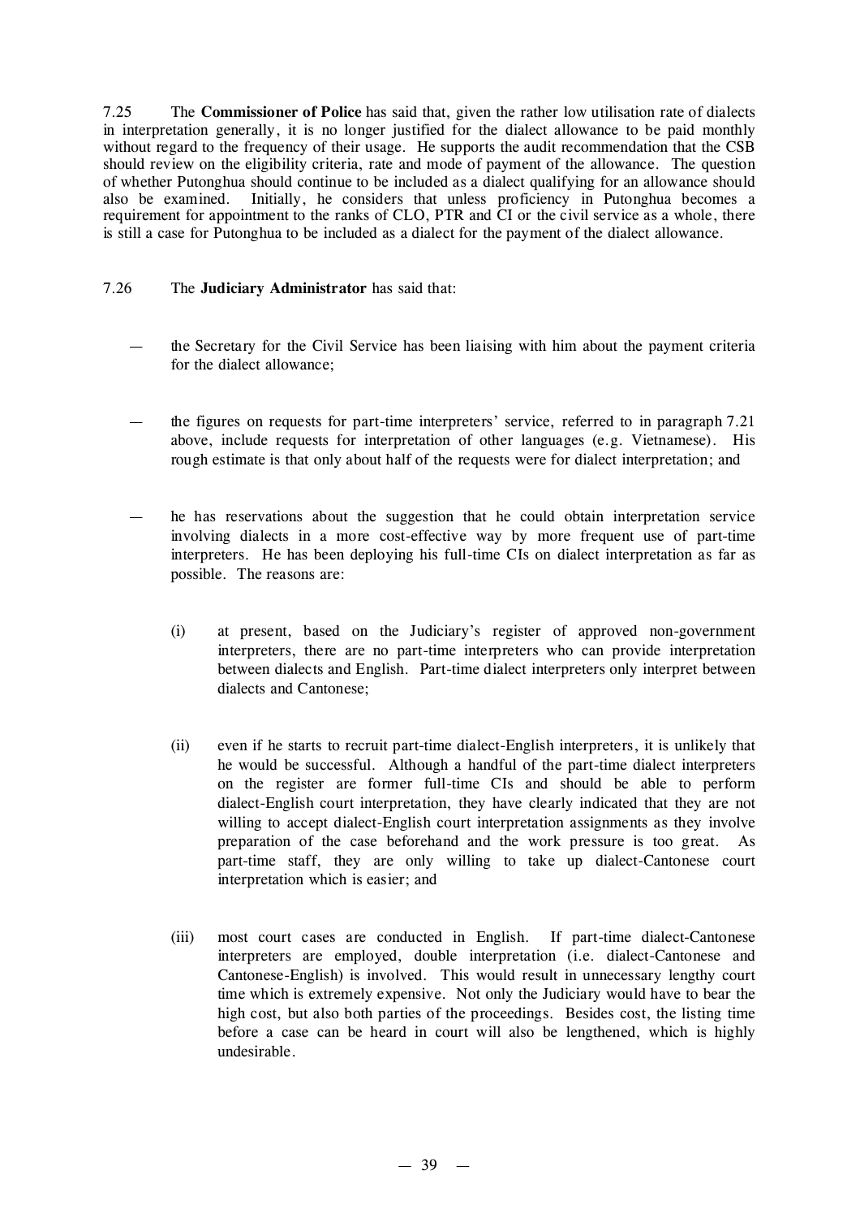7.25 The **Commissioner of Police** has said that, given the rather low utilisation rate of dialects in interpretation generally, it is no longer justified for the dialect allowance to be paid monthly without regard to the frequency of their usage. He supports the audit recommendation that the CSB should review on the eligibility criteria, rate and mode of payment of the allowance. The question of whether Putonghua should continue to be included as a dialect qualifying for an allowance should also be examined. Initially, he considers that unless proficiency in Putonghua becomes a requirement for appointment to the ranks of CLO, PTR and CI or the civil service as a whole, there is still a case for Putonghua to be included as a dialect for the payment of the dialect allowance.

7.26 The **Judiciary Administrator** has said that:

— the Secretary for the Civil Service has been liaising with him about the payment criteria for the dialect allowance;

— the figures on requests for part-time interpreters' service, referred to in paragraph 7.21 above, include requests for interpretation of other languages (e.g. Vietnamese). His rough estimate is that only about half of the requests were for dialect interpretation; and

— he has reservations about the suggestion that he could obtain interpretation service involving dialects in a more cost-effective way by more frequent use of part-time interpreters. He has been deploying his full-time CIs on dialect interpretation as far as possible. The reasons are:

  (i) at present, based on the Judiciary's register of approved non-government interpreters, there are no part-time interpreters who can provide interpretation between dialects and English. Part-time dialect interpreters only interpret between dialects and Cantonese;

  (ii) even if he starts to recruit part-time dialect-English interpreters, it is unlikely that he would be successful. Although a handful of the part-time dialect interpreters on the register are former full-time CIs and should be able to perform dialect-English court interpretation, they have clearly indicated that they are not willing to accept dialect-English court interpretation assignments as they involve preparation of the case beforehand and the work pressure is too great. As part-time staff, they are only willing to take up dialect-Cantonese court interpretation which is easier; and

  (iii) most court cases are conducted in English. If part-time dialect-Cantonese interpreters are employed, double interpretation (i.e. dialect-Cantonese and Cantonese-English) is involved. This would result in unnecessary lengthy court time which is extremely expensive. Not only the Judiciary would have to bear the high cost, but also both parties of the proceedings. Besides cost, the listing time before a case can be heard in court will also be lengthened, which is highly undesirable.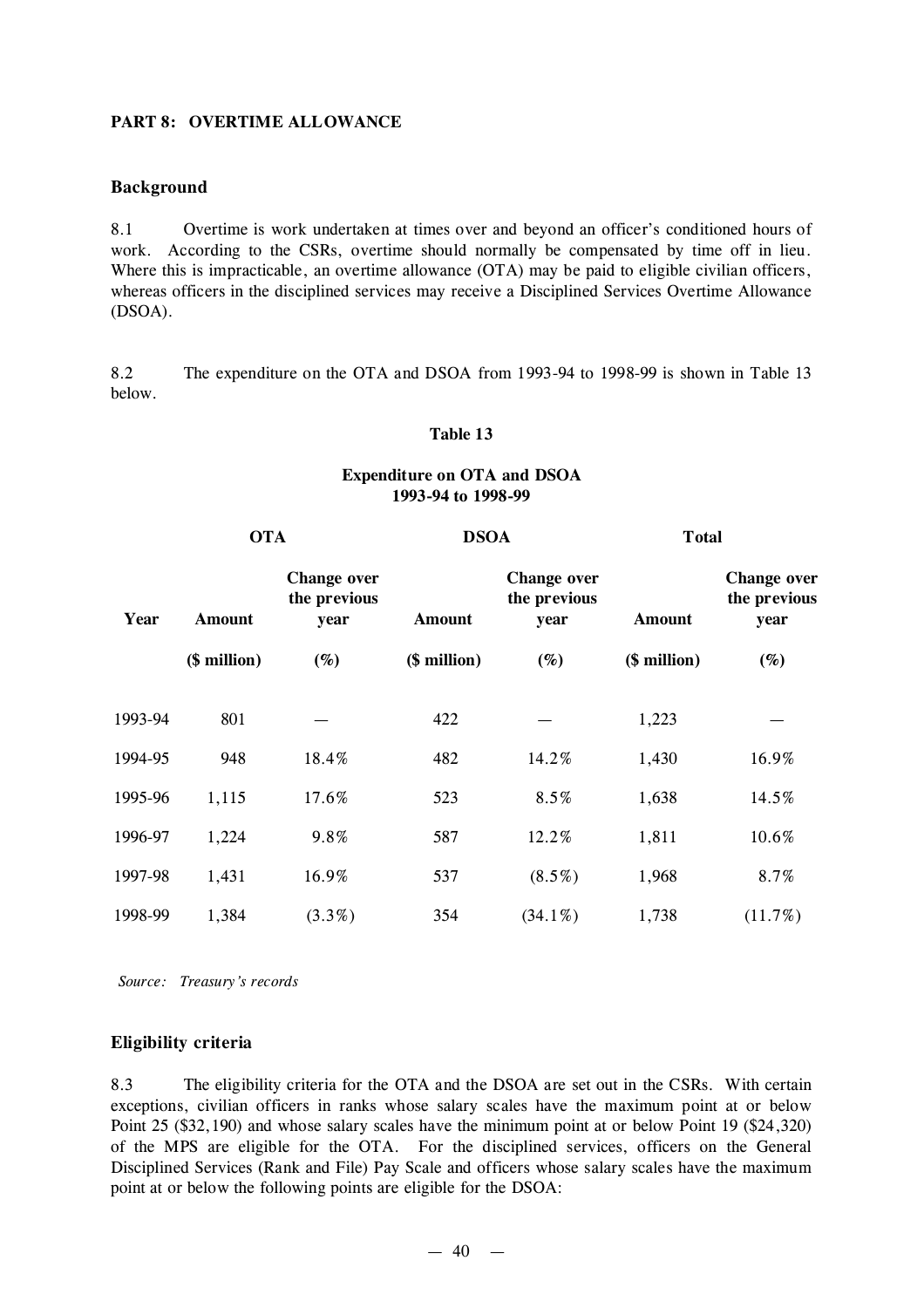## PART 8: OVERTIME ALLOWANCE

### Background

8.1 Overtime is work undertaken at times over and beyond an officer's conditioned hours of work. According to the CSRs, overtime should normally be compensated by time off in lieu. Where this is impracticable, an overtime allowance (OTA) may be paid to eligible civilian officers, whereas officers in the disciplined services may receive a Disciplined Services Overtime Allowance (DSOA).

8.2 The expenditure on the OTA and DSOA from 1993-94 to 1998-99 is shown in Table 13 below.

**Table 13**

**Expenditure on OTA and DSOA 1993-94 to 1998-99**

| | OTA | | DSOA | | Total | |
|---|---|---|---|---|---|---|
| Year | Amount | Change over the previous year | Amount | Change over the previous year | Amount | Change over the previous year |
| | ($ million) | (%) | ($ million) | (%) | ($ million) | (%) |
| 1993-94 | 801 | — | 422 | — | 1,223 | — |
| 1994-95 | 948 | 18.4% | 482 | 14.2% | 1,430 | 16.9% |
| 1995-96 | 1,115 | 17.6% | 523 | 8.5% | 1,638 | 14.5% |
| 1996-97 | 1,224 | 9.8% | 587 | 12.2% | 1,811 | 10.6% |
| 1997-98 | 1,431 | 16.9% | 537 | (8.5%) | 1,968 | 8.7% |
| 1998-99 | 1,384 | (3.3%) | 354 | (34.1%) | 1,738 | (11.7%) |

*Source: Treasury's records*

### Eligibility criteria

8.3 The eligibility criteria for the OTA and the DSOA are set out in the CSRs. With certain exceptions, civilian officers in ranks whose salary scales have the maximum point at or below Point 25 ($32,190) and whose salary scales have the minimum point at or below Point 19 ($24,320) of the MPS are eligible for the OTA. For the disciplined services, officers on the General Disciplined Services (Rank and File) Pay Scale and officers whose salary scales have the maximum point at or below the following points are eligible for the DSOA: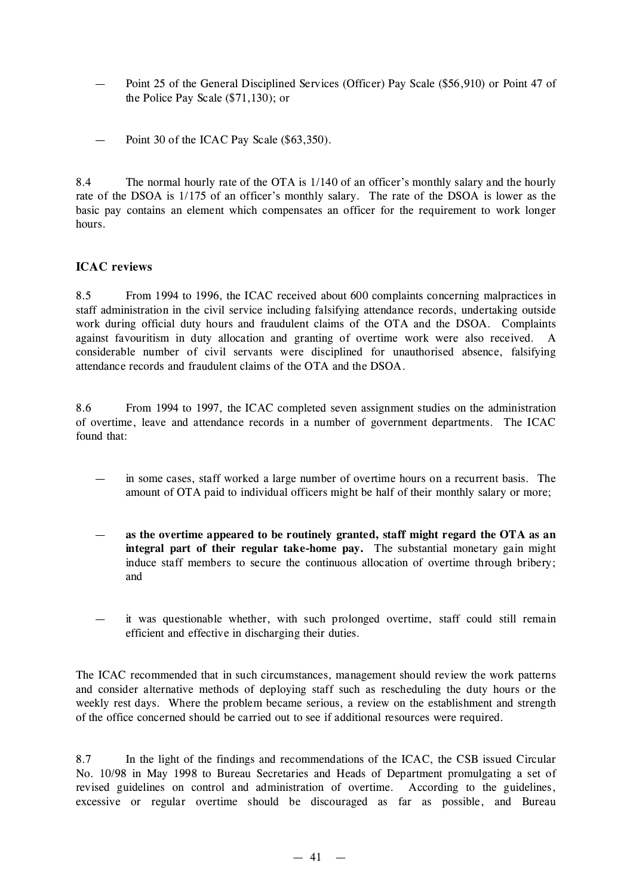- Point 25 of the General Disciplined Services (Officer) Pay Scale ($56,910) or Point 47 of the Police Pay Scale ($71,130); or

- Point 30 of the ICAC Pay Scale ($63,350).

8.4 The normal hourly rate of the OTA is 1/140 of an officer's monthly salary and the hourly rate of the DSOA is 1/175 of an officer's monthly salary. The rate of the DSOA is lower as the basic pay contains an element which compensates an officer for the requirement to work longer hours.

### ICAC reviews

8.5 From 1994 to 1996, the ICAC received about 600 complaints concerning malpractices in staff administration in the civil service including falsifying attendance records, undertaking outside work during official duty hours and fraudulent claims of the OTA and the DSOA. Complaints against favouritism in duty allocation and granting of overtime work were also received. A considerable number of civil servants were disciplined for unauthorised absence, falsifying attendance records and fraudulent claims of the OTA and the DSOA.

8.6 From 1994 to 1997, the ICAC completed seven assignment studies on the administration of overtime, leave and attendance records in a number of government departments. The ICAC found that:

- in some cases, staff worked a large number of overtime hours on a recurrent basis. The amount of OTA paid to individual officers might be half of their monthly salary or more;

- **as the overtime appeared to be routinely granted, staff might regard the OTA as an integral part of their regular take-home pay.** The substantial monetary gain might induce staff members to secure the continuous allocation of overtime through bribery; and

- it was questionable whether, with such prolonged overtime, staff could still remain efficient and effective in discharging their duties.

The ICAC recommended that in such circumstances, management should review the work patterns and consider alternative methods of deploying staff such as rescheduling the duty hours or the weekly rest days. Where the problem became serious, a review on the establishment and strength of the office concerned should be carried out to see if additional resources were required.

8.7 In the light of the findings and recommendations of the ICAC, the CSB issued Circular No. 10/98 in May 1998 to Bureau Secretaries and Heads of Department promulgating a set of revised guidelines on control and administration of overtime. According to the guidelines, excessive or regular overtime should be discouraged as far as possible, and Bureau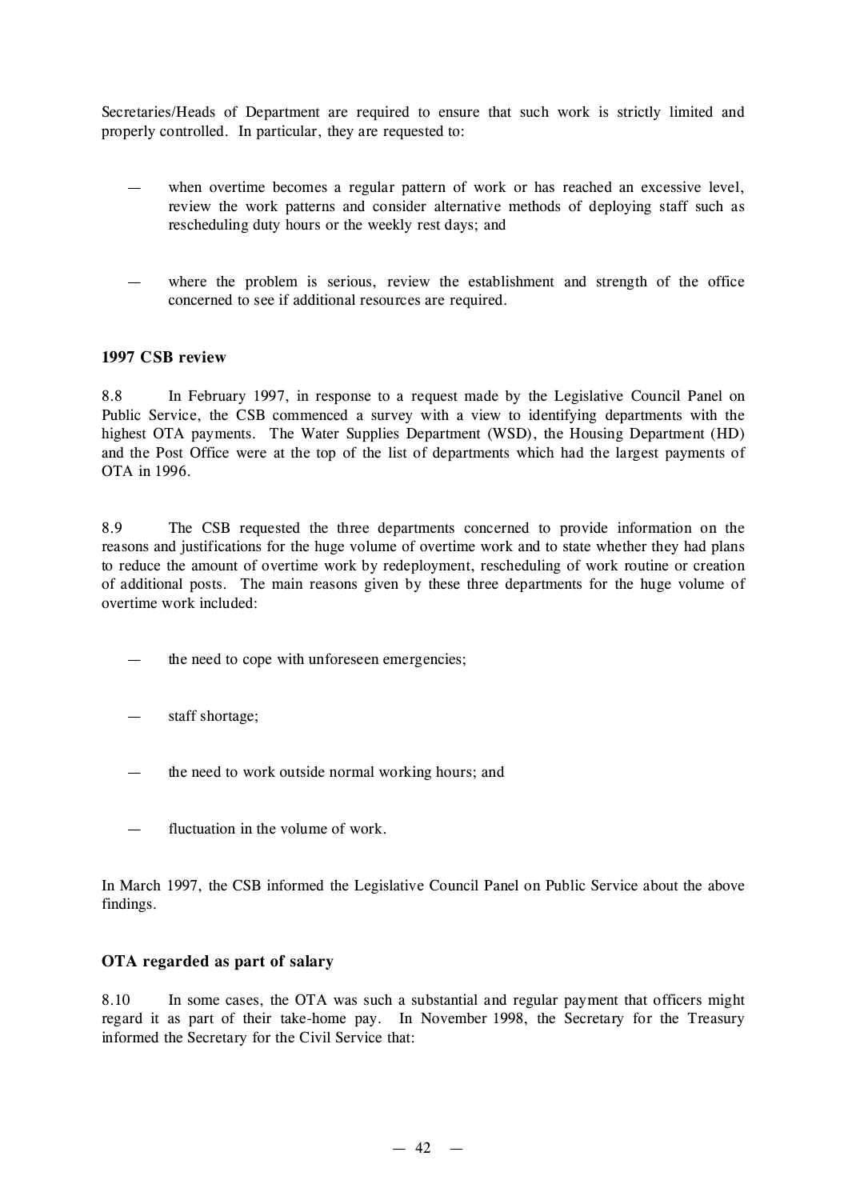Secretaries/Heads of Department are required to ensure that such work is strictly limited and properly controlled. In particular, they are requested to:

— when overtime becomes a regular pattern of work or has reached an excessive level, review the work patterns and consider alternative methods of deploying staff such as rescheduling duty hours or the weekly rest days; and

— where the problem is serious, review the establishment and strength of the office concerned to see if additional resources are required.

### 1997 CSB review

8.8 In February 1997, in response to a request made by the Legislative Council Panel on Public Service, the CSB commenced a survey with a view to identifying departments with the highest OTA payments. The Water Supplies Department (WSD), the Housing Department (HD) and the Post Office were at the top of the list of departments which had the largest payments of OTA in 1996.

8.9 The CSB requested the three departments concerned to provide information on the reasons and justifications for the huge volume of overtime work and to state whether they had plans to reduce the amount of overtime work by redeployment, rescheduling of work routine or creation of additional posts. The main reasons given by these three departments for the huge volume of overtime work included:

— the need to cope with unforeseen emergencies;

— staff shortage;

— the need to work outside normal working hours; and

— fluctuation in the volume of work.

In March 1997, the CSB informed the Legislative Council Panel on Public Service about the above findings.

### OTA regarded as part of salary

8.10 In some cases, the OTA was such a substantial and regular payment that officers might regard it as part of their take-home pay. In November 1998, the Secretary for the Treasury informed the Secretary for the Civil Service that: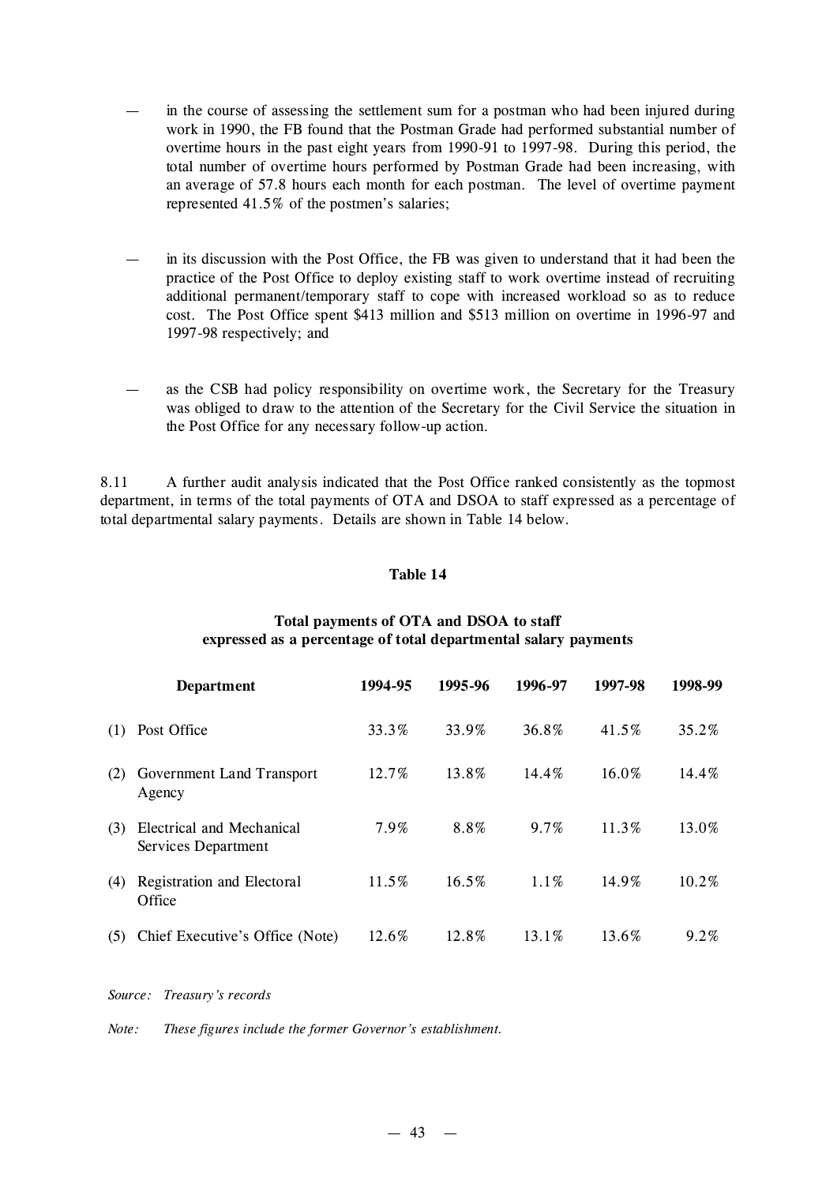- in the course of assessing the settlement sum for a postman who had been injured during work in 1990, the FB found that the Postman Grade had performed substantial number of overtime hours in the past eight years from 1990-91 to 1997-98. During this period, the total number of overtime hours performed by Postman Grade had been increasing, with an average of 57.8 hours each month for each postman. The level of overtime payment represented 41.5% of the postmen's salaries;

- in its discussion with the Post Office, the FB was given to understand that it had been the practice of the Post Office to deploy existing staff to work overtime instead of recruiting additional permanent/temporary staff to cope with increased workload so as to reduce cost. The Post Office spent $413 million and $513 million on overtime in 1996-97 and 1997-98 respectively; and

- as the CSB had policy responsibility on overtime work, the Secretary for the Treasury was obliged to draw to the attention of the Secretary for the Civil Service the situation in the Post Office for any necessary follow-up action.

8.11 A further audit analysis indicated that the Post Office ranked consistently as the topmost department, in terms of the total payments of OTA and DSOA to staff expressed as a percentage of total departmental salary payments. Details are shown in Table 14 below.

**Table 14**

**Total payments of OTA and DSOA to staff expressed as a percentage of total departmental salary payments**

| | Department | 1994-95 | 1995-96 | 1996-97 | 1997-98 | 1998-99 |
|---|---|---|---|---|---|---|
| (1) | Post Office | 33.3% | 33.9% | 36.8% | 41.5% | 35.2% |
| (2) | Government Land Transport Agency | 12.7% | 13.8% | 14.4% | 16.0% | 14.4% |
| (3) | Electrical and Mechanical Services Department | 7.9% | 8.8% | 9.7% | 11.3% | 13.0% |
| (4) | Registration and Electoral Office | 11.5% | 16.5% | 1.1% | 14.9% | 10.2% |
| (5) | Chief Executive's Office (Note) | 12.6% | 12.8% | 13.1% | 13.6% | 9.2% |

*Source: Treasury's records*

*Note: These figures include the former Governor's establishment.*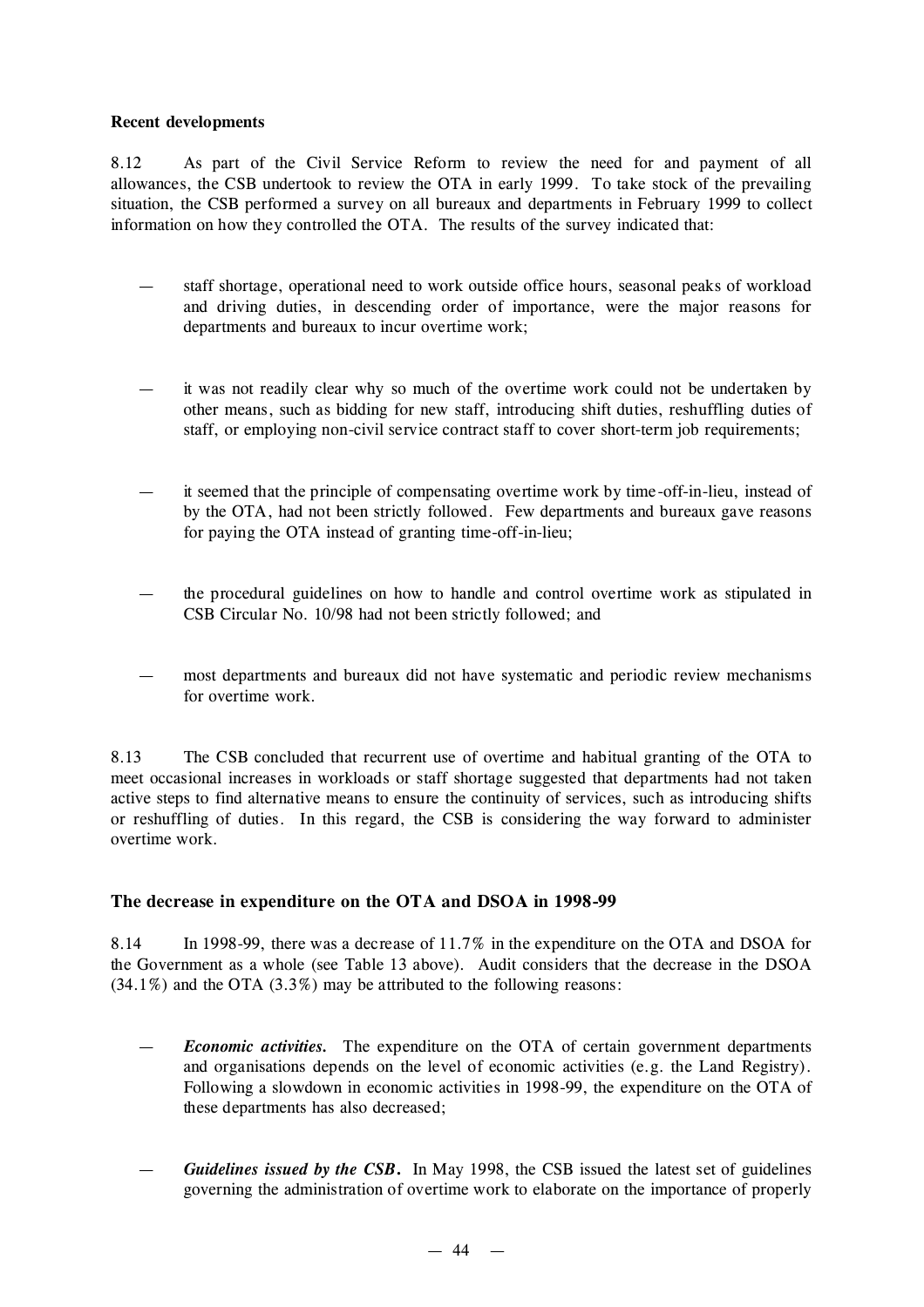**Recent developments**

8.12 As part of the Civil Service Reform to review the need for and payment of all allowances, the CSB undertook to review the OTA in early 1999. To take stock of the prevailing situation, the CSB performed a survey on all bureaux and departments in February 1999 to collect information on how they controlled the OTA. The results of the survey indicated that:

— staff shortage, operational need to work outside office hours, seasonal peaks of workload and driving duties, in descending order of importance, were the major reasons for departments and bureaux to incur overtime work;

— it was not readily clear why so much of the overtime work could not be undertaken by other means, such as bidding for new staff, introducing shift duties, reshuffling duties of staff, or employing non-civil service contract staff to cover short-term job requirements;

— it seemed that the principle of compensating overtime work by time-off-in-lieu, instead of by the OTA, had not been strictly followed. Few departments and bureaux gave reasons for paying the OTA instead of granting time-off-in-lieu;

— the procedural guidelines on how to handle and control overtime work as stipulated in CSB Circular No. 10/98 had not been strictly followed; and

— most departments and bureaux did not have systematic and periodic review mechanisms for overtime work.

8.13 The CSB concluded that recurrent use of overtime and habitual granting of the OTA to meet occasional increases in workloads or staff shortage suggested that departments had not taken active steps to find alternative means to ensure the continuity of services, such as introducing shifts or reshuffling of duties. In this regard, the CSB is considering the way forward to administer overtime work.

## The decrease in expenditure on the OTA and DSOA in 1998-99

8.14 In 1998-99, there was a decrease of 11.7% in the expenditure on the OTA and DSOA for the Government as a whole (see Table 13 above). Audit considers that the decrease in the DSOA (34.1%) and the OTA (3.3%) may be attributed to the following reasons:

— ***Economic activities.*** The expenditure on the OTA of certain government departments and organisations depends on the level of economic activities (e.g. the Land Registry). Following a slowdown in economic activities in 1998-99, the expenditure on the OTA of these departments has also decreased;

— ***Guidelines issued by the CSB.*** In May 1998, the CSB issued the latest set of guidelines governing the administration of overtime work to elaborate on the importance of properly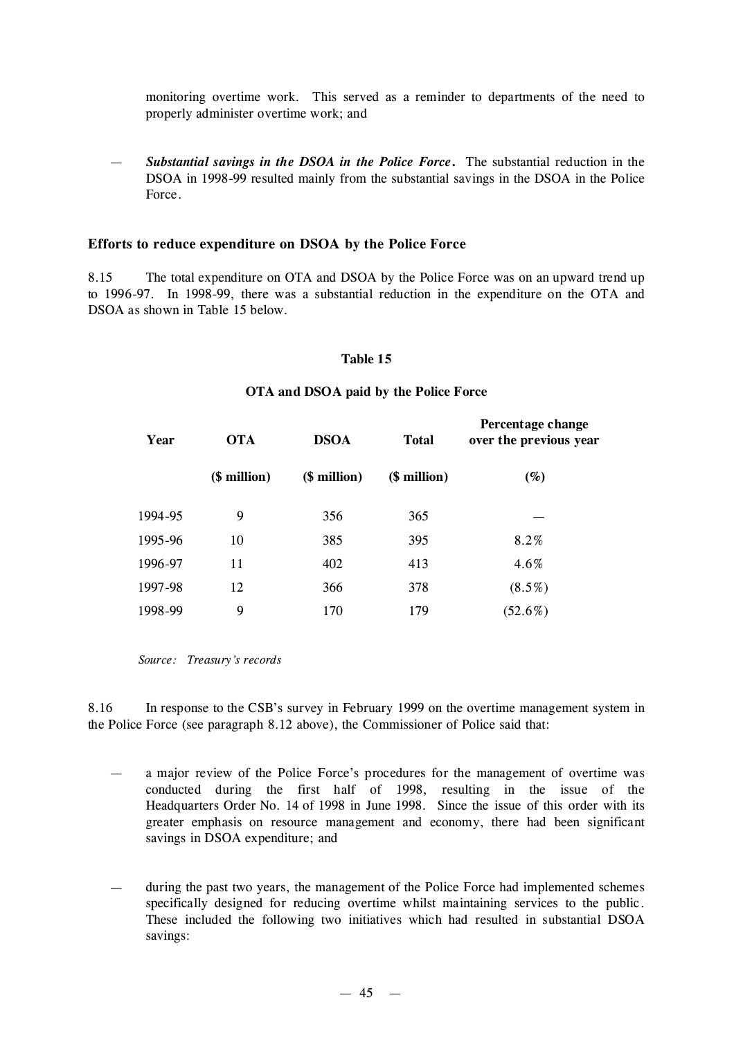monitoring overtime work. This served as a reminder to departments of the need to properly administer overtime work; and

— ***Substantial savings in the DSOA in the Police Force.*** The substantial reduction in the DSOA in 1998-99 resulted mainly from the substantial savings in the DSOA in the Police Force.

### Efforts to reduce expenditure on DSOA by the Police Force

8.15 The total expenditure on OTA and DSOA by the Police Force was on an upward trend up to 1996-97. In 1998-99, there was a substantial reduction in the expenditure on the OTA and DSOA as shown in Table 15 below.

**Table 15**

**OTA and DSOA paid by the Police Force**

| Year | OTA | DSOA | Total | Percentage change over the previous year |
|---|---|---|---|---|
| | ($ million) | ($ million) | ($ million) | (%) |
| 1994-95 | 9 | 356 | 365 | — |
| 1995-96 | 10 | 385 | 395 | 8.2% |
| 1996-97 | 11 | 402 | 413 | 4.6% |
| 1997-98 | 12 | 366 | 378 | (8.5%) |
| 1998-99 | 9 | 170 | 179 | (52.6%) |

*Source: Treasury's records*

8.16 In response to the CSB's survey in February 1999 on the overtime management system in the Police Force (see paragraph 8.12 above), the Commissioner of Police said that:

— a major review of the Police Force's procedures for the management of overtime was conducted during the first half of 1998, resulting in the issue of the Headquarters Order No. 14 of 1998 in June 1998. Since the issue of this order with its greater emphasis on resource management and economy, there had been significant savings in DSOA expenditure; and

— during the past two years, the management of the Police Force had implemented schemes specifically designed for reducing overtime whilst maintaining services to the public. These included the following two initiatives which had resulted in substantial DSOA savings: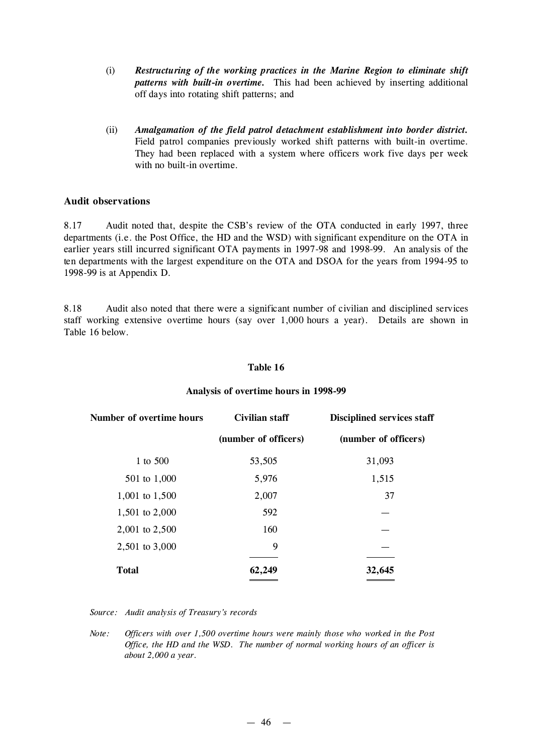(i) ***Restructuring of the working practices in the Marine Region to eliminate shift patterns with built-in overtime.*** This had been achieved by inserting additional off days into rotating shift patterns; and

(ii) ***Amalgamation of the field patrol detachment establishment into border district.*** Field patrol companies previously worked shift patterns with built-in overtime. They had been replaced with a system where officers work five days per week with no built-in overtime.

### Audit observations

8.17 Audit noted that, despite the CSB's review of the OTA conducted in early 1997, three departments (i.e. the Post Office, the HD and the WSD) with significant expenditure on the OTA in earlier years still incurred significant OTA payments in 1997-98 and 1998-99. An analysis of the ten departments with the largest expenditure on the OTA and DSOA for the years from 1994-95 to 1998-99 is at Appendix D.

8.18 Audit also noted that there were a significant number of civilian and disciplined services staff working extensive overtime hours (say over 1,000 hours a year). Details are shown in Table 16 below.

**Table 16**

**Analysis of overtime hours in 1998-99**

| Number of overtime hours | Civilian staff (number of officers) | Disciplined services staff (number of officers) |
|---|---|---|
| 1 to 500 | 53,505 | 31,093 |
| 501 to 1,000 | 5,976 | 1,515 |
| 1,001 to 1,500 | 2,007 | 37 |
| 1,501 to 2,000 | 592 | — |
| 2,001 to 2,500 | 160 | — |
| 2,501 to 3,000 | 9 | — |
| **Total** | **62,249** | **32,645** |

*Source: Audit analysis of Treasury's records*

*Note: Officers with over 1,500 overtime hours were mainly those who worked in the Post Office, the HD and the WSD. The number of normal working hours of an officer is about 2,000 a year.*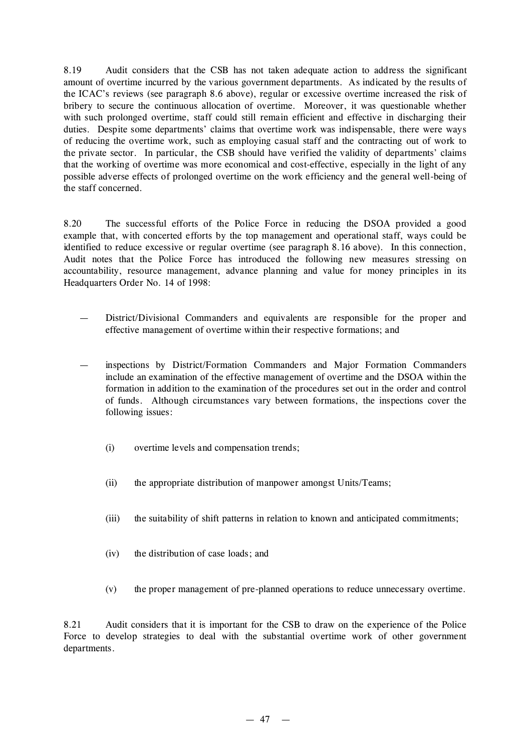8.19 Audit considers that the CSB has not taken adequate action to address the significant amount of overtime incurred by the various government departments. As indicated by the results of the ICAC's reviews (see paragraph 8.6 above), regular or excessive overtime increased the risk of bribery to secure the continuous allocation of overtime. Moreover, it was questionable whether with such prolonged overtime, staff could still remain efficient and effective in discharging their duties. Despite some departments' claims that overtime work was indispensable, there were ways of reducing the overtime work, such as employing casual staff and the contracting out of work to the private sector. In particular, the CSB should have verified the validity of departments' claims that the working of overtime was more economical and cost-effective, especially in the light of any possible adverse effects of prolonged overtime on the work efficiency and the general well-being of the staff concerned.

8.20 The successful efforts of the Police Force in reducing the DSOA provided a good example that, with concerted efforts by the top management and operational staff, ways could be identified to reduce excessive or regular overtime (see paragraph 8.16 above). In this connection, Audit notes that the Police Force has introduced the following new measures stressing on accountability, resource management, advance planning and value for money principles in its Headquarters Order No. 14 of 1998:

— District/Divisional Commanders and equivalents are responsible for the proper and effective management of overtime within their respective formations; and

— inspections by District/Formation Commanders and Major Formation Commanders include an examination of the effective management of overtime and the DSOA within the formation in addition to the examination of the procedures set out in the order and control of funds. Although circumstances vary between formations, the inspections cover the following issues:

  (i) overtime levels and compensation trends;

  (ii) the appropriate distribution of manpower amongst Units/Teams;

  (iii) the suitability of shift patterns in relation to known and anticipated commitments;

  (iv) the distribution of case loads; and

  (v) the proper management of pre-planned operations to reduce unnecessary overtime.

8.21 Audit considers that it is important for the CSB to draw on the experience of the Police Force to develop strategies to deal with the substantial overtime work of other government departments.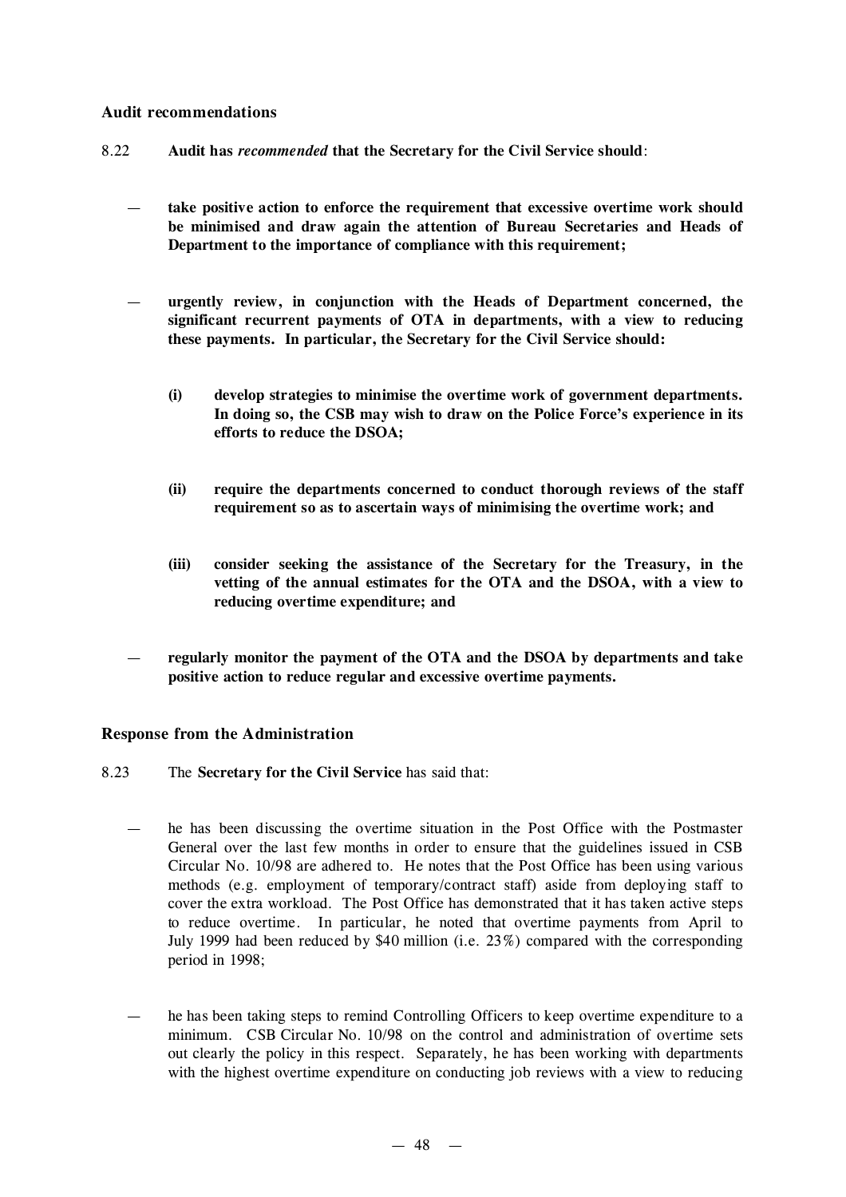### Audit recommendations

8.22 **Audit has *recommended* that the Secretary for the Civil Service should**:

— **take positive action to enforce the requirement that excessive overtime work should be minimised and draw again the attention of Bureau Secretaries and Heads of Department to the importance of compliance with this requirement;**

— **urgently review, in conjunction with the Heads of Department concerned, the significant recurrent payments of OTA in departments, with a view to reducing these payments. In particular, the Secretary for the Civil Service should:**

- **(i) develop strategies to minimise the overtime work of government departments. In doing so, the CSB may wish to draw on the Police Force's experience in its efforts to reduce the DSOA;**

- **(ii) require the departments concerned to conduct thorough reviews of the staff requirement so as to ascertain ways of minimising the overtime work; and**

- **(iii) consider seeking the assistance of the Secretary for the Treasury, in the vetting of the annual estimates for the OTA and the DSOA, with a view to reducing overtime expenditure; and**

— **regularly monitor the payment of the OTA and the DSOA by departments and take positive action to reduce regular and excessive overtime payments.**

### Response from the Administration

8.23 The **Secretary for the Civil Service** has said that:

— he has been discussing the overtime situation in the Post Office with the Postmaster General over the last few months in order to ensure that the guidelines issued in CSB Circular No. 10/98 are adhered to. He notes that the Post Office has been using various methods (e.g. employment of temporary/contract staff) aside from deploying staff to cover the extra workload. The Post Office has demonstrated that it has taken active steps to reduce overtime. In particular, he noted that overtime payments from April to July 1999 had been reduced by $40 million (i.e. 23%) compared with the corresponding period in 1998;

— he has been taking steps to remind Controlling Officers to keep overtime expenditure to a minimum. CSB Circular No. 10/98 on the control and administration of overtime sets out clearly the policy in this respect. Separately, he has been working with departments with the highest overtime expenditure on conducting job reviews with a view to reducing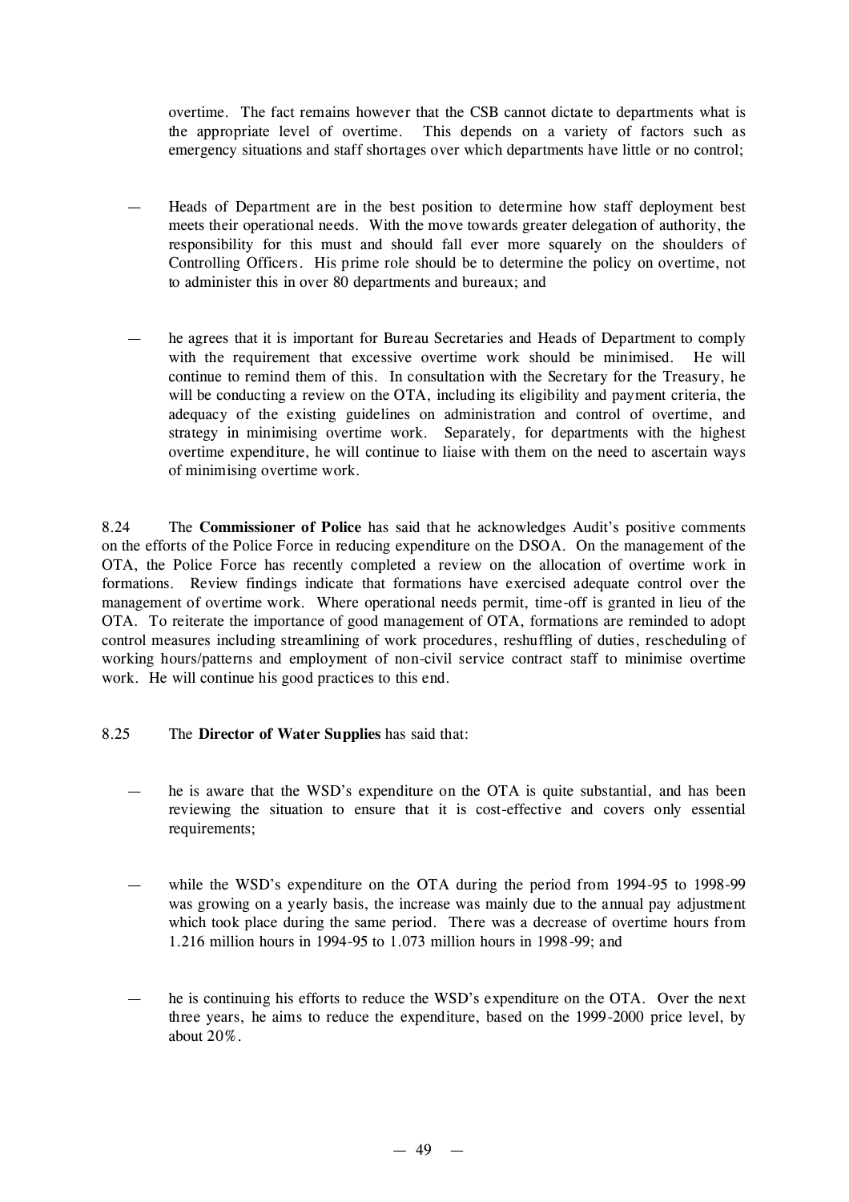overtime. The fact remains however that the CSB cannot dictate to departments what is the appropriate level of overtime. This depends on a variety of factors such as emergency situations and staff shortages over which departments have little or no control;

- Heads of Department are in the best position to determine how staff deployment best meets their operational needs. With the move towards greater delegation of authority, the responsibility for this must and should fall ever more squarely on the shoulders of Controlling Officers. His prime role should be to determine the policy on overtime, not to administer this in over 80 departments and bureaux; and

- he agrees that it is important for Bureau Secretaries and Heads of Department to comply with the requirement that excessive overtime work should be minimised. He will continue to remind them of this. In consultation with the Secretary for the Treasury, he will be conducting a review on the OTA, including its eligibility and payment criteria, the adequacy of the existing guidelines on administration and control of overtime, and strategy in minimising overtime work. Separately, for departments with the highest overtime expenditure, he will continue to liaise with them on the need to ascertain ways of minimising overtime work.

8.24 The **Commissioner of Police** has said that he acknowledges Audit's positive comments on the efforts of the Police Force in reducing expenditure on the DSOA. On the management of the OTA, the Police Force has recently completed a review on the allocation of overtime work in formations. Review findings indicate that formations have exercised adequate control over the management of overtime work. Where operational needs permit, time-off is granted in lieu of the OTA. To reiterate the importance of good management of OTA, formations are reminded to adopt control measures including streamlining of work procedures, reshuffling of duties, rescheduling of working hours/patterns and employment of non-civil service contract staff to minimise overtime work. He will continue his good practices to this end.

8.25 The **Director of Water Supplies** has said that:

- he is aware that the WSD's expenditure on the OTA is quite substantial, and has been reviewing the situation to ensure that it is cost-effective and covers only essential requirements;

- while the WSD's expenditure on the OTA during the period from 1994-95 to 1998-99 was growing on a yearly basis, the increase was mainly due to the annual pay adjustment which took place during the same period. There was a decrease of overtime hours from 1.216 million hours in 1994-95 to 1.073 million hours in 1998-99; and

- he is continuing his efforts to reduce the WSD's expenditure on the OTA. Over the next three years, he aims to reduce the expenditure, based on the 1999-2000 price level, by about 20%.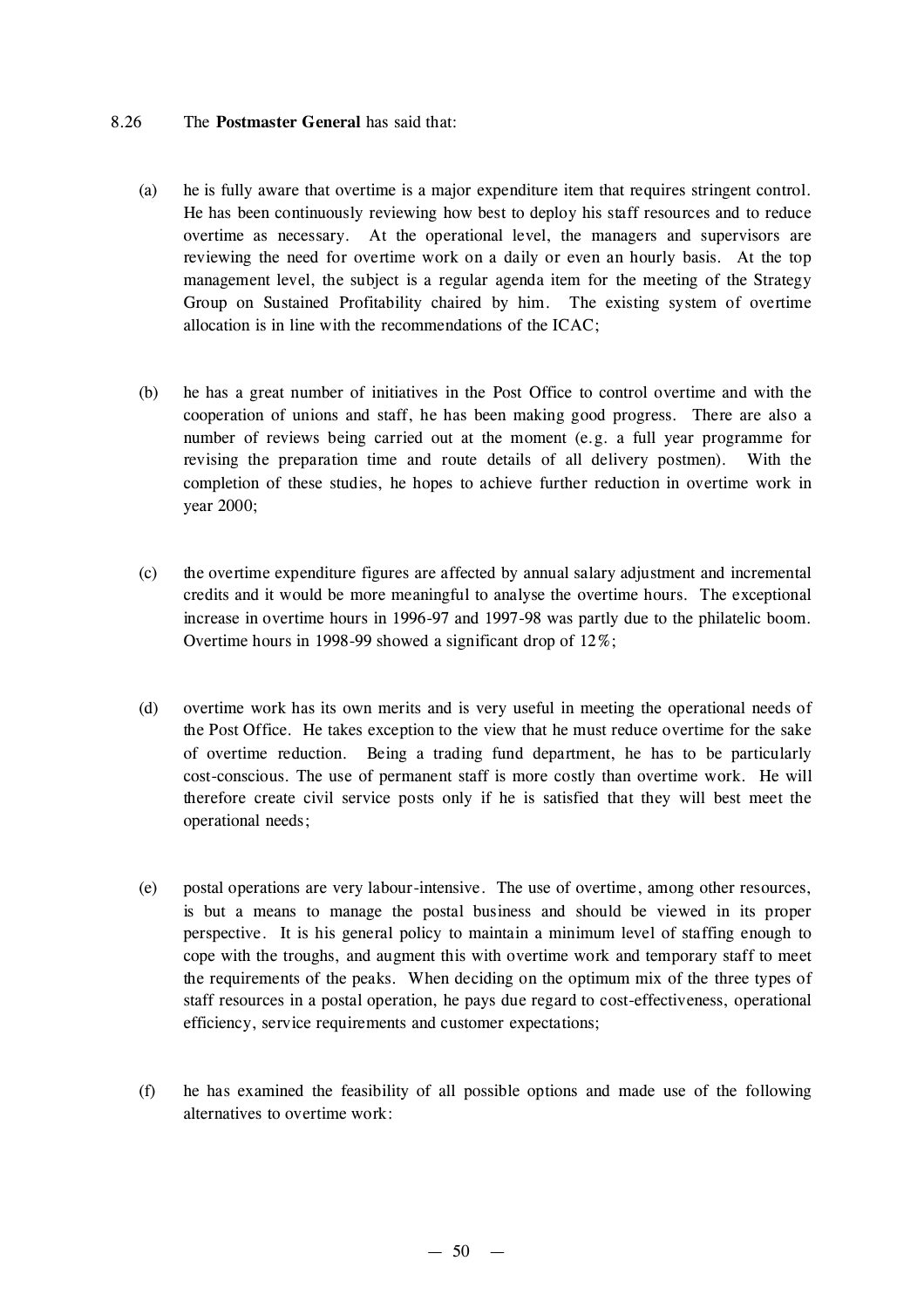8.26 The **Postmaster General** has said that:

(a) he is fully aware that overtime is a major expenditure item that requires stringent control. He has been continuously reviewing how best to deploy his staff resources and to reduce overtime as necessary. At the operational level, the managers and supervisors are reviewing the need for overtime work on a daily or even an hourly basis. At the top management level, the subject is a regular agenda item for the meeting of the Strategy Group on Sustained Profitability chaired by him. The existing system of overtime allocation is in line with the recommendations of the ICAC;

(b) he has a great number of initiatives in the Post Office to control overtime and with the cooperation of unions and staff, he has been making good progress. There are also a number of reviews being carried out at the moment (e.g. a full year programme for revising the preparation time and route details of all delivery postmen). With the completion of these studies, he hopes to achieve further reduction in overtime work in year 2000;

(c) the overtime expenditure figures are affected by annual salary adjustment and incremental credits and it would be more meaningful to analyse the overtime hours. The exceptional increase in overtime hours in 1996-97 and 1997-98 was partly due to the philatelic boom. Overtime hours in 1998-99 showed a significant drop of 12%;

(d) overtime work has its own merits and is very useful in meeting the operational needs of the Post Office. He takes exception to the view that he must reduce overtime for the sake of overtime reduction. Being a trading fund department, he has to be particularly cost-conscious. The use of permanent staff is more costly than overtime work. He will therefore create civil service posts only if he is satisfied that they will best meet the operational needs;

(e) postal operations are very labour-intensive. The use of overtime, among other resources, is but a means to manage the postal business and should be viewed in its proper perspective. It is his general policy to maintain a minimum level of staffing enough to cope with the troughs, and augment this with overtime work and temporary staff to meet the requirements of the peaks. When deciding on the optimum mix of the three types of staff resources in a postal operation, he pays due regard to cost-effectiveness, operational efficiency, service requirements and customer expectations;

(f) he has examined the feasibility of all possible options and made use of the following alternatives to overtime work: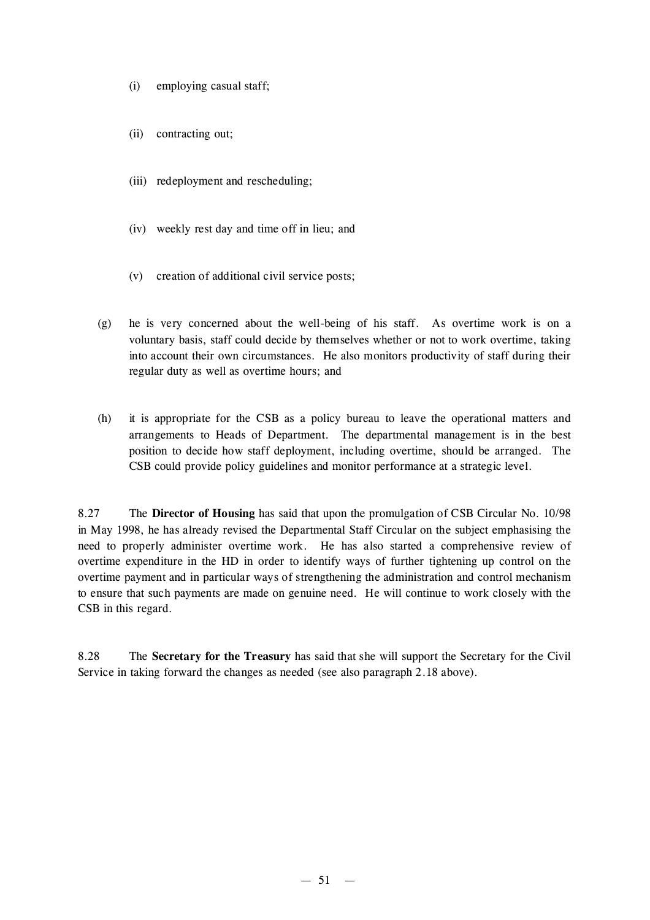(i) employing casual staff;

   (ii) contracting out;

   (iii) redeployment and rescheduling;

   (iv) weekly rest day and time off in lieu; and

   (v) creation of additional civil service posts;

(g) he is very concerned about the well-being of his staff. As overtime work is on a voluntary basis, staff could decide by themselves whether or not to work overtime, taking into account their own circumstances. He also monitors productivity of staff during their regular duty as well as overtime hours; and

(h) it is appropriate for the CSB as a policy bureau to leave the operational matters and arrangements to Heads of Department. The departmental management is in the best position to decide how staff deployment, including overtime, should be arranged. The CSB could provide policy guidelines and monitor performance at a strategic level.

8.27 The **Director of Housing** has said that upon the promulgation of CSB Circular No. 10/98 in May 1998, he has already revised the Departmental Staff Circular on the subject emphasising the need to properly administer overtime work. He has also started a comprehensive review of overtime expenditure in the HD in order to identify ways of further tightening up control on the overtime payment and in particular ways of strengthening the administration and control mechanism to ensure that such payments are made on genuine need. He will continue to work closely with the CSB in this regard.

8.28 The **Secretary for the Treasury** has said that she will support the Secretary for the Civil Service in taking forward the changes as needed (see also paragraph 2.18 above).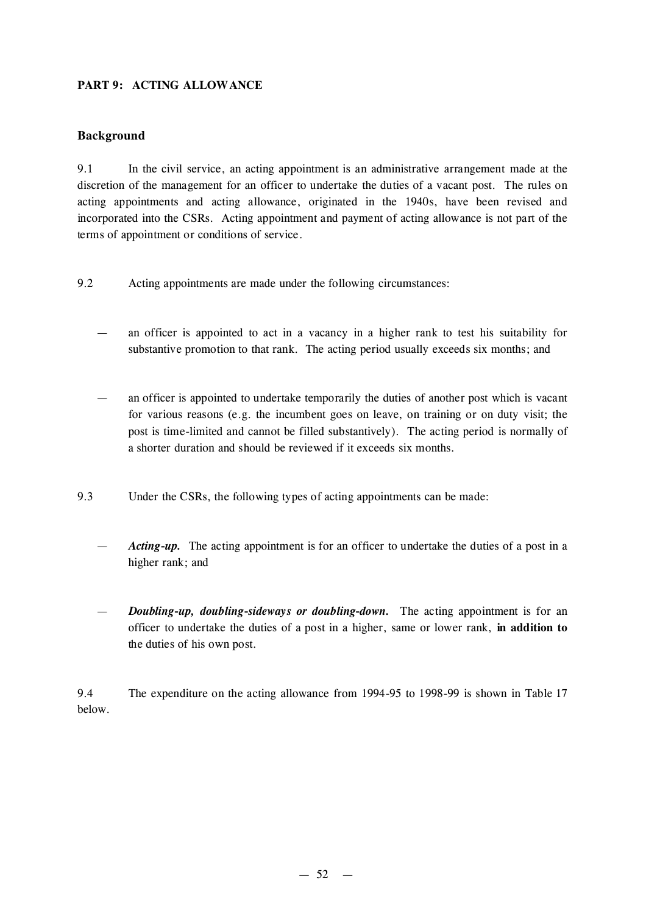## PART 9: ACTING ALLOWANCE

### Background

9.1 In the civil service, an acting appointment is an administrative arrangement made at the discretion of the management for an officer to undertake the duties of a vacant post. The rules on acting appointments and acting allowance, originated in the 1940s, have been revised and incorporated into the CSRs. Acting appointment and payment of acting allowance is not part of the terms of appointment or conditions of service.

9.2 Acting appointments are made under the following circumstances:

— an officer is appointed to act in a vacancy in a higher rank to test his suitability for substantive promotion to that rank. The acting period usually exceeds six months; and

— an officer is appointed to undertake temporarily the duties of another post which is vacant for various reasons (e.g. the incumbent goes on leave, on training or on duty visit; the post is time-limited and cannot be filled substantively). The acting period is normally of a shorter duration and should be reviewed if it exceeds six months.

9.3 Under the CSRs, the following types of acting appointments can be made:

— ***Acting-up.*** The acting appointment is for an officer to undertake the duties of a post in a higher rank; and

— ***Doubling-up, doubling-sideways or doubling-down.*** The acting appointment is for an officer to undertake the duties of a post in a higher, same or lower rank, **in addition to** the duties of his own post.

9.4 The expenditure on the acting allowance from 1994-95 to 1998-99 is shown in Table 17 below.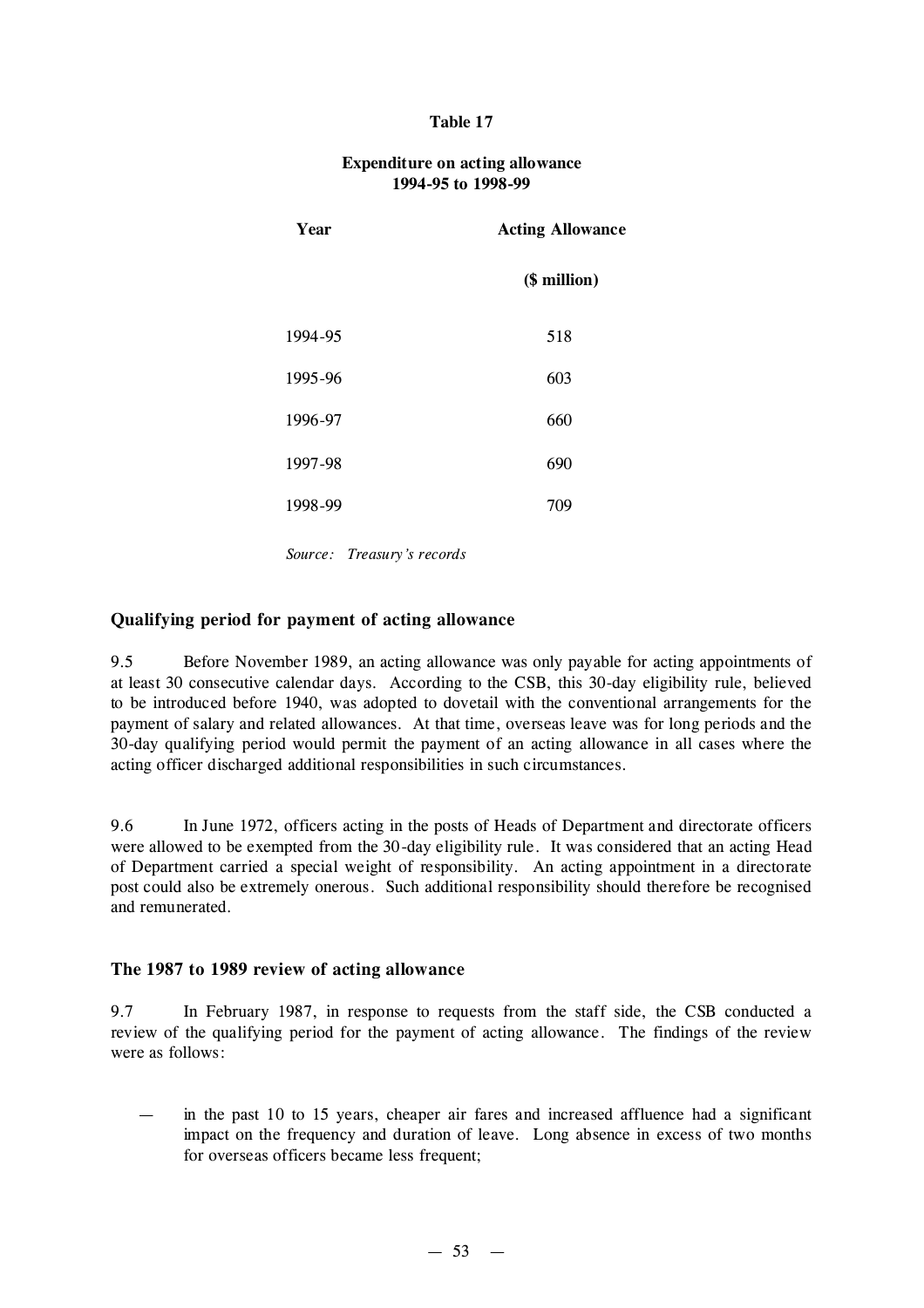**Table 17**

**Expenditure on acting allowance**
**1994-95 to 1998-99**

| Year | Acting Allowance ($ million) |
|---|---|
| 1994-95 | 518 |
| 1995-96 | 603 |
| 1996-97 | 660 |
| 1997-98 | 690 |
| 1998-99 | 709 |

*Source: Treasury's records*

### Qualifying period for payment of acting allowance

9.5 Before November 1989, an acting allowance was only payable for acting appointments of at least 30 consecutive calendar days. According to the CSB, this 30-day eligibility rule, believed to be introduced before 1940, was adopted to dovetail with the conventional arrangements for the payment of salary and related allowances. At that time, overseas leave was for long periods and the 30-day qualifying period would permit the payment of an acting allowance in all cases where the acting officer discharged additional responsibilities in such circumstances.

9.6 In June 1972, officers acting in the posts of Heads of Department and directorate officers were allowed to be exempted from the 30-day eligibility rule. It was considered that an acting Head of Department carried a special weight of responsibility. An acting appointment in a directorate post could also be extremely onerous. Such additional responsibility should therefore be recognised and remunerated.

### The 1987 to 1989 review of acting allowance

9.7 In February 1987, in response to requests from the staff side, the CSB conducted a review of the qualifying period for the payment of acting allowance. The findings of the review were as follows:

— in the past 10 to 15 years, cheaper air fares and increased affluence had a significant impact on the frequency and duration of leave. Long absence in excess of two months for overseas officers became less frequent;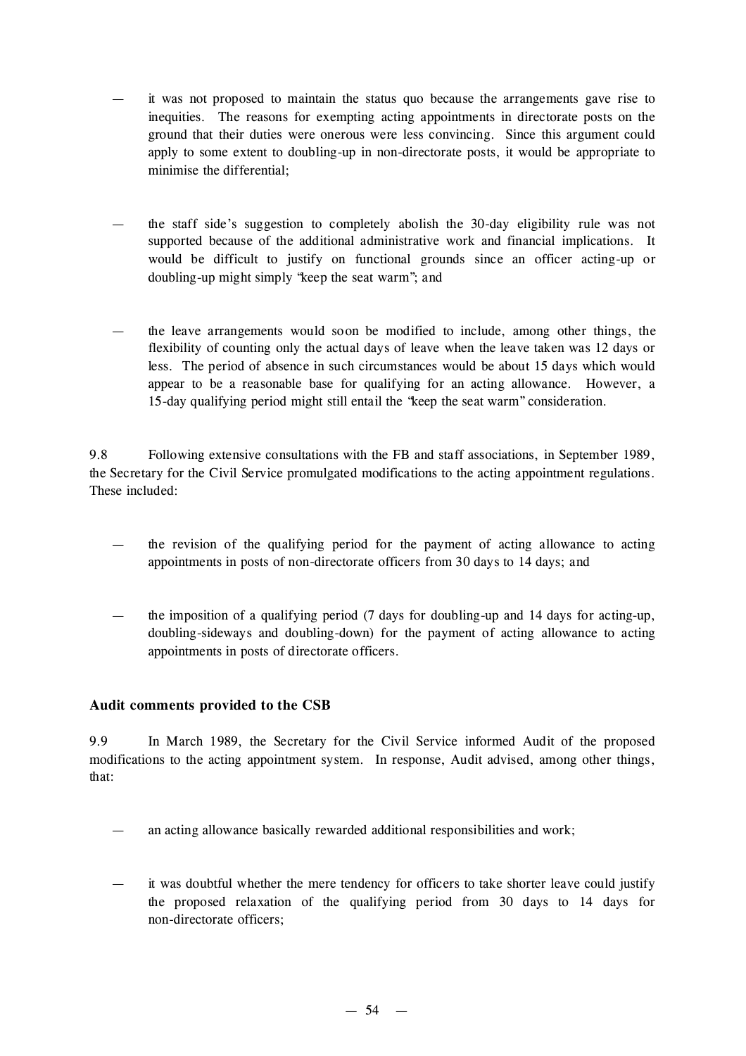— it was not proposed to maintain the status quo because the arrangements gave rise to inequities. The reasons for exempting acting appointments in directorate posts on the ground that their duties were onerous were less convincing. Since this argument could apply to some extent to doubling-up in non-directorate posts, it would be appropriate to minimise the differential;

— the staff side's suggestion to completely abolish the 30-day eligibility rule was not supported because of the additional administrative work and financial implications. It would be difficult to justify on functional grounds since an officer acting-up or doubling-up might simply "keep the seat warm"; and

— the leave arrangements would soon be modified to include, among other things, the flexibility of counting only the actual days of leave when the leave taken was 12 days or less. The period of absence in such circumstances would be about 15 days which would appear to be a reasonable base for qualifying for an acting allowance. However, a 15-day qualifying period might still entail the "keep the seat warm" consideration.

9.8 Following extensive consultations with the FB and staff associations, in September 1989, the Secretary for the Civil Service promulgated modifications to the acting appointment regulations. These included:

— the revision of the qualifying period for the payment of acting allowance to acting appointments in posts of non-directorate officers from 30 days to 14 days; and

— the imposition of a qualifying period (7 days for doubling-up and 14 days for acting-up, doubling-sideways and doubling-down) for the payment of acting allowance to acting appointments in posts of directorate officers.

### Audit comments provided to the CSB

9.9 In March 1989, the Secretary for the Civil Service informed Audit of the proposed modifications to the acting appointment system. In response, Audit advised, among other things, that:

— an acting allowance basically rewarded additional responsibilities and work;

— it was doubtful whether the mere tendency for officers to take shorter leave could justify the proposed relaxation of the qualifying period from 30 days to 14 days for non-directorate officers;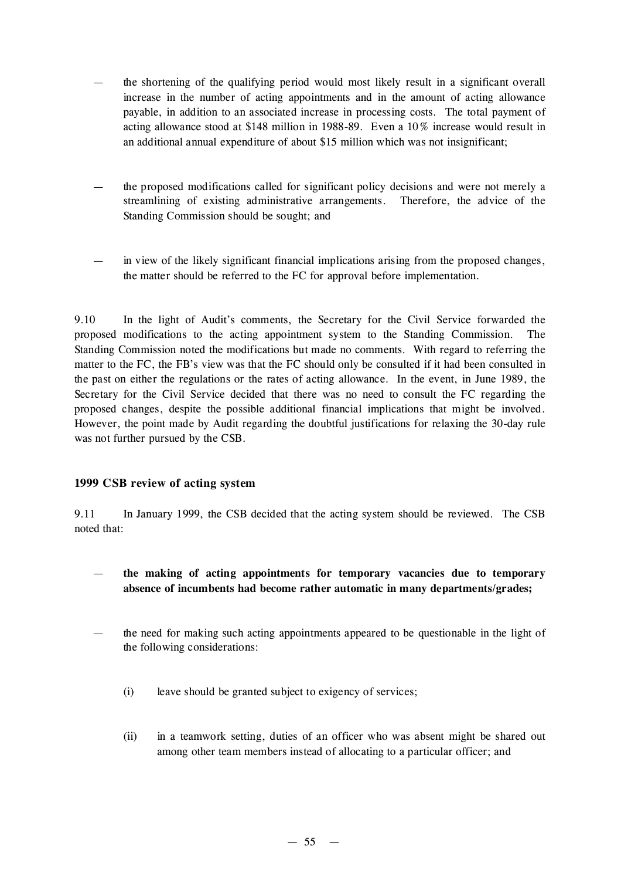- the shortening of the qualifying period would most likely result in a significant overall increase in the number of acting appointments and in the amount of acting allowance payable, in addition to an associated increase in processing costs. The total payment of acting allowance stood at $148 million in 1988-89. Even a 10% increase would result in an additional annual expenditure of about $15 million which was not insignificant;

- the proposed modifications called for significant policy decisions and were not merely a streamlining of existing administrative arrangements. Therefore, the advice of the Standing Commission should be sought; and

- in view of the likely significant financial implications arising from the proposed changes, the matter should be referred to the FC for approval before implementation.

9.10 In the light of Audit's comments, the Secretary for the Civil Service forwarded the proposed modifications to the acting appointment system to the Standing Commission. The Standing Commission noted the modifications but made no comments. With regard to referring the matter to the FC, the FB's view was that the FC should only be consulted if it had been consulted in the past on either the regulations or the rates of acting allowance. In the event, in June 1989, the Secretary for the Civil Service decided that there was no need to consult the FC regarding the proposed changes, despite the possible additional financial implications that might be involved. However, the point made by Audit regarding the doubtful justifications for relaxing the 30-day rule was not further pursued by the CSB.

### 1999 CSB review of acting system

9.11 In January 1999, the CSB decided that the acting system should be reviewed. The CSB noted that:

- **the making of acting appointments for temporary vacancies due to temporary absence of incumbents had become rather automatic in many departments/grades;**

- the need for making such acting appointments appeared to be questionable in the light of the following considerations:

  (i) leave should be granted subject to exigency of services;

  (ii) in a teamwork setting, duties of an officer who was absent might be shared out among other team members instead of allocating to a particular officer; and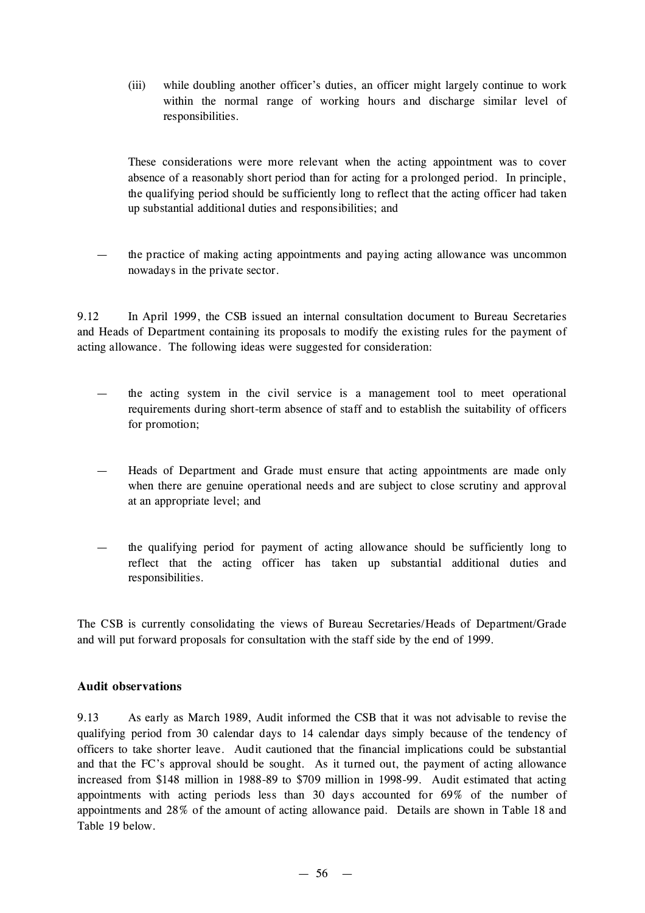(iii) while doubling another officer's duties, an officer might largely continue to work within the normal range of working hours and discharge similar level of responsibilities.

These considerations were more relevant when the acting appointment was to cover absence of a reasonably short period than for acting for a prolonged period. In principle, the qualifying period should be sufficiently long to reflect that the acting officer had taken up substantial additional duties and responsibilities; and

— the practice of making acting appointments and paying acting allowance was uncommon nowadays in the private sector.

9.12 In April 1999, the CSB issued an internal consultation document to Bureau Secretaries and Heads of Department containing its proposals to modify the existing rules for the payment of acting allowance. The following ideas were suggested for consideration:

— the acting system in the civil service is a management tool to meet operational requirements during short-term absence of staff and to establish the suitability of officers for promotion;

— Heads of Department and Grade must ensure that acting appointments are made only when there are genuine operational needs and are subject to close scrutiny and approval at an appropriate level; and

— the qualifying period for payment of acting allowance should be sufficiently long to reflect that the acting officer has taken up substantial additional duties and responsibilities.

The CSB is currently consolidating the views of Bureau Secretaries/Heads of Department/Grade and will put forward proposals for consultation with the staff side by the end of 1999.

**Audit observations**

9.13 As early as March 1989, Audit informed the CSB that it was not advisable to revise the qualifying period from 30 calendar days to 14 calendar days simply because of the tendency of officers to take shorter leave. Audit cautioned that the financial implications could be substantial and that the FC's approval should be sought. As it turned out, the payment of acting allowance increased from $148 million in 1988-89 to $709 million in 1998-99. Audit estimated that acting appointments with acting periods less than 30 days accounted for 69% of the number of appointments and 28% of the amount of acting allowance paid. Details are shown in Table 18 and Table 19 below.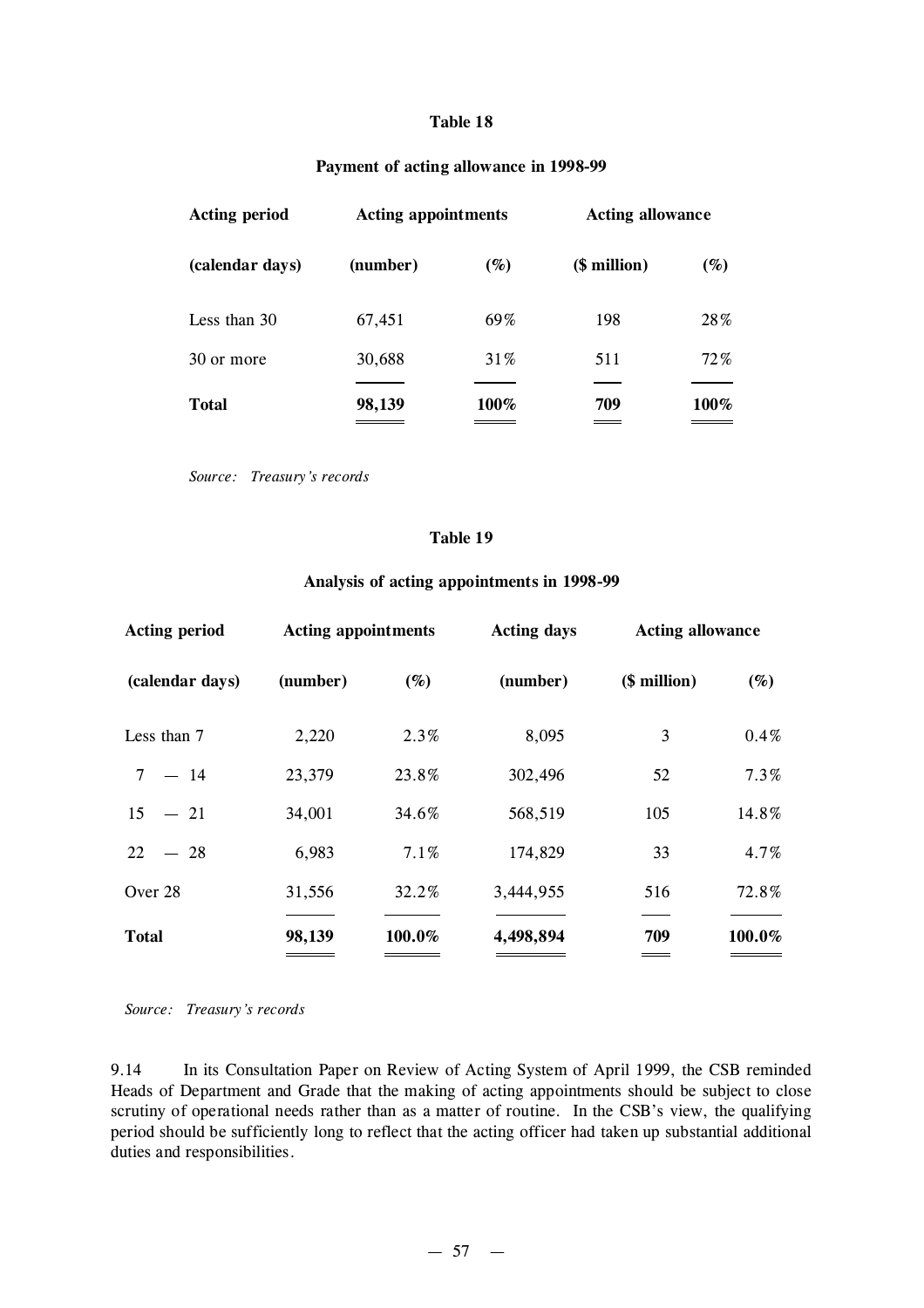**Table 18**

**Payment of acting allowance in 1998-99**

| **Acting period** | **Acting appointments** | | **Acting allowance** | |
|---|---|---|---|---|
| **(calendar days)** | **(number)** | **(%)** | **($ million)** | **(%)** |
| Less than 30 | 67,451 | 69% | 198 | 28% |
| 30 or more | 30,688 | 31% | 511 | 72% |
| **Total** | **98,139** | **100%** | **709** | **100%** |

*Source: Treasury's records*

**Table 19**

**Analysis of acting appointments in 1998-99**

| **Acting period** | **Acting appointments** | | **Acting days** | **Acting allowance** | |
|---|---|---|---|---|---|
| **(calendar days)** | **(number)** | **(%)** | **(number)** | **($ million)** | **(%)** |
| Less than 7 | 2,220 | 2.3% | 8,095 | 3 | 0.4% |
| 7 — 14 | 23,379 | 23.8% | 302,496 | 52 | 7.3% |
| 15 — 21 | 34,001 | 34.6% | 568,519 | 105 | 14.8% |
| 22 — 28 | 6,983 | 7.1% | 174,829 | 33 | 4.7% |
| Over 28 | 31,556 | 32.2% | 3,444,955 | 516 | 72.8% |
| **Total** | **98,139** | **100.0%** | **4,498,894** | **709** | **100.0%** |

*Source: Treasury's records*

9.14 In its Consultation Paper on Review of Acting System of April 1999, the CSB reminded Heads of Department and Grade that the making of acting appointments should be subject to close scrutiny of operational needs rather than as a matter of routine. In the CSB's view, the qualifying period should be sufficiently long to reflect that the acting officer had taken up substantial additional duties and responsibilities.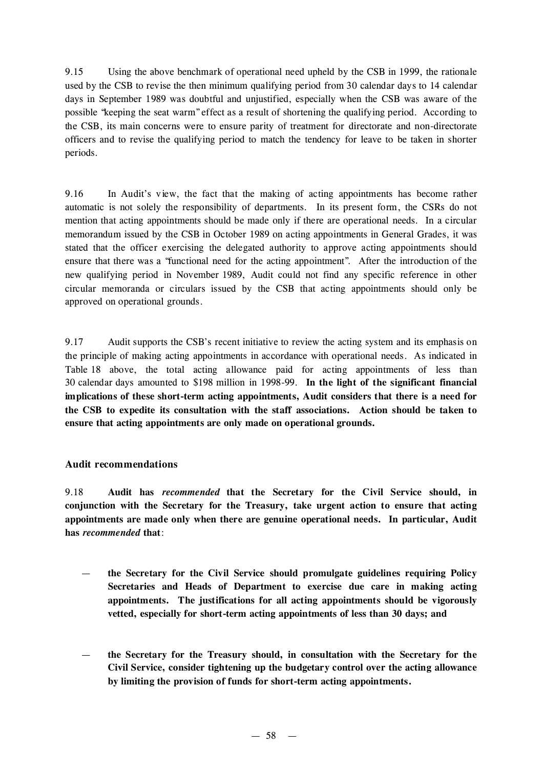9.15 Using the above benchmark of operational need upheld by the CSB in 1999, the rationale used by the CSB to revise the then minimum qualifying period from 30 calendar days to 14 calendar days in September 1989 was doubtful and unjustified, especially when the CSB was aware of the possible "keeping the seat warm" effect as a result of shortening the qualifying period. According to the CSB, its main concerns were to ensure parity of treatment for directorate and non-directorate officers and to revise the qualifying period to match the tendency for leave to be taken in shorter periods.

9.16 In Audit's view, the fact that the making of acting appointments has become rather automatic is not solely the responsibility of departments. In its present form, the CSRs do not mention that acting appointments should be made only if there are operational needs. In a circular memorandum issued by the CSB in October 1989 on acting appointments in General Grades, it was stated that the officer exercising the delegated authority to approve acting appointments should ensure that there was a "functional need for the acting appointment". After the introduction of the new qualifying period in November 1989, Audit could not find any specific reference in other circular memoranda or circulars issued by the CSB that acting appointments should only be approved on operational grounds.

9.17 Audit supports the CSB's recent initiative to review the acting system and its emphasis on the principle of making acting appointments in accordance with operational needs. As indicated in Table 18 above, the total acting allowance paid for acting appointments of less than 30 calendar days amounted to $198 million in 1998-99. **In the light of the significant financial implications of these short-term acting appointments, Audit considers that there is a need for the CSB to expedite its consultation with the staff associations. Action should be taken to ensure that acting appointments are only made on operational grounds.**

### Audit recommendations

9.18 **Audit has *recommended* that the Secretary for the Civil Service should, in conjunction with the Secretary for the Treasury, take urgent action to ensure that acting appointments are made only when there are genuine operational needs. In particular, Audit has *recommended* that**:

— **the Secretary for the Civil Service should promulgate guidelines requiring Policy Secretaries and Heads of Department to exercise due care in making acting appointments. The justifications for all acting appointments should be vigorously vetted, especially for short-term acting appointments of less than 30 days; and**

— **the Secretary for the Treasury should, in consultation with the Secretary for the Civil Service, consider tightening up the budgetary control over the acting allowance by limiting the provision of funds for short-term acting appointments.**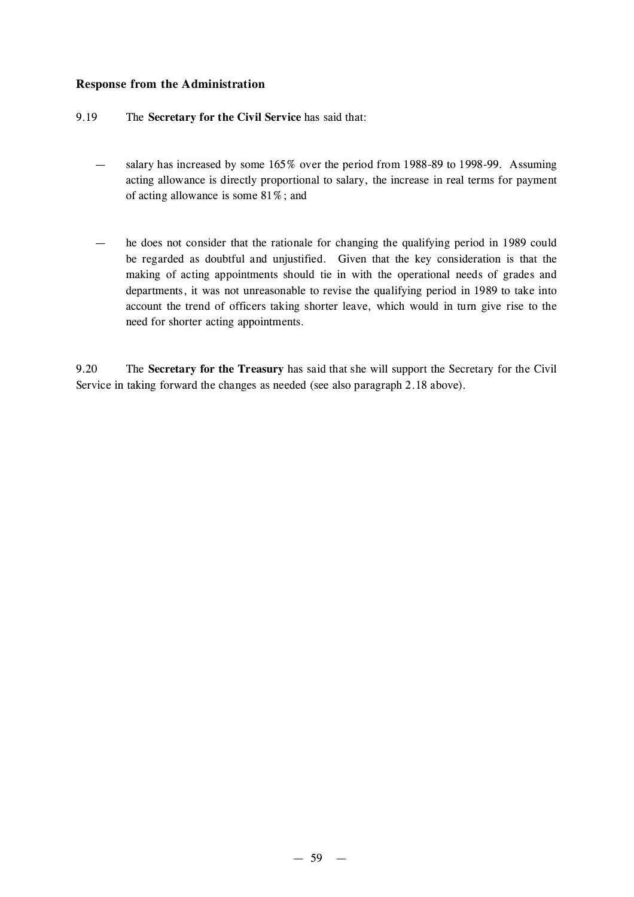### Response from the Administration

9.19 The **Secretary for the Civil Service** has said that:

— salary has increased by some 165% over the period from 1988-89 to 1998-99. Assuming acting allowance is directly proportional to salary, the increase in real terms for payment of acting allowance is some 81%; and

— he does not consider that the rationale for changing the qualifying period in 1989 could be regarded as doubtful and unjustified. Given that the key consideration is that the making of acting appointments should tie in with the operational needs of grades and departments, it was not unreasonable to revise the qualifying period in 1989 to take into account the trend of officers taking shorter leave, which would in turn give rise to the need for shorter acting appointments.

9.20 The **Secretary for the Treasury** has said that she will support the Secretary for the Civil Service in taking forward the changes as needed (see also paragraph 2.18 above).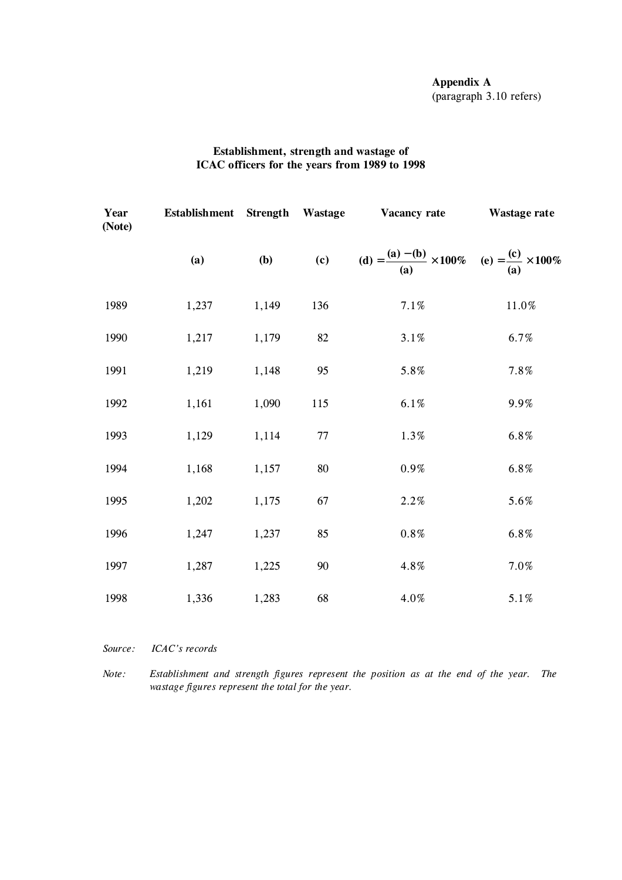**Appendix A**
(paragraph 3.10 refers)

**Establishment, strength and wastage of ICAC officers for the years from 1989 to 1998**

| **Year (Note)** | **Establishment** | **Strength** | **Wastage** | **Vacancy rate** | **Wastage rate** |
|---|---|---|---|---|---|
| | **(a)** | **(b)** | **(c)** | $\textbf{(d)} = \frac{\textbf{(a)} - \textbf{(b)}}{\textbf{(a)}} \times 100\%$ | $\textbf{(e)} = \frac{\textbf{(c)}}{\textbf{(a)}} \times 100\%$ |
| 1989 | 1,237 | 1,149 | 136 | 7.1% | 11.0% |
| 1990 | 1,217 | 1,179 | 82 | 3.1% | 6.7% |
| 1991 | 1,219 | 1,148 | 95 | 5.8% | 7.8% |
| 1992 | 1,161 | 1,090 | 115 | 6.1% | 9.9% |
| 1993 | 1,129 | 1,114 | 77 | 1.3% | 6.8% |
| 1994 | 1,168 | 1,157 | 80 | 0.9% | 6.8% |
| 1995 | 1,202 | 1,175 | 67 | 2.2% | 5.6% |
| 1996 | 1,247 | 1,237 | 85 | 0.8% | 6.8% |
| 1997 | 1,287 | 1,225 | 90 | 4.8% | 7.0% |
| 1998 | 1,336 | 1,283 | 68 | 4.0% | 5.1% |

*Source:* *ICAC's records*

*Note:* *Establishment and strength figures represent the position as at the end of the year. The wastage figures represent the total for the year.*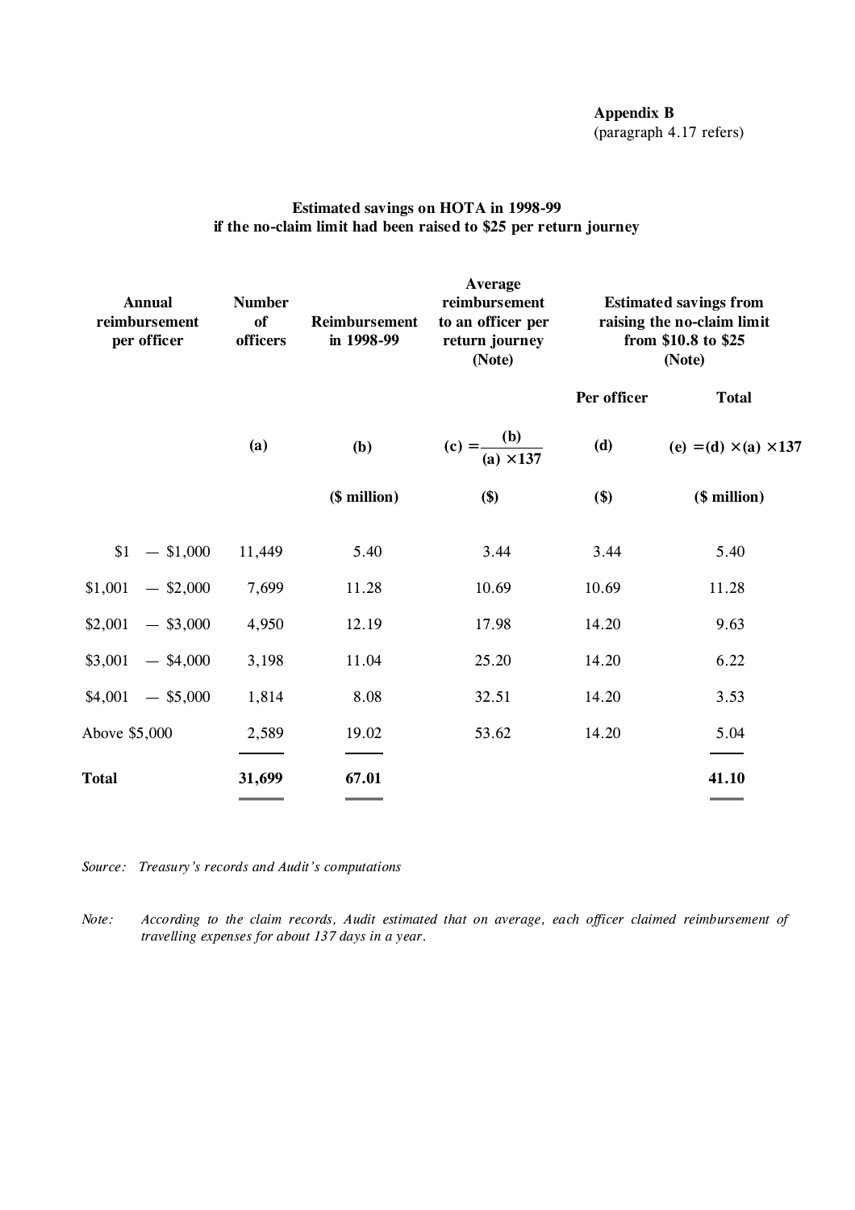**Appendix B**
(paragraph 4.17 refers)

### Estimated savings on HOTA in 1998-99 if the no-claim limit had been raised to $25 per return journey

| Annual reimbursement per officer | Number of officers | Reimbursement in 1998-99 | Average reimbursement to an officer per return journey (Note) | Estimated savings from raising the no-claim limit from $10.8 to $25 (Note) | |
|---|---|---|---|---|---|
| | | | | Per officer | Total |
| | (a) | (b) | (c) = $\frac{(b)}{(a) \times 137}$ | (d) | (e) = (d) × (a) × 137 |
| | | ($ million) | ($) | ($) | ($ million) |
| $1 — $1,000 | 11,449 | 5.40 | 3.44 | 3.44 | 5.40 |
| $1,001 — $2,000 | 7,699 | 11.28 | 10.69 | 10.69 | 11.28 |
| $2,001 — $3,000 | 4,950 | 12.19 | 17.98 | 14.20 | 9.63 |
| $3,001 — $4,000 | 3,198 | 11.04 | 25.20 | 14.20 | 6.22 |
| $4,001 — $5,000 | 1,814 | 8.08 | 32.51 | 14.20 | 3.53 |
| Above $5,000 | 2,589 | 19.02 | 53.62 | 14.20 | 5.04 |
| **Total** | **31,699** | **67.01** | | | **41.10** |

*Source: Treasury's records and Audit's computations*

*Note: According to the claim records, Audit estimated that on average, each officer claimed reimbursement of travelling expenses for about 137 days in a year.*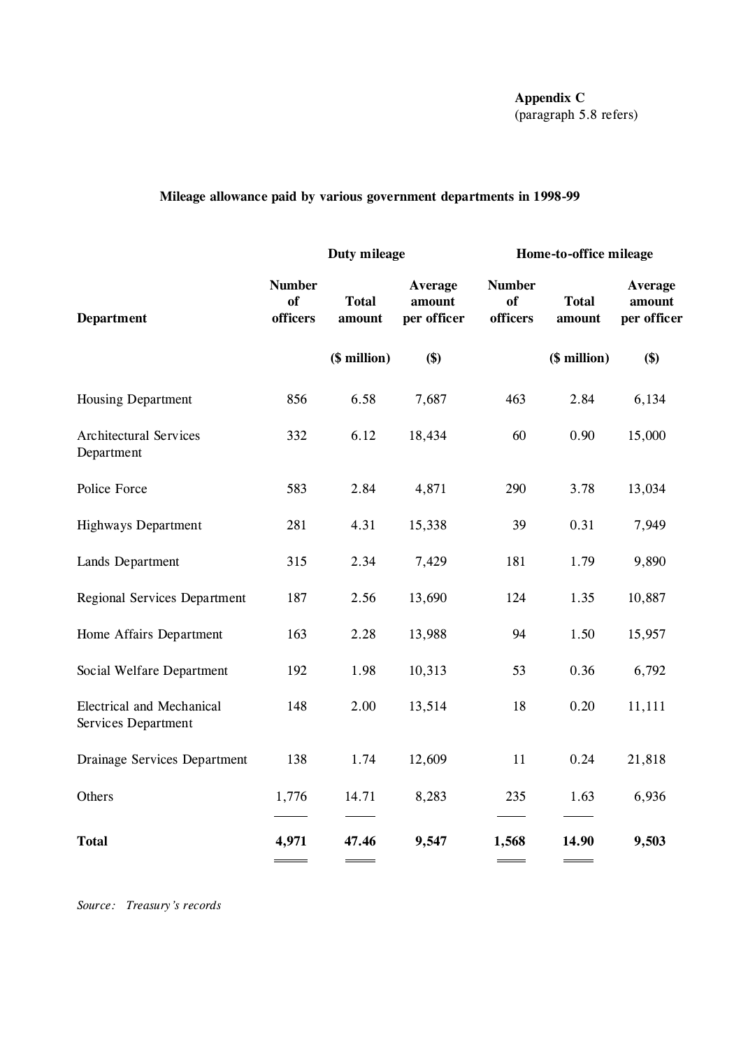**Appendix C**
(paragraph 5.8 refers)

**Mileage allowance paid by various government departments in 1998-99**

| | Duty mileage | | | Home-to-office mileage | | |
|---|---|---|---|---|---|---|
| **Department** | **Number of officers** | **Total amount** | **Average amount per officer** | **Number of officers** | **Total amount** | **Average amount per officer** |
| | | **($ million)** | **($)** | | **($ million)** | **($)** |
| Housing Department | 856 | 6.58 | 7,687 | 463 | 2.84 | 6,134 |
| Architectural Services Department | 332 | 6.12 | 18,434 | 60 | 0.90 | 15,000 |
| Police Force | 583 | 2.84 | 4,871 | 290 | 3.78 | 13,034 |
| Highways Department | 281 | 4.31 | 15,338 | 39 | 0.31 | 7,949 |
| Lands Department | 315 | 2.34 | 7,429 | 181 | 1.79 | 9,890 |
| Regional Services Department | 187 | 2.56 | 13,690 | 124 | 1.35 | 10,887 |
| Home Affairs Department | 163 | 2.28 | 13,988 | 94 | 1.50 | 15,957 |
| Social Welfare Department | 192 | 1.98 | 10,313 | 53 | 0.36 | 6,792 |
| Electrical and Mechanical Services Department | 148 | 2.00 | 13,514 | 18 | 0.20 | 11,111 |
| Drainage Services Department | 138 | 1.74 | 12,609 | 11 | 0.24 | 21,818 |
| Others | 1,776 | 14.71 | 8,283 | 235 | 1.63 | 6,936 |
| **Total** | **4,971** | **47.46** | **9,547** | **1,568** | **14.90** | **9,503** |

*Source: Treasury's records*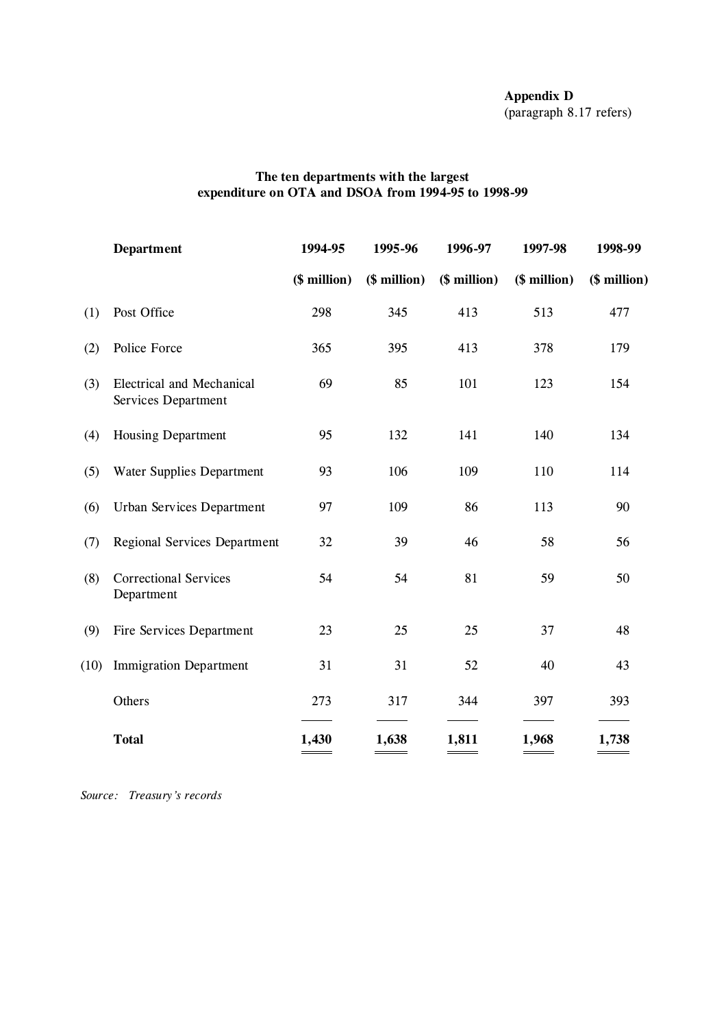**Appendix D**
(paragraph 8.17 refers)

**The ten departments with the largest expenditure on OTA and DSOA from 1994-95 to 1998-99**

| | **Department** | **1994-95** | **1995-96** | **1996-97** | **1997-98** | **1998-99** |
|---|---|---|---|---|---|---|
| | | **($ million)** | **($ million)** | **($ million)** | **($ million)** | **($ million)** |
| (1) | Post Office | 298 | 345 | 413 | 513 | 477 |
| (2) | Police Force | 365 | 395 | 413 | 378 | 179 |
| (3) | Electrical and Mechanical Services Department | 69 | 85 | 101 | 123 | 154 |
| (4) | Housing Department | 95 | 132 | 141 | 140 | 134 |
| (5) | Water Supplies Department | 93 | 106 | 109 | 110 | 114 |
| (6) | Urban Services Department | 97 | 109 | 86 | 113 | 90 |
| (7) | Regional Services Department | 32 | 39 | 46 | 58 | 56 |
| (8) | Correctional Services Department | 54 | 54 | 81 | 59 | 50 |
| (9) | Fire Services Department | 23 | 25 | 25 | 37 | 48 |
| (10) | Immigration Department | 31 | 31 | 52 | 40 | 43 |
| | Others | 273 | 317 | 344 | 397 | 393 |
| | **Total** | **1,430** | **1,638** | **1,811** | **1,968** | **1,738** |

*Source: Treasury's records*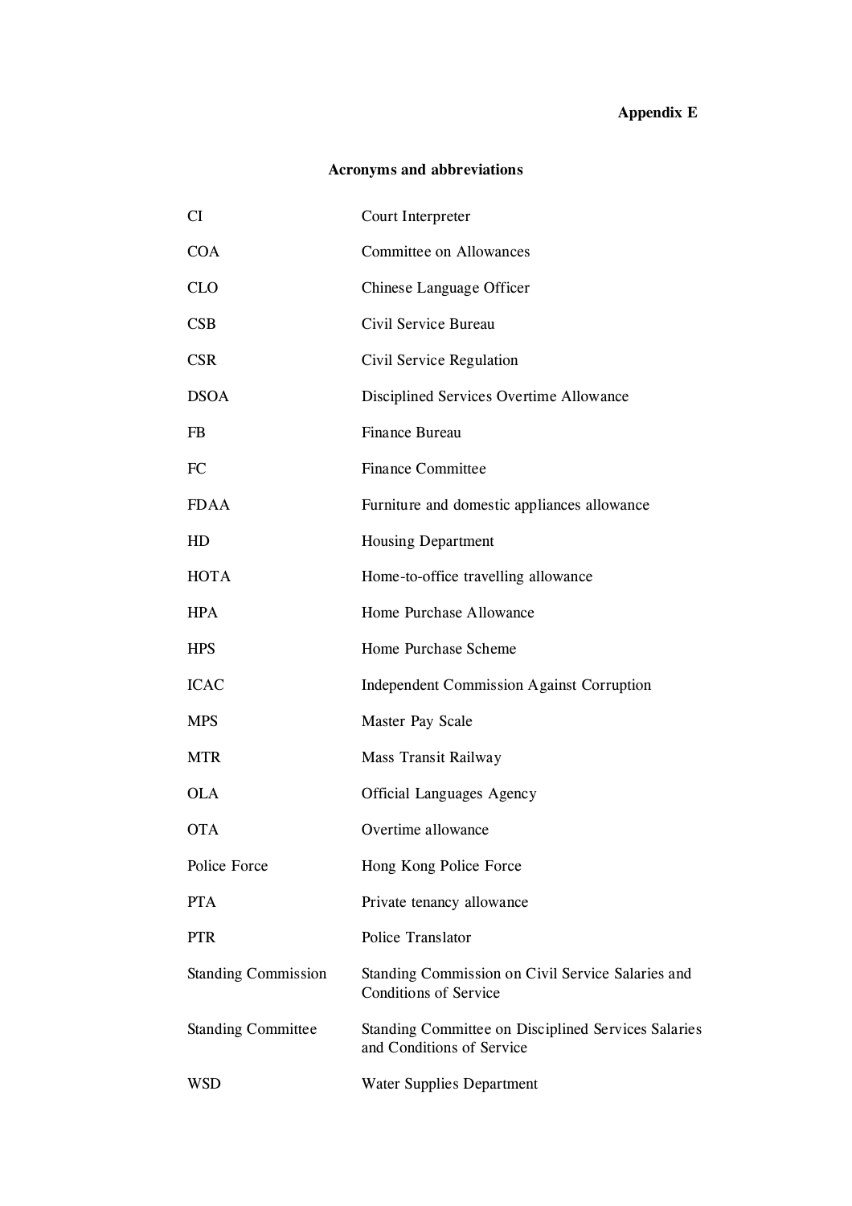**Appendix E**

**Acronyms and abbreviations**

| | |
|---|---|
| CI | Court Interpreter |
| COA | Committee on Allowances |
| CLO | Chinese Language Officer |
| CSB | Civil Service Bureau |
| CSR | Civil Service Regulation |
| DSOA | Disciplined Services Overtime Allowance |
| FB | Finance Bureau |
| FC | Finance Committee |
| FDAA | Furniture and domestic appliances allowance |
| HD | Housing Department |
| HOTA | Home-to-office travelling allowance |
| HPA | Home Purchase Allowance |
| HPS | Home Purchase Scheme |
| ICAC | Independent Commission Against Corruption |
| MPS | Master Pay Scale |
| MTR | Mass Transit Railway |
| OLA | Official Languages Agency |
| OTA | Overtime allowance |
| Police Force | Hong Kong Police Force |
| PTA | Private tenancy allowance |
| PTR | Police Translator |
| Standing Commission | Standing Commission on Civil Service Salaries and Conditions of Service |
| Standing Committee | Standing Committee on Disciplined Services Salaries and Conditions of Service |
| WSD | Water Supplies Department |